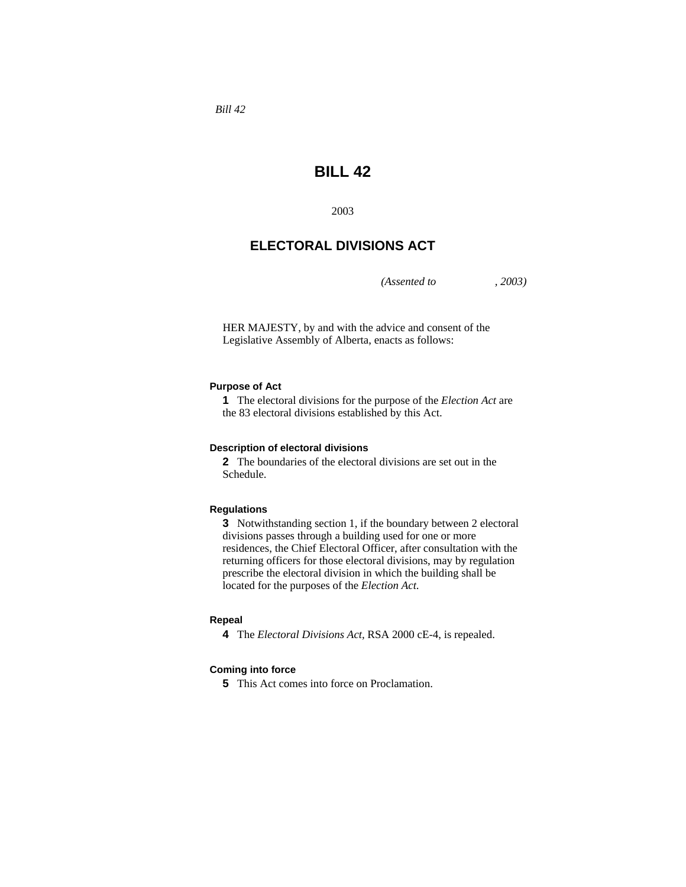*Bill 42*

# BILL 42

2003

## ELECTORAL DIVISIONS ACT

*(Assented to , 2003)*

HER MAJESTY, by and with the advice and consent of the Legislative Assembly of Alberta, enacts as follows:

#### Purpose of Act

**1** The electoral divisions for the purpose of the *Election Act* are the 83 electoral divisions established by this Act.

#### Description of electoral divisions

**2** The boundaries of the electoral divisions are set out in the Schedule.

#### Regulations

**3** Notwithstanding section 1, if the boundary between 2 electoral divisions passes through a building used for one or more residences, the Chief Electoral Officer, after consultation with the returning officers for those electoral divisions, may by regulation prescribe the electoral division in which the building shall be located for the purposes of the *Election Act.*

#### Repeal

**4** The *Electoral Divisions Act*, RSA 2000 cE-4, is repealed.

#### Coming into force

**5** This Act comes into force on Proclamation.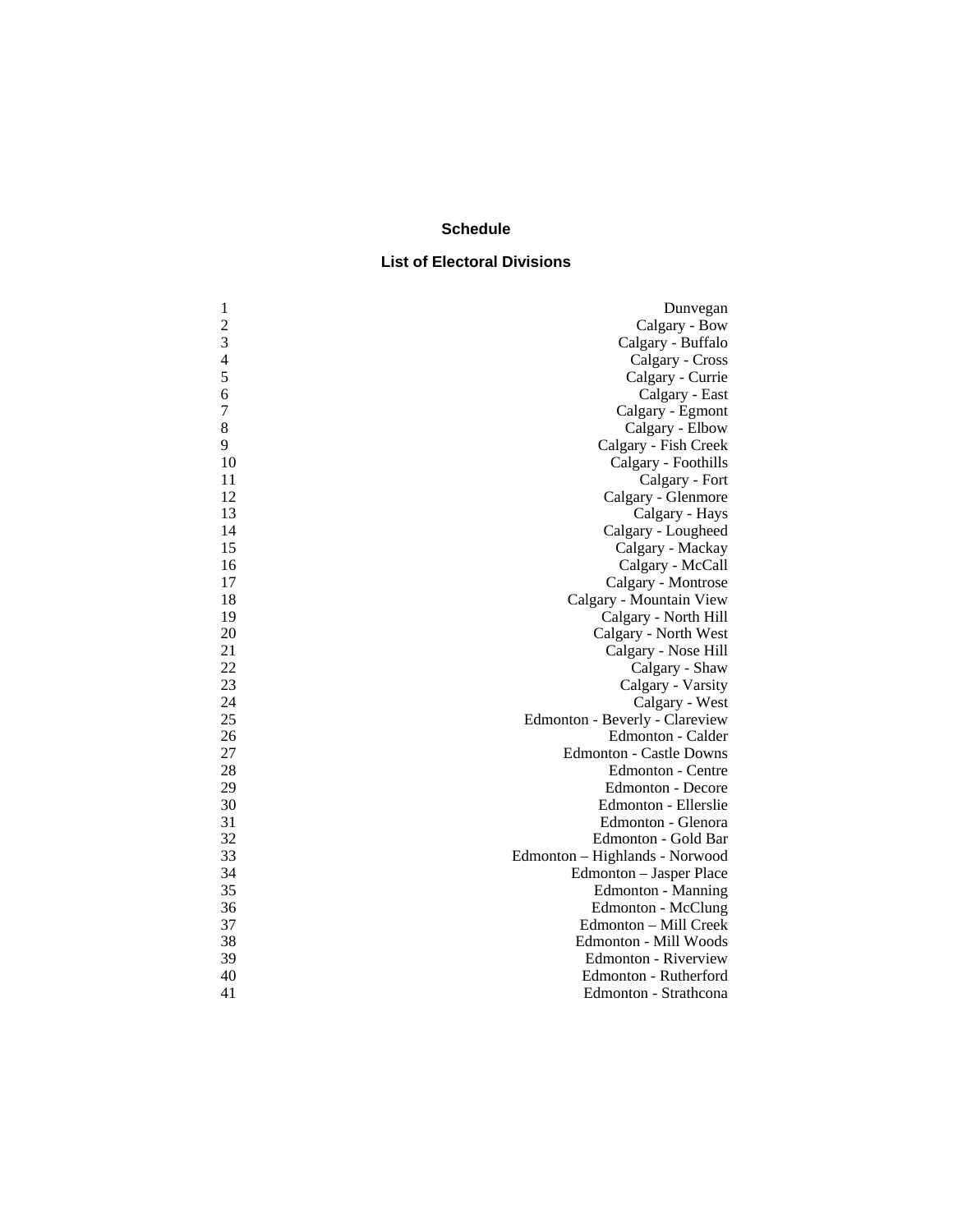## Schedule

## List of Electoral Divisions

| | |
|---|---|
| 1 | Dunvegan |
| 2 | Calgary - Bow |
| 3 | Calgary - Buffalo |
| 4 | Calgary - Cross |
| 5 | Calgary - Currie |
| 6 | Calgary - East |
| 7 | Calgary - Egmont |
| 8 | Calgary - Elbow |
| 9 | Calgary - Fish Creek |
| 10 | Calgary - Foothills |
| 11 | Calgary - Fort |
| 12 | Calgary - Glenmore |
| 13 | Calgary - Hays |
| 14 | Calgary - Lougheed |
| 15 | Calgary - Mackay |
| 16 | Calgary - McCall |
| 17 | Calgary - Montrose |
| 18 | Calgary - Mountain View |
| 19 | Calgary - North Hill |
| 20 | Calgary - North West |
| 21 | Calgary - Nose Hill |
| 22 | Calgary - Shaw |
| 23 | Calgary - Varsity |
| 24 | Calgary - West |
| 25 | Edmonton - Beverly - Clareview |
| 26 | Edmonton - Calder |
| 27 | Edmonton - Castle Downs |
| 28 | Edmonton - Centre |
| 29 | Edmonton - Decore |
| 30 | Edmonton - Ellerslie |
| 31 | Edmonton - Glenora |
| 32 | Edmonton - Gold Bar |
| 33 | Edmonton – Highlands - Norwood |
| 34 | Edmonton – Jasper Place |
| 35 | Edmonton - Manning |
| 36 | Edmonton - McClung |
| 37 | Edmonton – Mill Creek |
| 38 | Edmonton - Mill Woods |
| 39 | Edmonton - Riverview |
| 40 | Edmonton - Rutherford |
| 41 | Edmonton - Strathcona |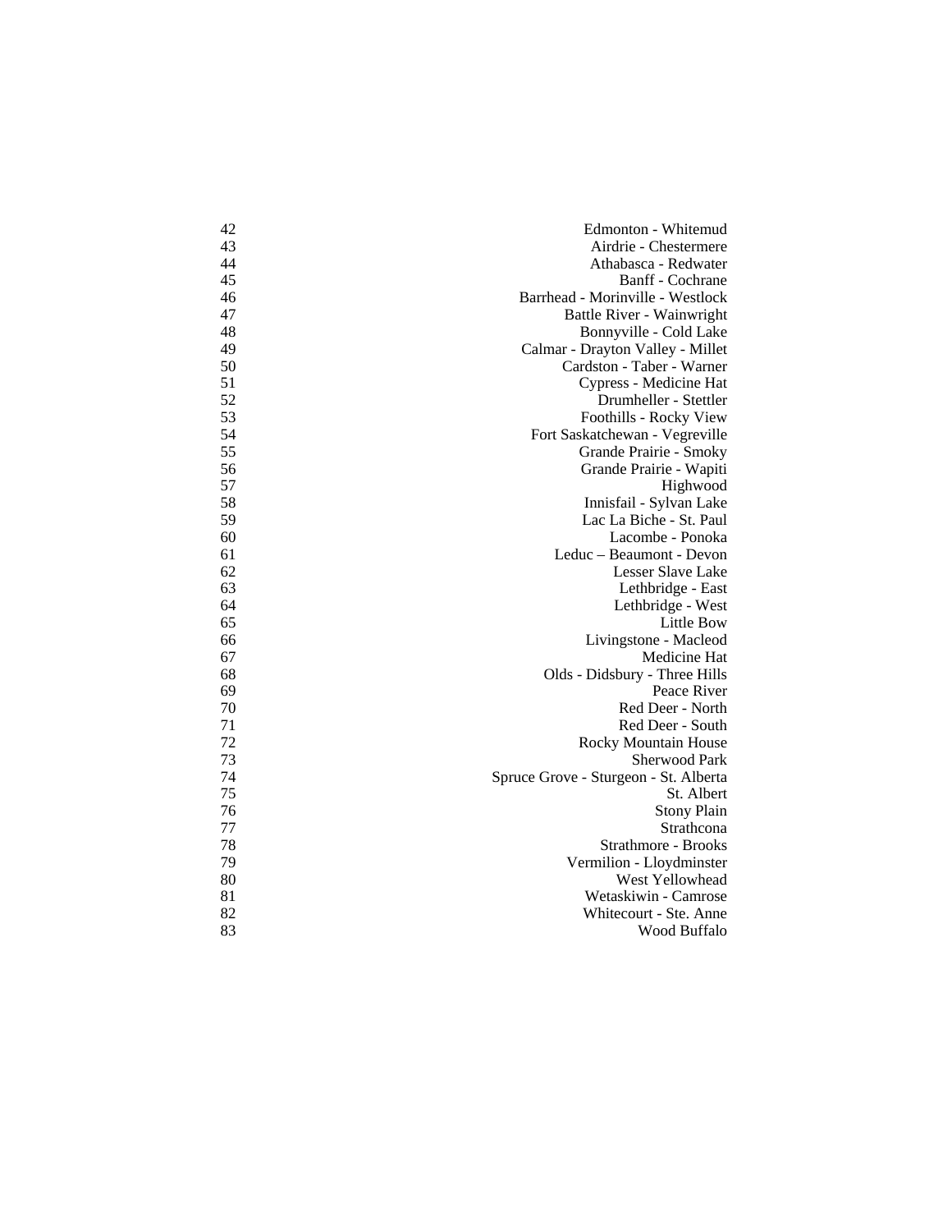| | |
|---|---|
| 42 | Edmonton - Whitemud |
| 43 | Airdrie - Chestermere |
| 44 | Athabasca - Redwater |
| 45 | Banff - Cochrane |
| 46 | Barrhead - Morinville - Westlock |
| 47 | Battle River - Wainwright |
| 48 | Bonnyville - Cold Lake |
| 49 | Calmar - Drayton Valley - Millet |
| 50 | Cardston - Taber - Warner |
| 51 | Cypress - Medicine Hat |
| 52 | Drumheller - Stettler |
| 53 | Foothills - Rocky View |
| 54 | Fort Saskatchewan - Vegreville |
| 55 | Grande Prairie - Smoky |
| 56 | Grande Prairie - Wapiti |
| 57 | Highwood |
| 58 | Innisfail - Sylvan Lake |
| 59 | Lac La Biche - St. Paul |
| 60 | Lacombe - Ponoka |
| 61 | Leduc – Beaumont - Devon |
| 62 | Lesser Slave Lake |
| 63 | Lethbridge - East |
| 64 | Lethbridge - West |
| 65 | Little Bow |
| 66 | Livingstone - Macleod |
| 67 | Medicine Hat |
| 68 | Olds - Didsbury - Three Hills |
| 69 | Peace River |
| 70 | Red Deer - North |
| 71 | Red Deer - South |
| 72 | Rocky Mountain House |
| 73 | Sherwood Park |
| 74 | Spruce Grove - Sturgeon - St. Alberta |
| 75 | St. Albert |
| 76 | Stony Plain |
| 77 | Strathcona |
| 78 | Strathmore - Brooks |
| 79 | Vermilion - Lloydminster |
| 80 | West Yellowhead |
| 81 | Wetaskiwin - Camrose |
| 82 | Whitecourt - Ste. Anne |
| 83 | Wood Buffalo |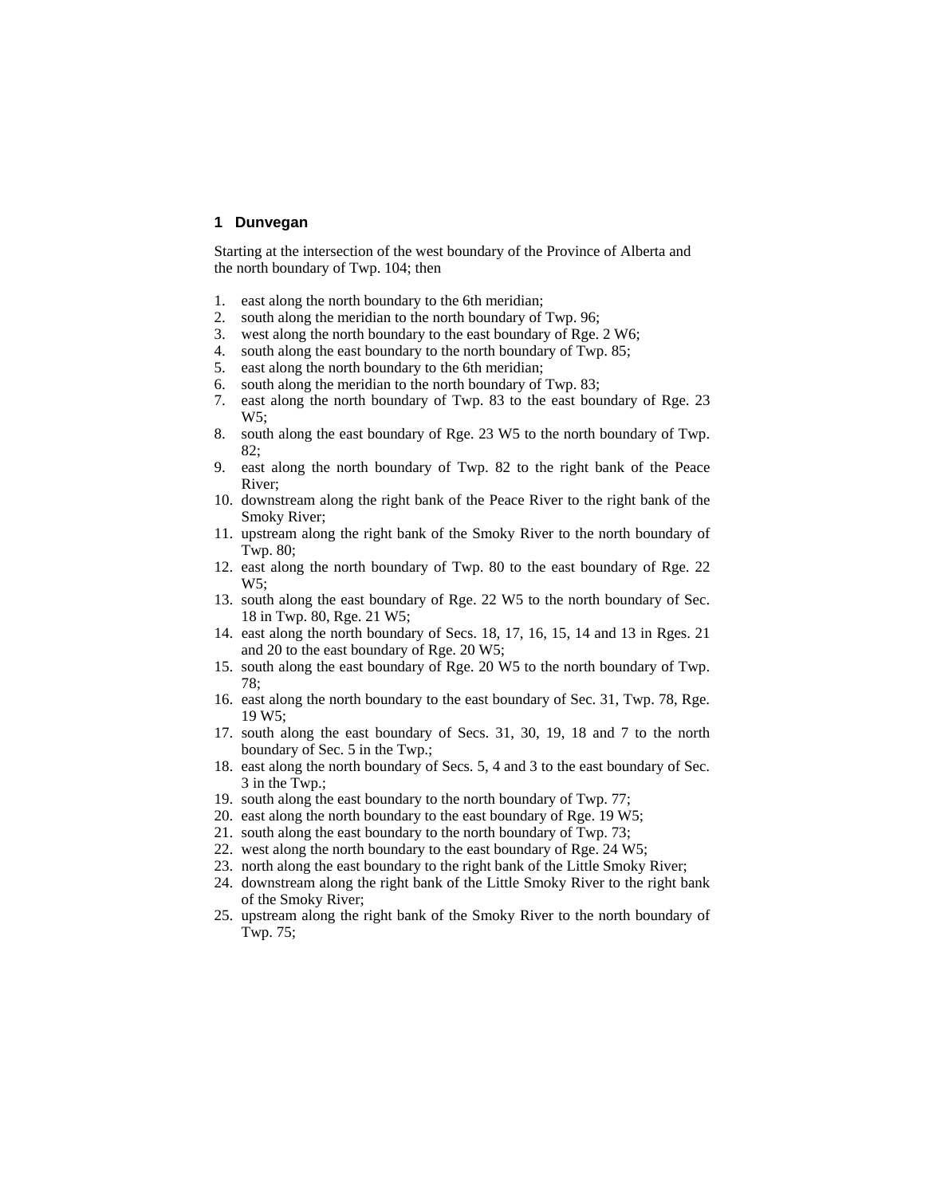## 1 Dunvegan

Starting at the intersection of the west boundary of the Province of Alberta and the north boundary of Twp. 104; then

1. east along the north boundary to the 6th meridian;
2. south along the meridian to the north boundary of Twp. 96;
3. west along the north boundary to the east boundary of Rge. 2 W6;
4. south along the east boundary to the north boundary of Twp. 85;
5. east along the north boundary to the 6th meridian;
6. south along the meridian to the north boundary of Twp. 83;
7. east along the north boundary of Twp. 83 to the east boundary of Rge. 23 W5;
8. south along the east boundary of Rge. 23 W5 to the north boundary of Twp. 82;
9. east along the north boundary of Twp. 82 to the right bank of the Peace River;
10. downstream along the right bank of the Peace River to the right bank of the Smoky River;
11. upstream along the right bank of the Smoky River to the north boundary of Twp. 80;
12. east along the north boundary of Twp. 80 to the east boundary of Rge. 22 W5;
13. south along the east boundary of Rge. 22 W5 to the north boundary of Sec. 18 in Twp. 80, Rge. 21 W5;
14. east along the north boundary of Secs. 18, 17, 16, 15, 14 and 13 in Rges. 21 and 20 to the east boundary of Rge. 20 W5;
15. south along the east boundary of Rge. 20 W5 to the north boundary of Twp. 78;
16. east along the north boundary to the east boundary of Sec. 31, Twp. 78, Rge. 19 W5;
17. south along the east boundary of Secs. 31, 30, 19, 18 and 7 to the north boundary of Sec. 5 in the Twp.;
18. east along the north boundary of Secs. 5, 4 and 3 to the east boundary of Sec. 3 in the Twp.;
19. south along the east boundary to the north boundary of Twp. 77;
20. east along the north boundary to the east boundary of Rge. 19 W5;
21. south along the east boundary to the north boundary of Twp. 73;
22. west along the north boundary to the east boundary of Rge. 24 W5;
23. north along the east boundary to the right bank of the Little Smoky River;
24. downstream along the right bank of the Little Smoky River to the right bank of the Smoky River;
25. upstream along the right bank of the Smoky River to the north boundary of Twp. 75;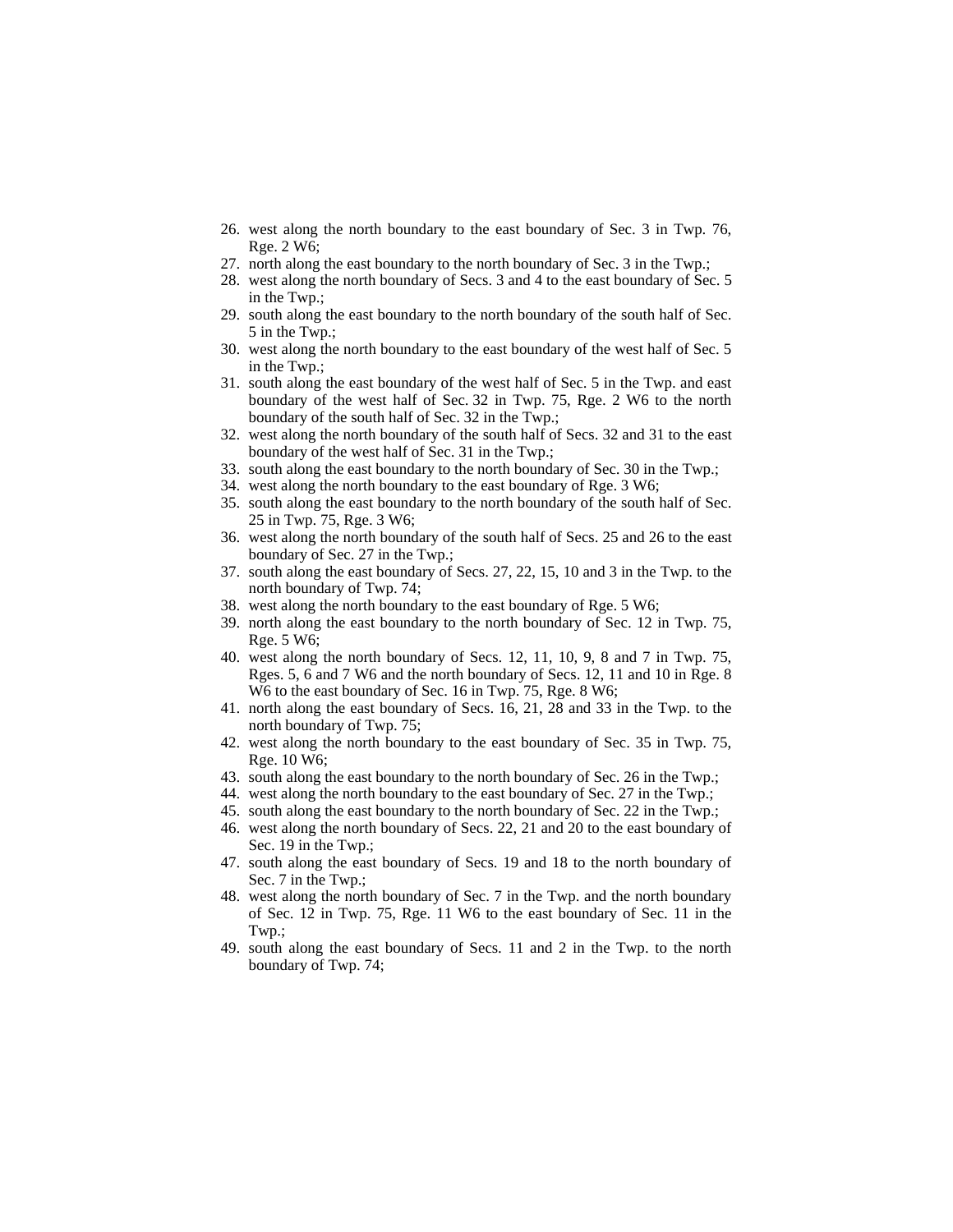26. west along the north boundary to the east boundary of Sec. 3 in Twp. 76, Rge. 2 W6;
27. north along the east boundary to the north boundary of Sec. 3 in the Twp.;
28. west along the north boundary of Secs. 3 and 4 to the east boundary of Sec. 5 in the Twp.;
29. south along the east boundary to the north boundary of the south half of Sec. 5 in the Twp.;
30. west along the north boundary to the east boundary of the west half of Sec. 5 in the Twp.;
31. south along the east boundary of the west half of Sec. 5 in the Twp. and east boundary of the west half of Sec. 32 in Twp. 75, Rge. 2 W6 to the north boundary of the south half of Sec. 32 in the Twp.;
32. west along the north boundary of the south half of Secs. 32 and 31 to the east boundary of the west half of Sec. 31 in the Twp.;
33. south along the east boundary to the north boundary of Sec. 30 in the Twp.;
34. west along the north boundary to the east boundary of Rge. 3 W6;
35. south along the east boundary to the north boundary of the south half of Sec. 25 in Twp. 75, Rge. 3 W6;
36. west along the north boundary of the south half of Secs. 25 and 26 to the east boundary of Sec. 27 in the Twp.;
37. south along the east boundary of Secs. 27, 22, 15, 10 and 3 in the Twp. to the north boundary of Twp. 74;
38. west along the north boundary to the east boundary of Rge. 5 W6;
39. north along the east boundary to the north boundary of Sec. 12 in Twp. 75, Rge. 5 W6;
40. west along the north boundary of Secs. 12, 11, 10, 9, 8 and 7 in Twp. 75, Rges. 5, 6 and 7 W6 and the north boundary of Secs. 12, 11 and 10 in Rge. 8 W6 to the east boundary of Sec. 16 in Twp. 75, Rge. 8 W6;
41. north along the east boundary of Secs. 16, 21, 28 and 33 in the Twp. to the north boundary of Twp. 75;
42. west along the north boundary to the east boundary of Sec. 35 in Twp. 75, Rge. 10 W6;
43. south along the east boundary to the north boundary of Sec. 26 in the Twp.;
44. west along the north boundary to the east boundary of Sec. 27 in the Twp.;
45. south along the east boundary to the north boundary of Sec. 22 in the Twp.;
46. west along the north boundary of Secs. 22, 21 and 20 to the east boundary of Sec. 19 in the Twp.;
47. south along the east boundary of Secs. 19 and 18 to the north boundary of Sec. 7 in the Twp.;
48. west along the north boundary of Sec. 7 in the Twp. and the north boundary of Sec. 12 in Twp. 75, Rge. 11 W6 to the east boundary of Sec. 11 in the Twp.;
49. south along the east boundary of Secs. 11 and 2 in the Twp. to the north boundary of Twp. 74;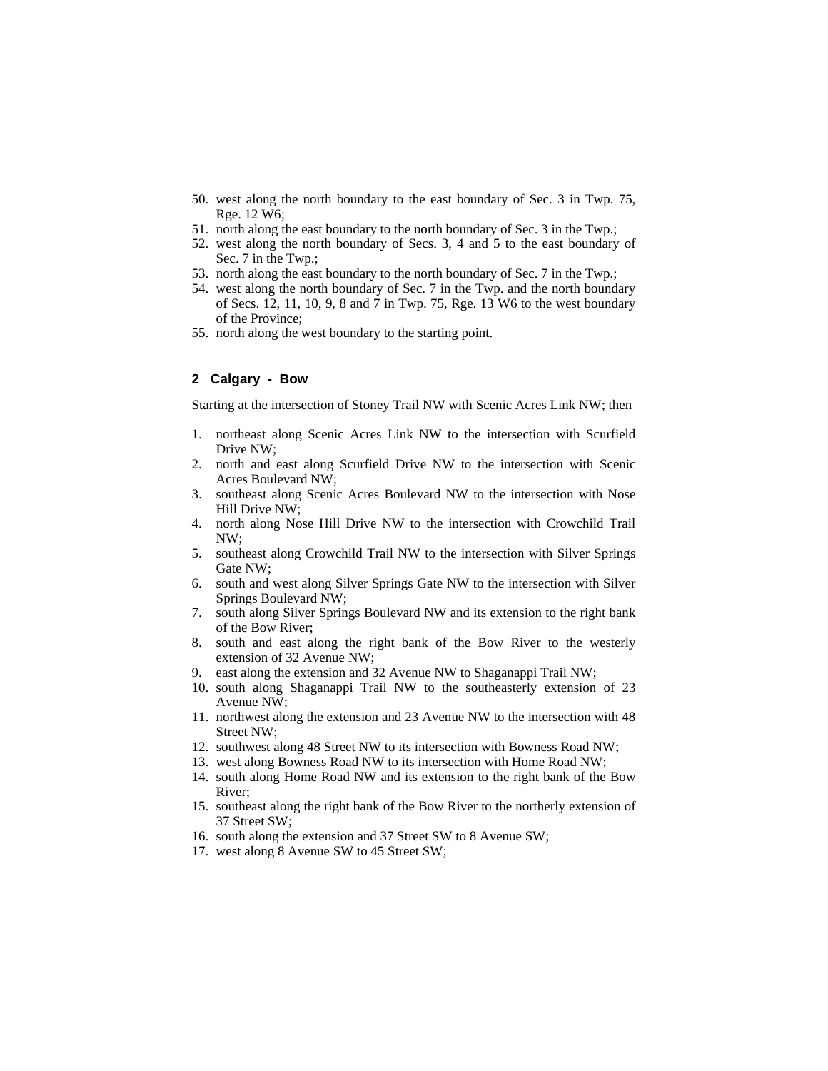50. west along the north boundary to the east boundary of Sec. 3 in Twp. 75, Rge. 12 W6;
51. north along the east boundary to the north boundary of Sec. 3 in the Twp.;
52. west along the north boundary of Secs. 3, 4 and 5 to the east boundary of Sec. 7 in the Twp.;
53. north along the east boundary to the north boundary of Sec. 7 in the Twp.;
54. west along the north boundary of Sec. 7 in the Twp. and the north boundary of Secs. 12, 11, 10, 9, 8 and 7 in Twp. 75, Rge. 13 W6 to the west boundary of the Province;
55. north along the west boundary to the starting point.

### 2 Calgary - Bow

Starting at the intersection of Stoney Trail NW with Scenic Acres Link NW; then

1. northeast along Scenic Acres Link NW to the intersection with Scurfield Drive NW;
2. north and east along Scurfield Drive NW to the intersection with Scenic Acres Boulevard NW;
3. southeast along Scenic Acres Boulevard NW to the intersection with Nose Hill Drive NW;
4. north along Nose Hill Drive NW to the intersection with Crowchild Trail NW;
5. southeast along Crowchild Trail NW to the intersection with Silver Springs Gate NW;
6. south and west along Silver Springs Gate NW to the intersection with Silver Springs Boulevard NW;
7. south along Silver Springs Boulevard NW and its extension to the right bank of the Bow River;
8. south and east along the right bank of the Bow River to the westerly extension of 32 Avenue NW;
9. east along the extension and 32 Avenue NW to Shaganappi Trail NW;
10. south along Shaganappi Trail NW to the southeasterly extension of 23 Avenue NW;
11. northwest along the extension and 23 Avenue NW to the intersection with 48 Street NW;
12. southwest along 48 Street NW to its intersection with Bowness Road NW;
13. west along Bowness Road NW to its intersection with Home Road NW;
14. south along Home Road NW and its extension to the right bank of the Bow River;
15. southeast along the right bank of the Bow River to the northerly extension of 37 Street SW;
16. south along the extension and 37 Street SW to 8 Avenue SW;
17. west along 8 Avenue SW to 45 Street SW;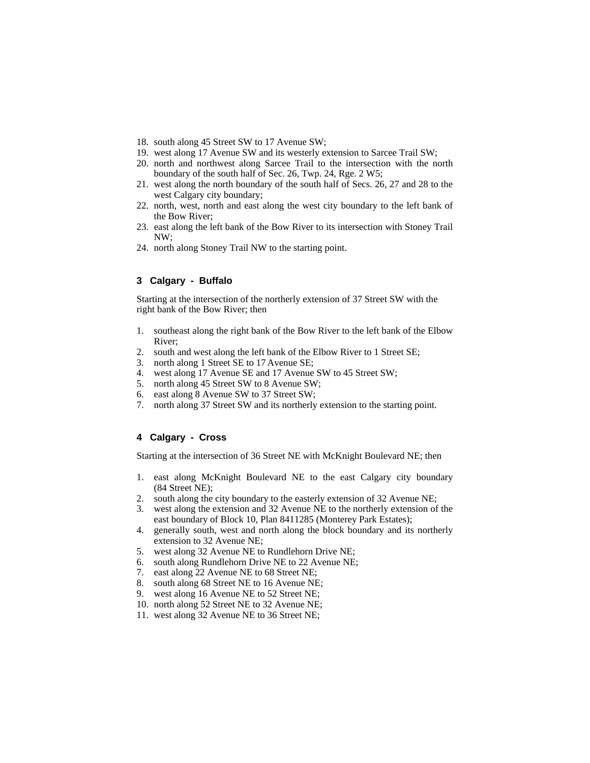18. south along 45 Street SW to 17 Avenue SW;
19. west along 17 Avenue SW and its westerly extension to Sarcee Trail SW;
20. north and northwest along Sarcee Trail to the intersection with the north boundary of the south half of Sec. 26, Twp. 24, Rge. 2 W5;
21. west along the north boundary of the south half of Secs. 26, 27 and 28 to the west Calgary city boundary;
22. north, west, north and east along the west city boundary to the left bank of the Bow River;
23. east along the left bank of the Bow River to its intersection with Stoney Trail NW;
24. north along Stoney Trail NW to the starting point.

### 3 Calgary - Buffalo

Starting at the intersection of the northerly extension of 37 Street SW with the right bank of the Bow River; then

1. southeast along the right bank of the Bow River to the left bank of the Elbow River;
2. south and west along the left bank of the Elbow River to 1 Street SE;
3. north along 1 Street SE to 17 Avenue SE;
4. west along 17 Avenue SE and 17 Avenue SW to 45 Street SW;
5. north along 45 Street SW to 8 Avenue SW;
6. east along 8 Avenue SW to 37 Street SW;
7. north along 37 Street SW and its northerly extension to the starting point.

### 4 Calgary - Cross

Starting at the intersection of 36 Street NE with McKnight Boulevard NE; then

1. east along McKnight Boulevard NE to the east Calgary city boundary (84 Street NE);
2. south along the city boundary to the easterly extension of 32 Avenue NE;
3. west along the extension and 32 Avenue NE to the northerly extension of the east boundary of Block 10, Plan 8411285 (Monterey Park Estates);
4. generally south, west and north along the block boundary and its northerly extension to 32 Avenue NE;
5. west along 32 Avenue NE to Rundlehorn Drive NE;
6. south along Rundlehorn Drive NE to 22 Avenue NE;
7. east along 22 Avenue NE to 68 Street NE;
8. south along 68 Street NE to 16 Avenue NE;
9. west along 16 Avenue NE to 52 Street NE;
10. north along 52 Street NE to 32 Avenue NE;
11. west along 32 Avenue NE to 36 Street NE;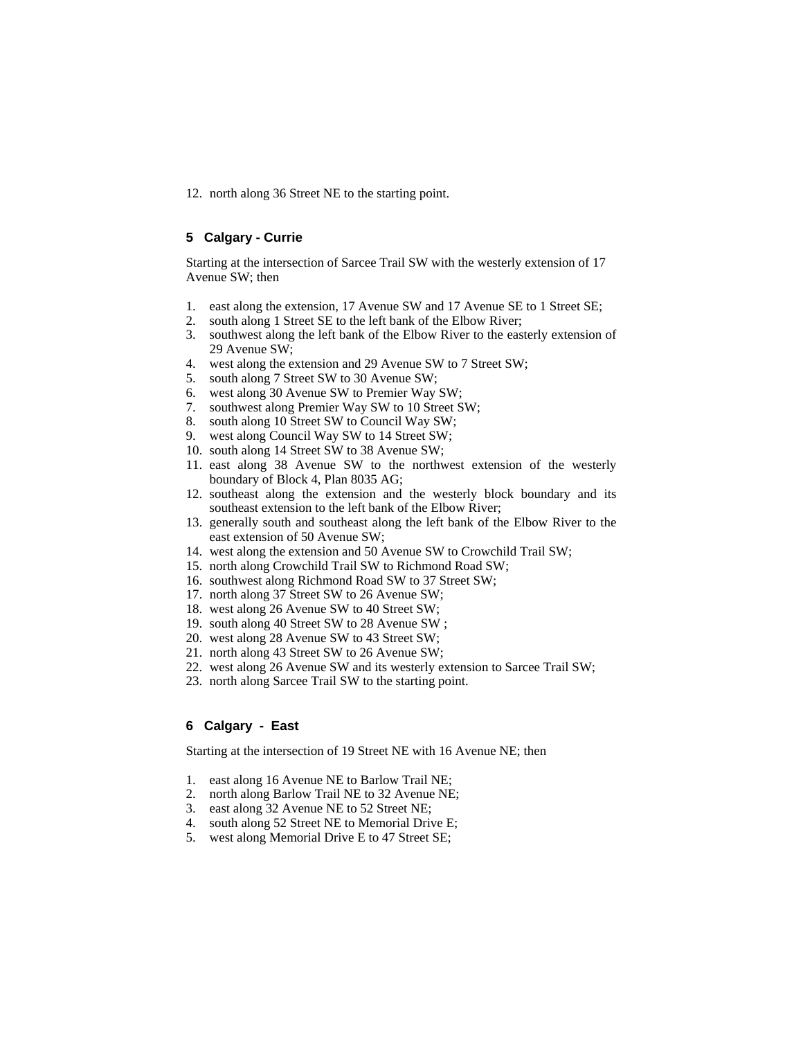12. north along 36 Street NE to the starting point.

## 5 Calgary - Currie

Starting at the intersection of Sarcee Trail SW with the westerly extension of 17 Avenue SW; then

1. east along the extension, 17 Avenue SW and 17 Avenue SE to 1 Street SE;
2. south along 1 Street SE to the left bank of the Elbow River;
3. southwest along the left bank of the Elbow River to the easterly extension of 29 Avenue SW;
4. west along the extension and 29 Avenue SW to 7 Street SW;
5. south along 7 Street SW to 30 Avenue SW;
6. west along 30 Avenue SW to Premier Way SW;
7. southwest along Premier Way SW to 10 Street SW;
8. south along 10 Street SW to Council Way SW;
9. west along Council Way SW to 14 Street SW;
10. south along 14 Street SW to 38 Avenue SW;
11. east along 38 Avenue SW to the northwest extension of the westerly boundary of Block 4, Plan 8035 AG;
12. southeast along the extension and the westerly block boundary and its southeast extension to the left bank of the Elbow River;
13. generally south and southeast along the left bank of the Elbow River to the east extension of 50 Avenue SW;
14. west along the extension and 50 Avenue SW to Crowchild Trail SW;
15. north along Crowchild Trail SW to Richmond Road SW;
16. southwest along Richmond Road SW to 37 Street SW;
17. north along 37 Street SW to 26 Avenue SW;
18. west along 26 Avenue SW to 40 Street SW;
19. south along 40 Street SW to 28 Avenue SW ;
20. west along 28 Avenue SW to 43 Street SW;
21. north along 43 Street SW to 26 Avenue SW;
22. west along 26 Avenue SW and its westerly extension to Sarcee Trail SW;
23. north along Sarcee Trail SW to the starting point.

## 6 Calgary - East

Starting at the intersection of 19 Street NE with 16 Avenue NE; then

1. east along 16 Avenue NE to Barlow Trail NE;
2. north along Barlow Trail NE to 32 Avenue NE;
3. east along 32 Avenue NE to 52 Street NE;
4. south along 52 Street NE to Memorial Drive E;
5. west along Memorial Drive E to 47 Street SE;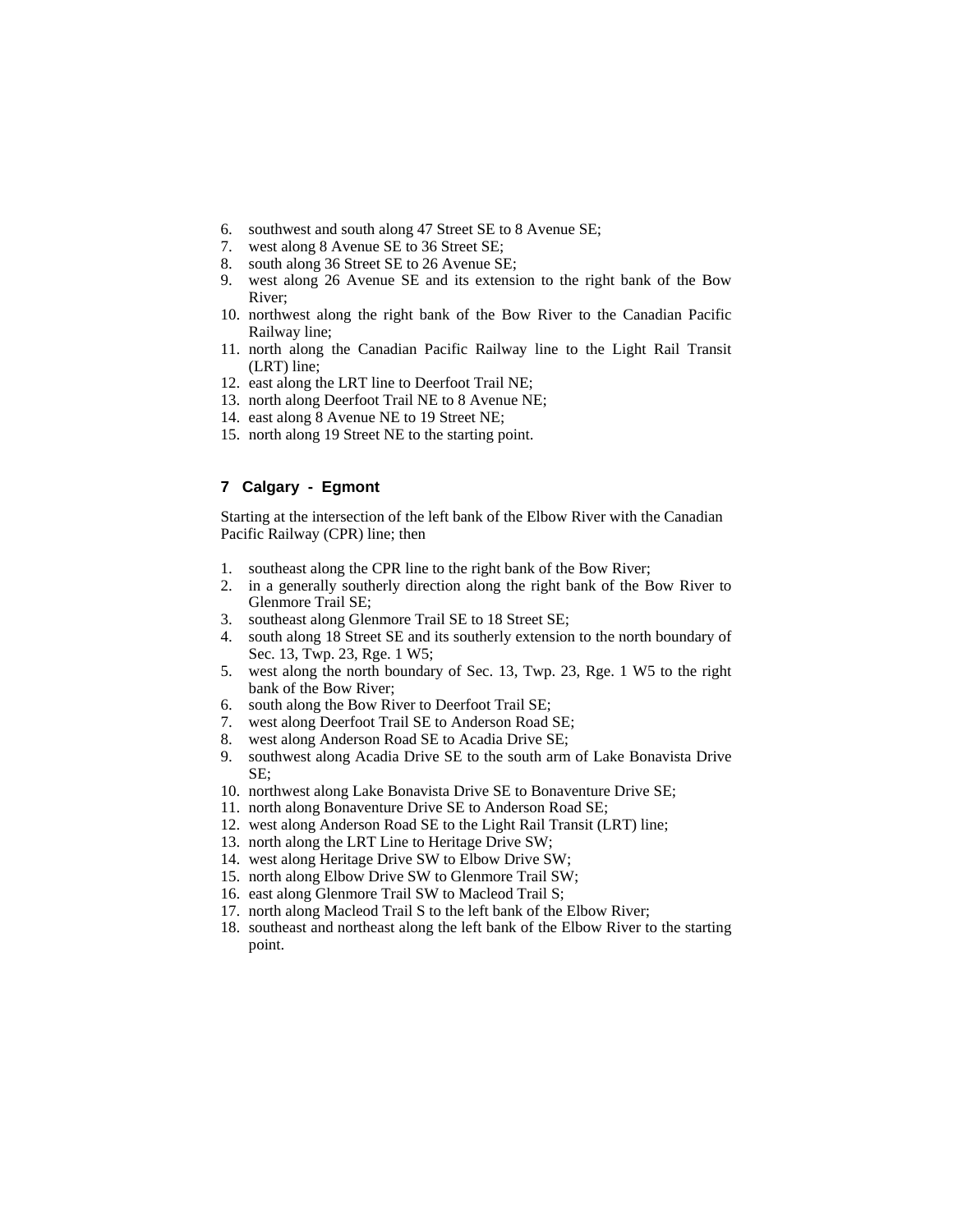6. southwest and south along 47 Street SE to 8 Avenue SE;
7. west along 8 Avenue SE to 36 Street SE;
8. south along 36 Street SE to 26 Avenue SE;
9. west along 26 Avenue SE and its extension to the right bank of the Bow River;
10. northwest along the right bank of the Bow River to the Canadian Pacific Railway line;
11. north along the Canadian Pacific Railway line to the Light Rail Transit (LRT) line;
12. east along the LRT line to Deerfoot Trail NE;
13. north along Deerfoot Trail NE to 8 Avenue NE;
14. east along 8 Avenue NE to 19 Street NE;
15. north along 19 Street NE to the starting point.

## 7 Calgary - Egmont

Starting at the intersection of the left bank of the Elbow River with the Canadian Pacific Railway (CPR) line; then

1. southeast along the CPR line to the right bank of the Bow River;
2. in a generally southerly direction along the right bank of the Bow River to Glenmore Trail SE;
3. southeast along Glenmore Trail SE to 18 Street SE;
4. south along 18 Street SE and its southerly extension to the north boundary of Sec. 13, Twp. 23, Rge. 1 W5;
5. west along the north boundary of Sec. 13, Twp. 23, Rge. 1 W5 to the right bank of the Bow River;
6. south along the Bow River to Deerfoot Trail SE;
7. west along Deerfoot Trail SE to Anderson Road SE;
8. west along Anderson Road SE to Acadia Drive SE;
9. southwest along Acadia Drive SE to the south arm of Lake Bonavista Drive SE;
10. northwest along Lake Bonavista Drive SE to Bonaventure Drive SE;
11. north along Bonaventure Drive SE to Anderson Road SE;
12. west along Anderson Road SE to the Light Rail Transit (LRT) line;
13. north along the LRT Line to Heritage Drive SW;
14. west along Heritage Drive SW to Elbow Drive SW;
15. north along Elbow Drive SW to Glenmore Trail SW;
16. east along Glenmore Trail SW to Macleod Trail S;
17. north along Macleod Trail S to the left bank of the Elbow River;
18. southeast and northeast along the left bank of the Elbow River to the starting point.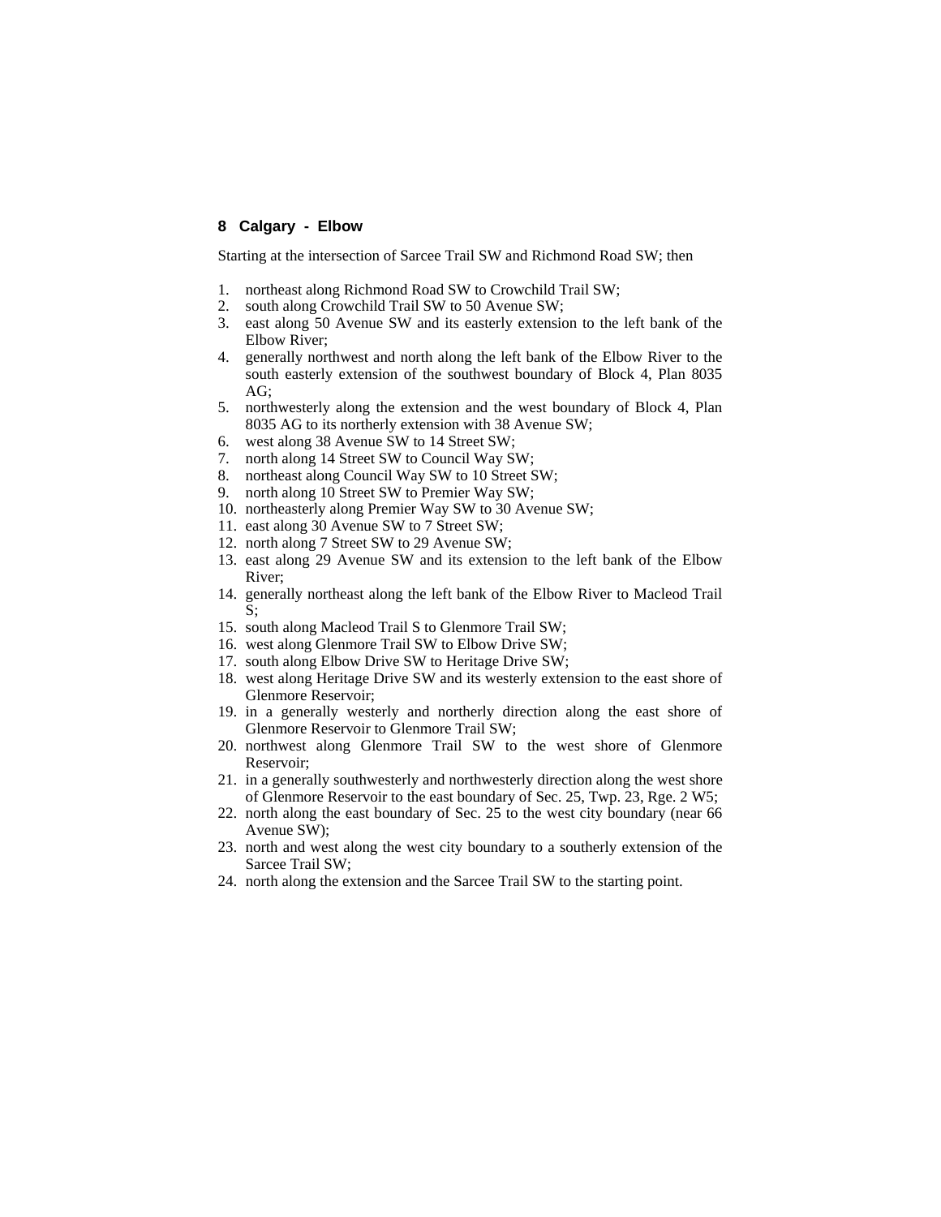## 8 Calgary - Elbow

Starting at the intersection of Sarcee Trail SW and Richmond Road SW; then

1. northeast along Richmond Road SW to Crowchild Trail SW;
2. south along Crowchild Trail SW to 50 Avenue SW;
3. east along 50 Avenue SW and its easterly extension to the left bank of the Elbow River;
4. generally northwest and north along the left bank of the Elbow River to the south easterly extension of the southwest boundary of Block 4, Plan 8035 AG;
5. northwesterly along the extension and the west boundary of Block 4, Plan 8035 AG to its northerly extension with 38 Avenue SW;
6. west along 38 Avenue SW to 14 Street SW;
7. north along 14 Street SW to Council Way SW;
8. northeast along Council Way SW to 10 Street SW;
9. north along 10 Street SW to Premier Way SW;
10. northeasterly along Premier Way SW to 30 Avenue SW;
11. east along 30 Avenue SW to 7 Street SW;
12. north along 7 Street SW to 29 Avenue SW;
13. east along 29 Avenue SW and its extension to the left bank of the Elbow River;
14. generally northeast along the left bank of the Elbow River to Macleod Trail S;
15. south along Macleod Trail S to Glenmore Trail SW;
16. west along Glenmore Trail SW to Elbow Drive SW;
17. south along Elbow Drive SW to Heritage Drive SW;
18. west along Heritage Drive SW and its westerly extension to the east shore of Glenmore Reservoir;
19. in a generally westerly and northerly direction along the east shore of Glenmore Reservoir to Glenmore Trail SW;
20. northwest along Glenmore Trail SW to the west shore of Glenmore Reservoir;
21. in a generally southwesterly and northwesterly direction along the west shore of Glenmore Reservoir to the east boundary of Sec. 25, Twp. 23, Rge. 2 W5;
22. north along the east boundary of Sec. 25 to the west city boundary (near 66 Avenue SW);
23. north and west along the west city boundary to a southerly extension of the Sarcee Trail SW;
24. north along the extension and the Sarcee Trail SW to the starting point.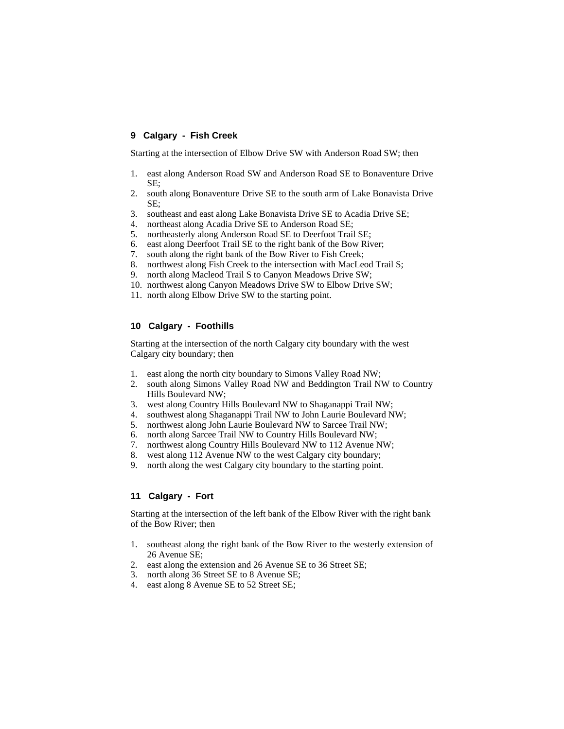### 9 Calgary - Fish Creek

Starting at the intersection of Elbow Drive SW with Anderson Road SW; then

1. east along Anderson Road SW and Anderson Road SE to Bonaventure Drive SE;
2. south along Bonaventure Drive SE to the south arm of Lake Bonavista Drive SE;
3. southeast and east along Lake Bonavista Drive SE to Acadia Drive SE;
4. northeast along Acadia Drive SE to Anderson Road SE;
5. northeasterly along Anderson Road SE to Deerfoot Trail SE;
6. east along Deerfoot Trail SE to the right bank of the Bow River;
7. south along the right bank of the Bow River to Fish Creek;
8. northwest along Fish Creek to the intersection with MacLeod Trail S;
9. north along Macleod Trail S to Canyon Meadows Drive SW;
10. northwest along Canyon Meadows Drive SW to Elbow Drive SW;
11. north along Elbow Drive SW to the starting point.

### 10 Calgary - Foothills

Starting at the intersection of the north Calgary city boundary with the west Calgary city boundary; then

1. east along the north city boundary to Simons Valley Road NW;
2. south along Simons Valley Road NW and Beddington Trail NW to Country Hills Boulevard NW;
3. west along Country Hills Boulevard NW to Shaganappi Trail NW;
4. southwest along Shaganappi Trail NW to John Laurie Boulevard NW;
5. northwest along John Laurie Boulevard NW to Sarcee Trail NW;
6. north along Sarcee Trail NW to Country Hills Boulevard NW;
7. northwest along Country Hills Boulevard NW to 112 Avenue NW;
8. west along 112 Avenue NW to the west Calgary city boundary;
9. north along the west Calgary city boundary to the starting point.

### 11 Calgary - Fort

Starting at the intersection of the left bank of the Elbow River with the right bank of the Bow River; then

1. southeast along the right bank of the Bow River to the westerly extension of 26 Avenue SE;
2. east along the extension and 26 Avenue SE to 36 Street SE;
3. north along 36 Street SE to 8 Avenue SE;
4. east along 8 Avenue SE to 52 Street SE;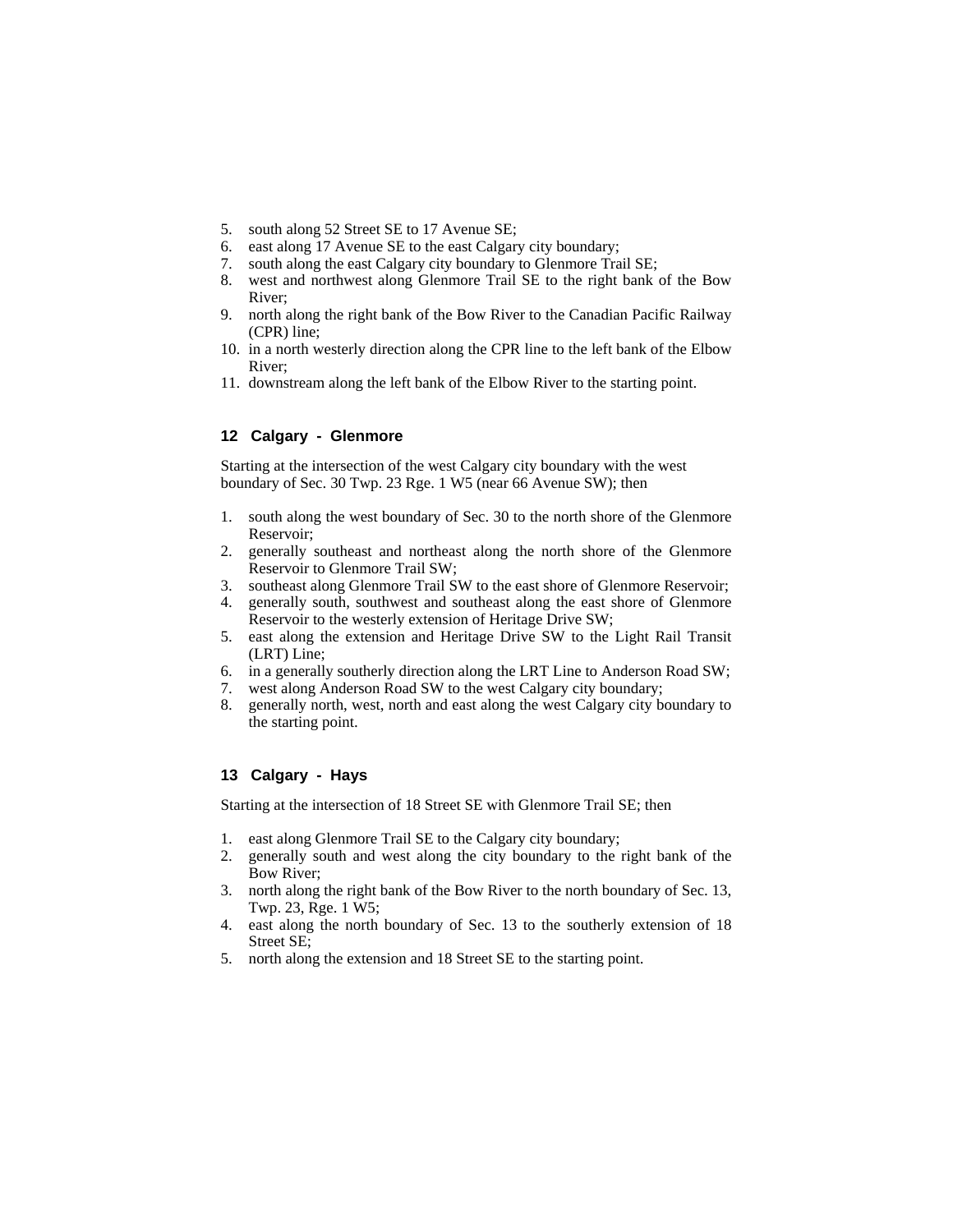5. south along 52 Street SE to 17 Avenue SE;
6. east along 17 Avenue SE to the east Calgary city boundary;
7. south along the east Calgary city boundary to Glenmore Trail SE;
8. west and northwest along Glenmore Trail SE to the right bank of the Bow River;
9. north along the right bank of the Bow River to the Canadian Pacific Railway (CPR) line;
10. in a north westerly direction along the CPR line to the left bank of the Elbow River;
11. downstream along the left bank of the Elbow River to the starting point.

### 12 Calgary - Glenmore

Starting at the intersection of the west Calgary city boundary with the west boundary of Sec. 30 Twp. 23 Rge. 1 W5 (near 66 Avenue SW); then

1. south along the west boundary of Sec. 30 to the north shore of the Glenmore Reservoir;
2. generally southeast and northeast along the north shore of the Glenmore Reservoir to Glenmore Trail SW;
3. southeast along Glenmore Trail SW to the east shore of Glenmore Reservoir;
4. generally south, southwest and southeast along the east shore of Glenmore Reservoir to the westerly extension of Heritage Drive SW;
5. east along the extension and Heritage Drive SW to the Light Rail Transit (LRT) Line;
6. in a generally southerly direction along the LRT Line to Anderson Road SW;
7. west along Anderson Road SW to the west Calgary city boundary;
8. generally north, west, north and east along the west Calgary city boundary to the starting point.

### 13 Calgary - Hays

Starting at the intersection of 18 Street SE with Glenmore Trail SE; then

1. east along Glenmore Trail SE to the Calgary city boundary;
2. generally south and west along the city boundary to the right bank of the Bow River;
3. north along the right bank of the Bow River to the north boundary of Sec. 13, Twp. 23, Rge. 1 W5;
4. east along the north boundary of Sec. 13 to the southerly extension of 18 Street SE;
5. north along the extension and 18 Street SE to the starting point.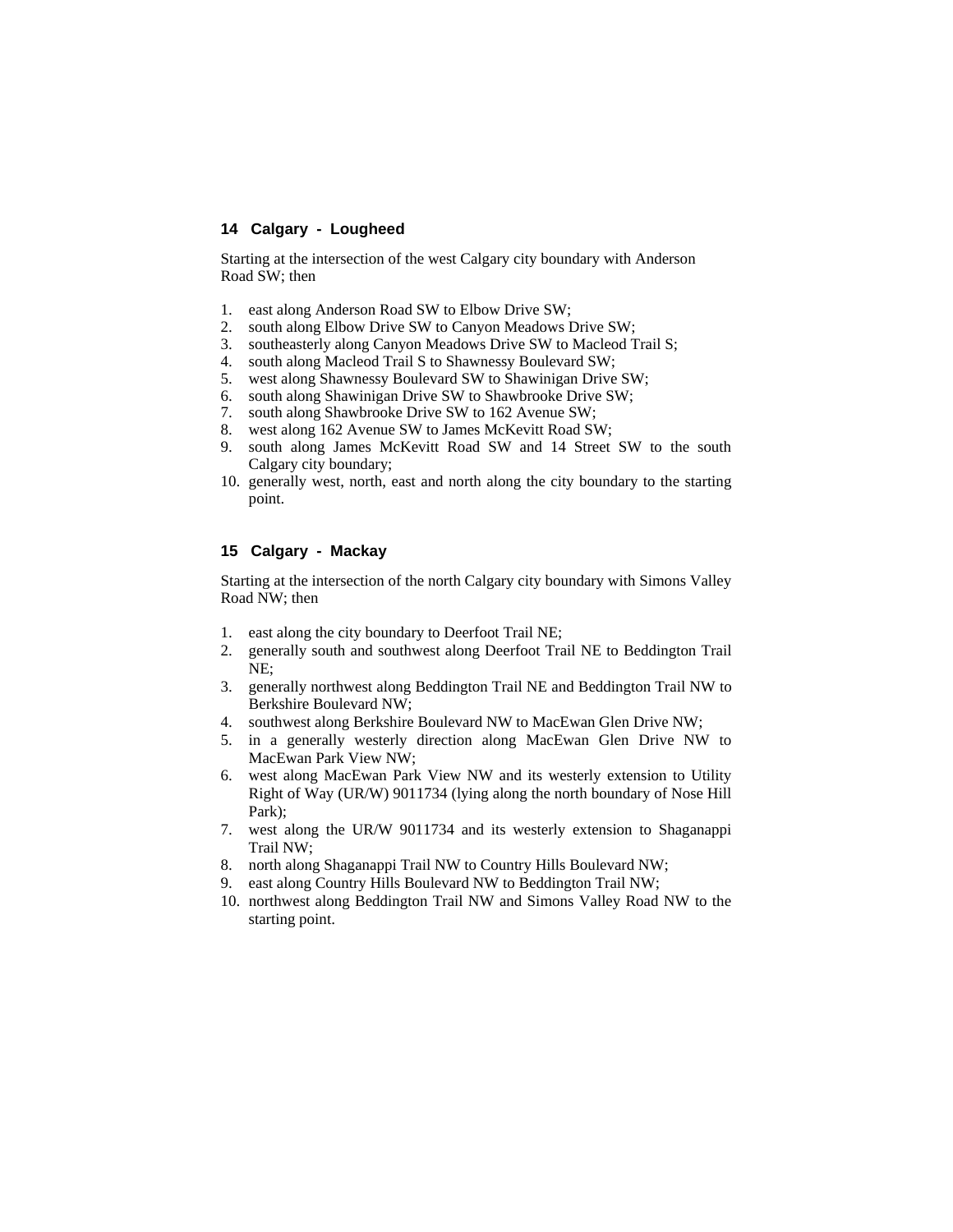## 14 Calgary - Lougheed

Starting at the intersection of the west Calgary city boundary with Anderson Road SW; then

1. east along Anderson Road SW to Elbow Drive SW;
2. south along Elbow Drive SW to Canyon Meadows Drive SW;
3. southeasterly along Canyon Meadows Drive SW to Macleod Trail S;
4. south along Macleod Trail S to Shawnessy Boulevard SW;
5. west along Shawnessy Boulevard SW to Shawinigan Drive SW;
6. south along Shawinigan Drive SW to Shawbrooke Drive SW;
7. south along Shawbrooke Drive SW to 162 Avenue SW;
8. west along 162 Avenue SW to James McKevitt Road SW;
9. south along James McKevitt Road SW and 14 Street SW to the south Calgary city boundary;
10. generally west, north, east and north along the city boundary to the starting point.

## 15 Calgary - Mackay

Starting at the intersection of the north Calgary city boundary with Simons Valley Road NW; then

1. east along the city boundary to Deerfoot Trail NE;
2. generally south and southwest along Deerfoot Trail NE to Beddington Trail NE;
3. generally northwest along Beddington Trail NE and Beddington Trail NW to Berkshire Boulevard NW;
4. southwest along Berkshire Boulevard NW to MacEwan Glen Drive NW;
5. in a generally westerly direction along MacEwan Glen Drive NW to MacEwan Park View NW;
6. west along MacEwan Park View NW and its westerly extension to Utility Right of Way (UR/W) 9011734 (lying along the north boundary of Nose Hill Park);
7. west along the UR/W 9011734 and its westerly extension to Shaganappi Trail NW;
8. north along Shaganappi Trail NW to Country Hills Boulevard NW;
9. east along Country Hills Boulevard NW to Beddington Trail NW;
10. northwest along Beddington Trail NW and Simons Valley Road NW to the starting point.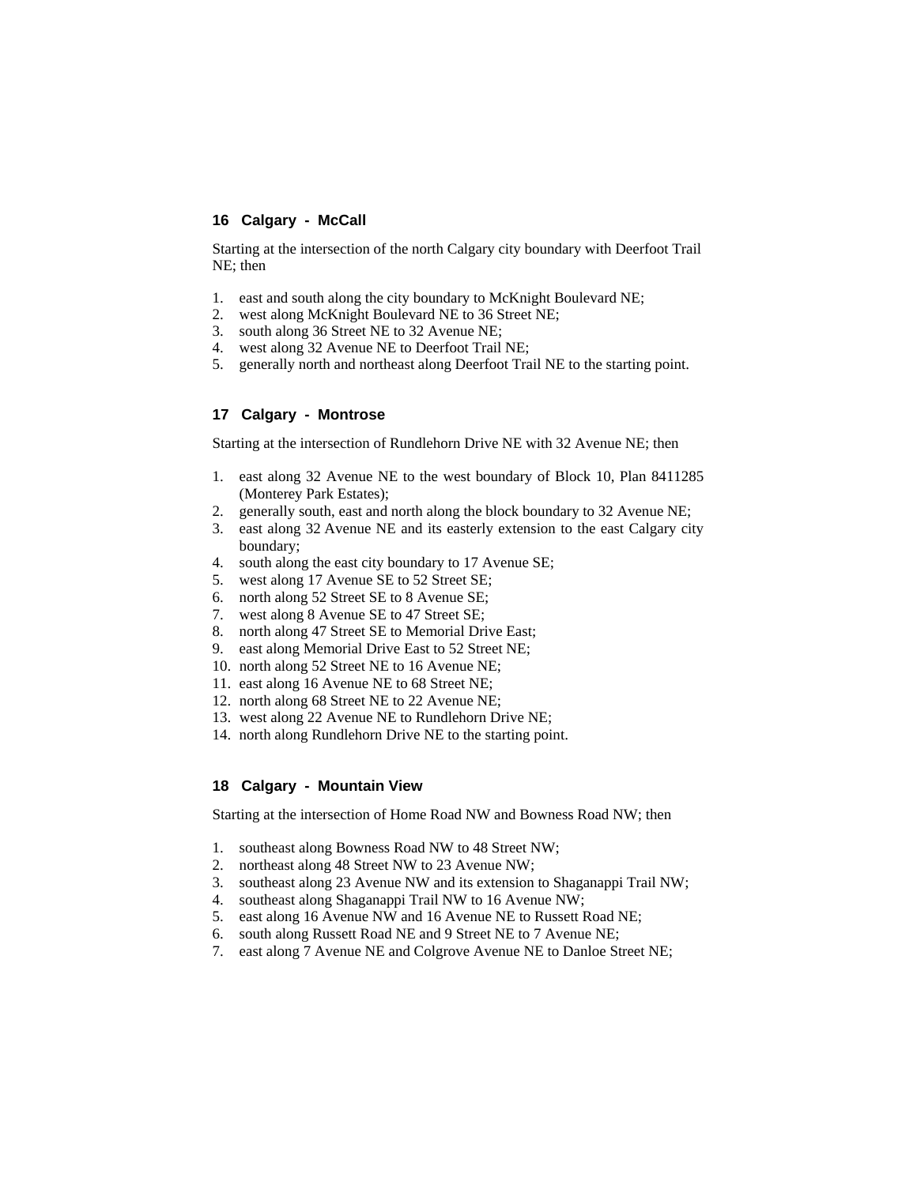### 16 Calgary - McCall

Starting at the intersection of the north Calgary city boundary with Deerfoot Trail NE; then

1. east and south along the city boundary to McKnight Boulevard NE;
2. west along McKnight Boulevard NE to 36 Street NE;
3. south along 36 Street NE to 32 Avenue NE;
4. west along 32 Avenue NE to Deerfoot Trail NE;
5. generally north and northeast along Deerfoot Trail NE to the starting point.

### 17 Calgary - Montrose

Starting at the intersection of Rundlehorn Drive NE with 32 Avenue NE; then

1. east along 32 Avenue NE to the west boundary of Block 10, Plan 8411285 (Monterey Park Estates);
2. generally south, east and north along the block boundary to 32 Avenue NE;
3. east along 32 Avenue NE and its easterly extension to the east Calgary city boundary;
4. south along the east city boundary to 17 Avenue SE;
5. west along 17 Avenue SE to 52 Street SE;
6. north along 52 Street SE to 8 Avenue SE;
7. west along 8 Avenue SE to 47 Street SE;
8. north along 47 Street SE to Memorial Drive East;
9. east along Memorial Drive East to 52 Street NE;
10. north along 52 Street NE to 16 Avenue NE;
11. east along 16 Avenue NE to 68 Street NE;
12. north along 68 Street NE to 22 Avenue NE;
13. west along 22 Avenue NE to Rundlehorn Drive NE;
14. north along Rundlehorn Drive NE to the starting point.

### 18 Calgary - Mountain View

Starting at the intersection of Home Road NW and Bowness Road NW; then

1. southeast along Bowness Road NW to 48 Street NW;
2. northeast along 48 Street NW to 23 Avenue NW;
3. southeast along 23 Avenue NW and its extension to Shaganappi Trail NW;
4. southeast along Shaganappi Trail NW to 16 Avenue NW;
5. east along 16 Avenue NW and 16 Avenue NE to Russett Road NE;
6. south along Russett Road NE and 9 Street NE to 7 Avenue NE;
7. east along 7 Avenue NE and Colgrove Avenue NE to Danloe Street NE;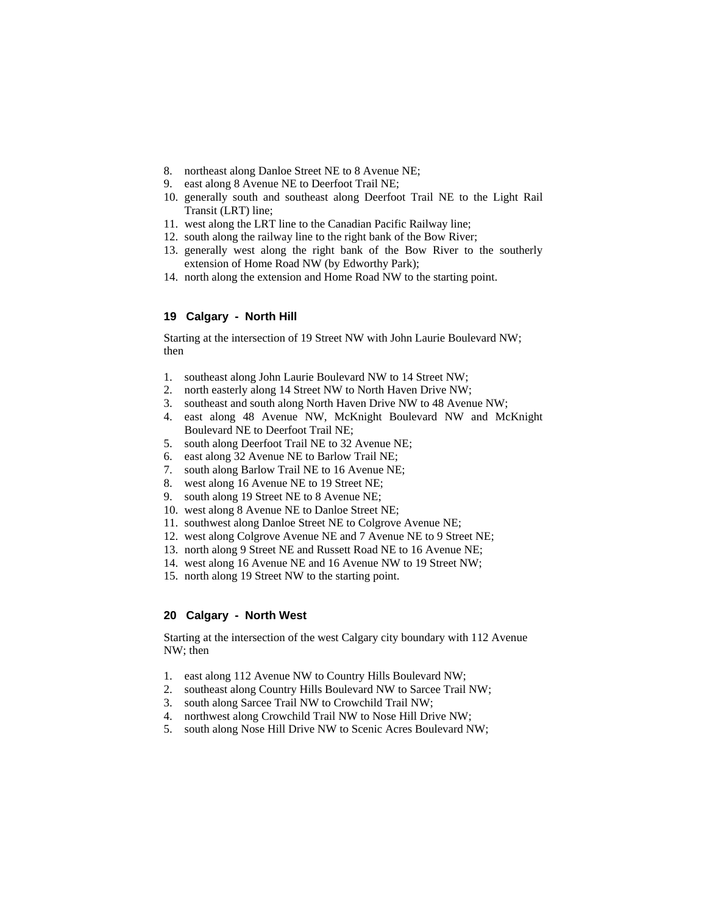8. northeast along Danloe Street NE to 8 Avenue NE;
9. east along 8 Avenue NE to Deerfoot Trail NE;
10. generally south and southeast along Deerfoot Trail NE to the Light Rail Transit (LRT) line;
11. west along the LRT line to the Canadian Pacific Railway line;
12. south along the railway line to the right bank of the Bow River;
13. generally west along the right bank of the Bow River to the southerly extension of Home Road NW (by Edworthy Park);
14. north along the extension and Home Road NW to the starting point.

### 19 Calgary - North Hill

Starting at the intersection of 19 Street NW with John Laurie Boulevard NW; then

1. southeast along John Laurie Boulevard NW to 14 Street NW;
2. north easterly along 14 Street NW to North Haven Drive NW;
3. southeast and south along North Haven Drive NW to 48 Avenue NW;
4. east along 48 Avenue NW, McKnight Boulevard NW and McKnight Boulevard NE to Deerfoot Trail NE;
5. south along Deerfoot Trail NE to 32 Avenue NE;
6. east along 32 Avenue NE to Barlow Trail NE;
7. south along Barlow Trail NE to 16 Avenue NE;
8. west along 16 Avenue NE to 19 Street NE;
9. south along 19 Street NE to 8 Avenue NE;
10. west along 8 Avenue NE to Danloe Street NE;
11. southwest along Danloe Street NE to Colgrove Avenue NE;
12. west along Colgrove Avenue NE and 7 Avenue NE to 9 Street NE;
13. north along 9 Street NE and Russett Road NE to 16 Avenue NE;
14. west along 16 Avenue NE and 16 Avenue NW to 19 Street NW;
15. north along 19 Street NW to the starting point.

### 20 Calgary - North West

Starting at the intersection of the west Calgary city boundary with 112 Avenue NW; then

1. east along 112 Avenue NW to Country Hills Boulevard NW;
2. southeast along Country Hills Boulevard NW to Sarcee Trail NW;
3. south along Sarcee Trail NW to Crowchild Trail NW;
4. northwest along Crowchild Trail NW to Nose Hill Drive NW;
5. south along Nose Hill Drive NW to Scenic Acres Boulevard NW;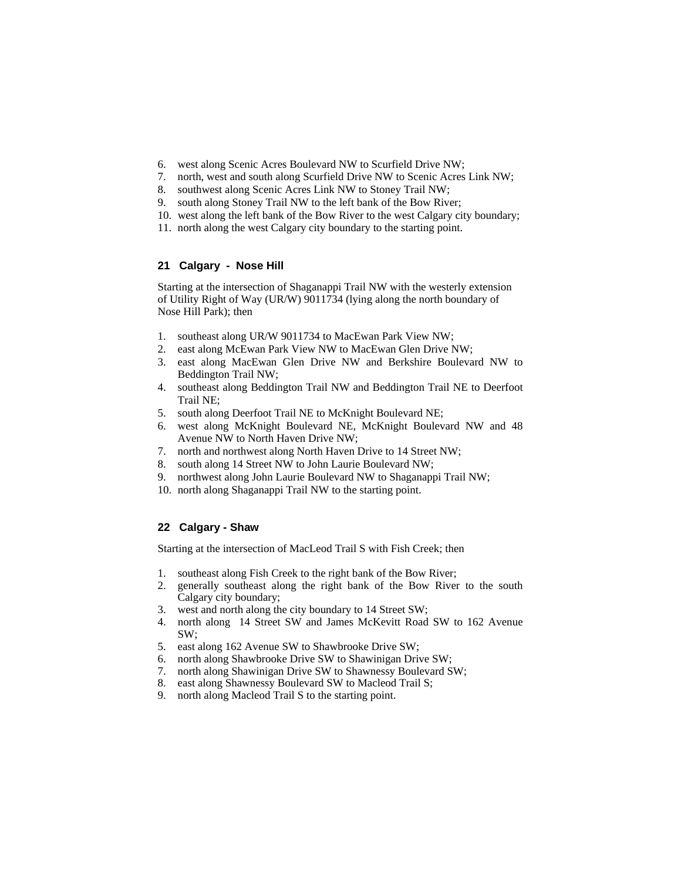6. west along Scenic Acres Boulevard NW to Scurfield Drive NW;
7. north, west and south along Scurfield Drive NW to Scenic Acres Link NW;
8. southwest along Scenic Acres Link NW to Stoney Trail NW;
9. south along Stoney Trail NW to the left bank of the Bow River;
10. west along the left bank of the Bow River to the west Calgary city boundary;
11. north along the west Calgary city boundary to the starting point.

## 21 Calgary - Nose Hill

Starting at the intersection of Shaganappi Trail NW with the westerly extension of Utility Right of Way (UR/W) 9011734 (lying along the north boundary of Nose Hill Park); then

1. southeast along UR/W 9011734 to MacEwan Park View NW;
2. east along McEwan Park View NW to MacEwan Glen Drive NW;
3. east along MacEwan Glen Drive NW and Berkshire Boulevard NW to Beddington Trail NW;
4. southeast along Beddington Trail NW and Beddington Trail NE to Deerfoot Trail NE;
5. south along Deerfoot Trail NE to McKnight Boulevard NE;
6. west along McKnight Boulevard NE, McKnight Boulevard NW and 48 Avenue NW to North Haven Drive NW;
7. north and northwest along North Haven Drive to 14 Street NW;
8. south along 14 Street NW to John Laurie Boulevard NW;
9. northwest along John Laurie Boulevard NW to Shaganappi Trail NW;
10. north along Shaganappi Trail NW to the starting point.

## 22 Calgary - Shaw

Starting at the intersection of MacLeod Trail S with Fish Creek; then

1. southeast along Fish Creek to the right bank of the Bow River;
2. generally southeast along the right bank of the Bow River to the south Calgary city boundary;
3. west and north along the city boundary to 14 Street SW;
4. north along 14 Street SW and James McKevitt Road SW to 162 Avenue SW;
5. east along 162 Avenue SW to Shawbrooke Drive SW;
6. north along Shawbrooke Drive SW to Shawinigan Drive SW;
7. north along Shawinigan Drive SW to Shawnessy Boulevard SW;
8. east along Shawnessy Boulevard SW to Macleod Trail S;
9. north along Macleod Trail S to the starting point.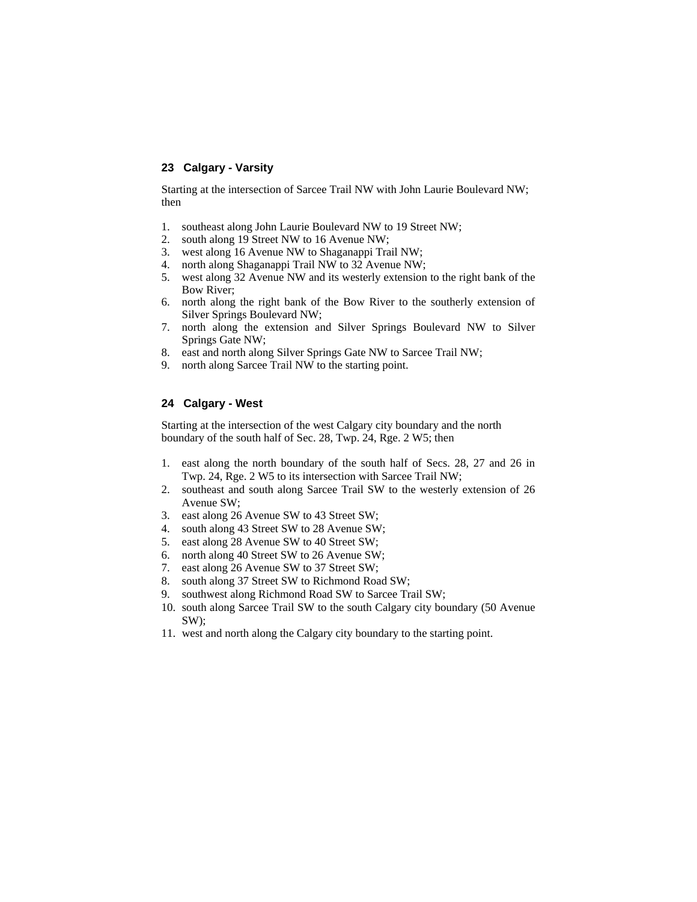## 23 Calgary - Varsity

Starting at the intersection of Sarcee Trail NW with John Laurie Boulevard NW; then

1. southeast along John Laurie Boulevard NW to 19 Street NW;
2. south along 19 Street NW to 16 Avenue NW;
3. west along 16 Avenue NW to Shaganappi Trail NW;
4. north along Shaganappi Trail NW to 32 Avenue NW;
5. west along 32 Avenue NW and its westerly extension to the right bank of the Bow River;
6. north along the right bank of the Bow River to the southerly extension of Silver Springs Boulevard NW;
7. north along the extension and Silver Springs Boulevard NW to Silver Springs Gate NW;
8. east and north along Silver Springs Gate NW to Sarcee Trail NW;
9. north along Sarcee Trail NW to the starting point.

## 24 Calgary - West

Starting at the intersection of the west Calgary city boundary and the north boundary of the south half of Sec. 28, Twp. 24, Rge. 2 W5; then

1. east along the north boundary of the south half of Secs. 28, 27 and 26 in Twp. 24, Rge. 2 W5 to its intersection with Sarcee Trail NW;
2. southeast and south along Sarcee Trail SW to the westerly extension of 26 Avenue SW;
3. east along 26 Avenue SW to 43 Street SW;
4. south along 43 Street SW to 28 Avenue SW;
5. east along 28 Avenue SW to 40 Street SW;
6. north along 40 Street SW to 26 Avenue SW;
7. east along 26 Avenue SW to 37 Street SW;
8. south along 37 Street SW to Richmond Road SW;
9. southwest along Richmond Road SW to Sarcee Trail SW;
10. south along Sarcee Trail SW to the south Calgary city boundary (50 Avenue SW);
11. west and north along the Calgary city boundary to the starting point.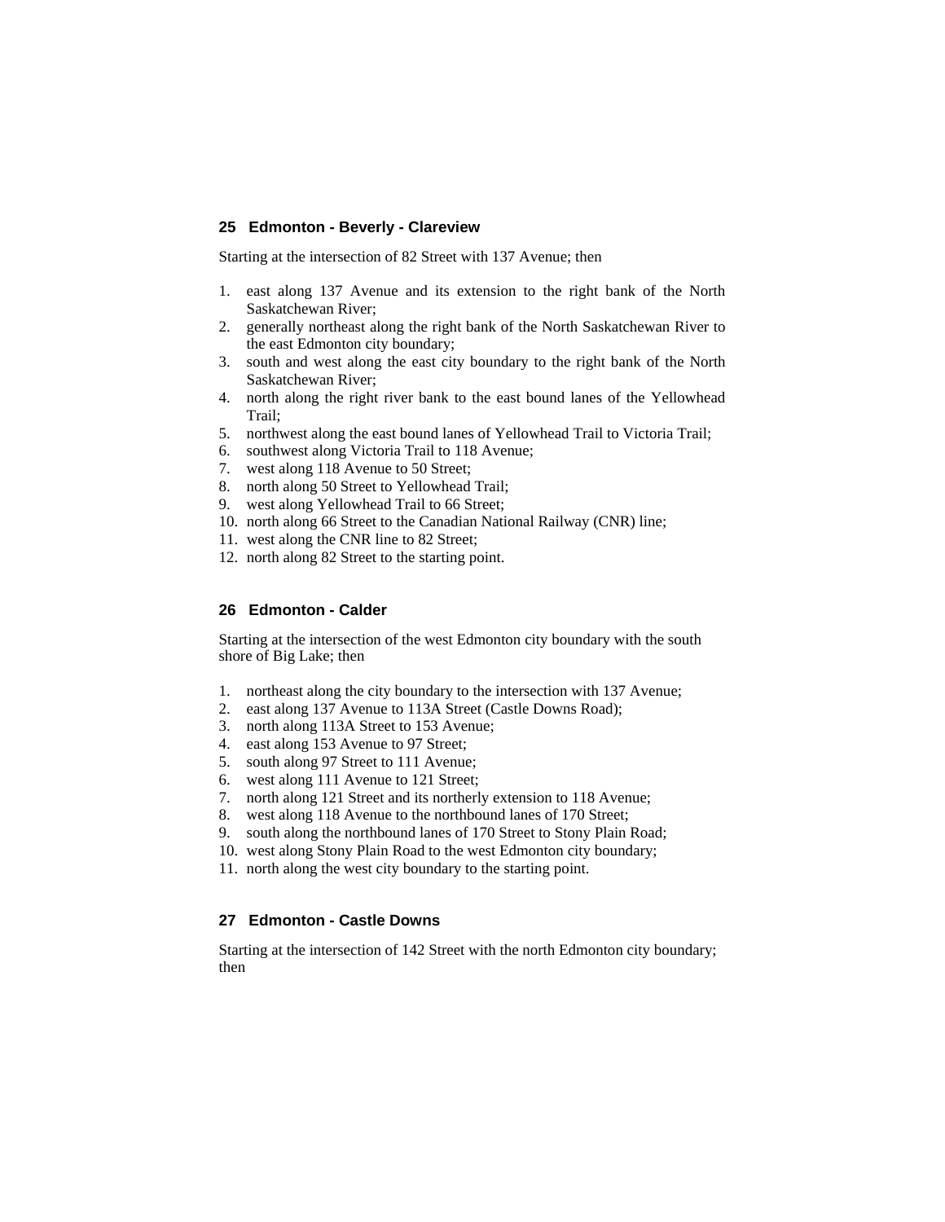## 25 Edmonton - Beverly - Clareview

Starting at the intersection of 82 Street with 137 Avenue; then

1. east along 137 Avenue and its extension to the right bank of the North Saskatchewan River;
2. generally northeast along the right bank of the North Saskatchewan River to the east Edmonton city boundary;
3. south and west along the east city boundary to the right bank of the North Saskatchewan River;
4. north along the right river bank to the east bound lanes of the Yellowhead Trail;
5. northwest along the east bound lanes of Yellowhead Trail to Victoria Trail;
6. southwest along Victoria Trail to 118 Avenue;
7. west along 118 Avenue to 50 Street;
8. north along 50 Street to Yellowhead Trail;
9. west along Yellowhead Trail to 66 Street;
10. north along 66 Street to the Canadian National Railway (CNR) line;
11. west along the CNR line to 82 Street;
12. north along 82 Street to the starting point.

## 26 Edmonton - Calder

Starting at the intersection of the west Edmonton city boundary with the south shore of Big Lake; then

1. northeast along the city boundary to the intersection with 137 Avenue;
2. east along 137 Avenue to 113A Street (Castle Downs Road);
3. north along 113A Street to 153 Avenue;
4. east along 153 Avenue to 97 Street;
5. south along 97 Street to 111 Avenue;
6. west along 111 Avenue to 121 Street;
7. north along 121 Street and its northerly extension to 118 Avenue;
8. west along 118 Avenue to the northbound lanes of 170 Street;
9. south along the northbound lanes of 170 Street to Stony Plain Road;
10. west along Stony Plain Road to the west Edmonton city boundary;
11. north along the west city boundary to the starting point.

## 27 Edmonton - Castle Downs

Starting at the intersection of 142 Street with the north Edmonton city boundary; then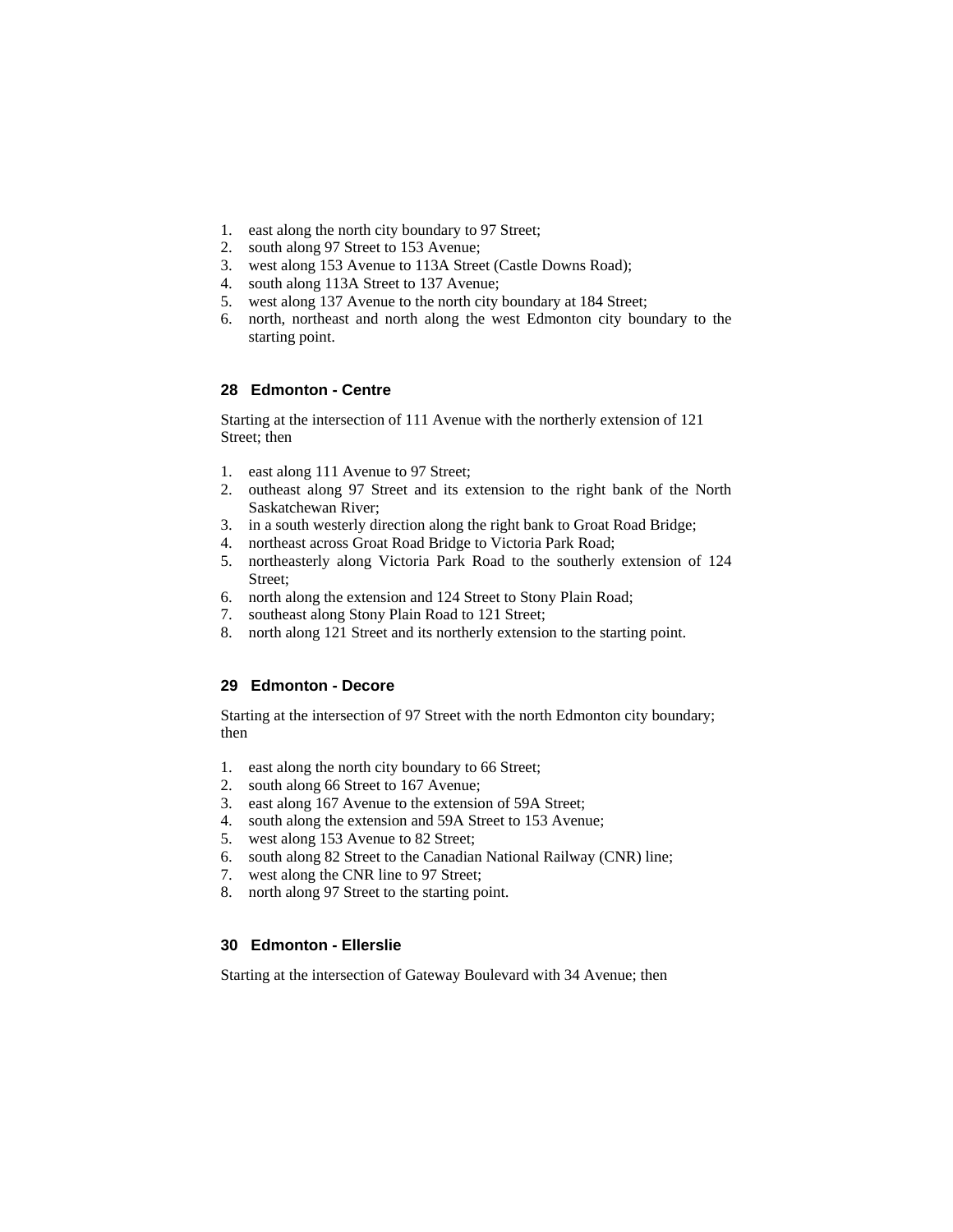1. east along the north city boundary to 97 Street;
2. south along 97 Street to 153 Avenue;
3. west along 153 Avenue to 113A Street (Castle Downs Road);
4. south along 113A Street to 137 Avenue;
5. west along 137 Avenue to the north city boundary at 184 Street;
6. north, northeast and north along the west Edmonton city boundary to the starting point.

### 28 Edmonton - Centre

Starting at the intersection of 111 Avenue with the northerly extension of 121 Street; then

1. east along 111 Avenue to 97 Street;
2. outheast along 97 Street and its extension to the right bank of the North Saskatchewan River;
3. in a south westerly direction along the right bank to Groat Road Bridge;
4. northeast across Groat Road Bridge to Victoria Park Road;
5. northeasterly along Victoria Park Road to the southerly extension of 124 Street;
6. north along the extension and 124 Street to Stony Plain Road;
7. southeast along Stony Plain Road to 121 Street;
8. north along 121 Street and its northerly extension to the starting point.

### 29 Edmonton - Decore

Starting at the intersection of 97 Street with the north Edmonton city boundary; then

1. east along the north city boundary to 66 Street;
2. south along 66 Street to 167 Avenue;
3. east along 167 Avenue to the extension of 59A Street;
4. south along the extension and 59A Street to 153 Avenue;
5. west along 153 Avenue to 82 Street;
6. south along 82 Street to the Canadian National Railway (CNR) line;
7. west along the CNR line to 97 Street;
8. north along 97 Street to the starting point.

### 30 Edmonton - Ellerslie

Starting at the intersection of Gateway Boulevard with 34 Avenue; then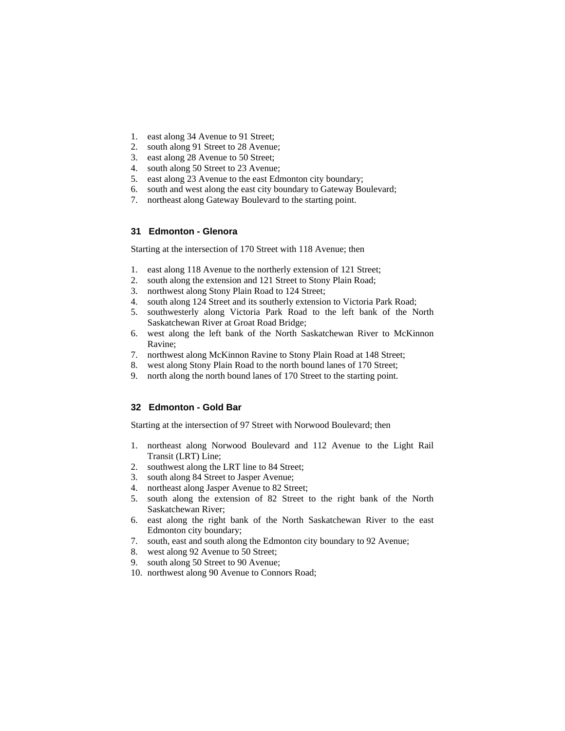1. east along 34 Avenue to 91 Street;
2. south along 91 Street to 28 Avenue;
3. east along 28 Avenue to 50 Street;
4. south along 50 Street to 23 Avenue;
5. east along 23 Avenue to the east Edmonton city boundary;
6. south and west along the east city boundary to Gateway Boulevard;
7. northeast along Gateway Boulevard to the starting point.

### 31 Edmonton - Glenora

Starting at the intersection of 170 Street with 118 Avenue; then

1. east along 118 Avenue to the northerly extension of 121 Street;
2. south along the extension and 121 Street to Stony Plain Road;
3. northwest along Stony Plain Road to 124 Street;
4. south along 124 Street and its southerly extension to Victoria Park Road;
5. southwesterly along Victoria Park Road to the left bank of the North Saskatchewan River at Groat Road Bridge;
6. west along the left bank of the North Saskatchewan River to McKinnon Ravine;
7. northwest along McKinnon Ravine to Stony Plain Road at 148 Street;
8. west along Stony Plain Road to the north bound lanes of 170 Street;
9. north along the north bound lanes of 170 Street to the starting point.

### 32 Edmonton - Gold Bar

Starting at the intersection of 97 Street with Norwood Boulevard; then

1. northeast along Norwood Boulevard and 112 Avenue to the Light Rail Transit (LRT) Line;
2. southwest along the LRT line to 84 Street;
3. south along 84 Street to Jasper Avenue;
4. northeast along Jasper Avenue to 82 Street;
5. south along the extension of 82 Street to the right bank of the North Saskatchewan River;
6. east along the right bank of the North Saskatchewan River to the east Edmonton city boundary;
7. south, east and south along the Edmonton city boundary to 92 Avenue;
8. west along 92 Avenue to 50 Street;
9. south along 50 Street to 90 Avenue;
10. northwest along 90 Avenue to Connors Road;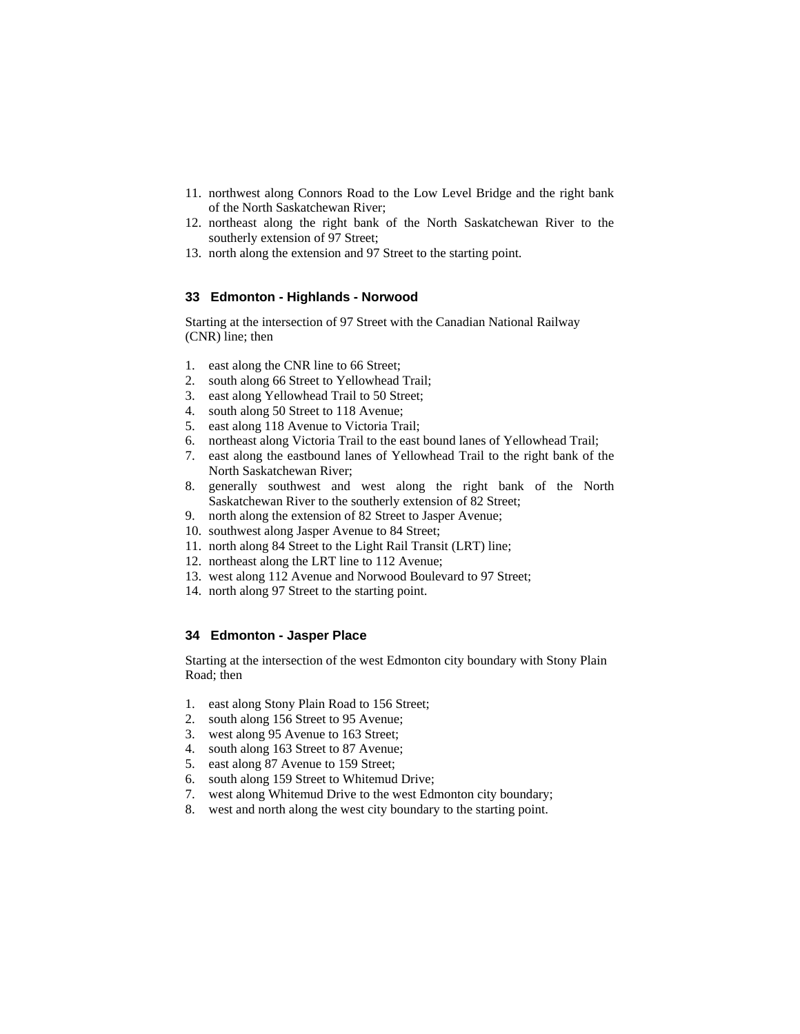11. northwest along Connors Road to the Low Level Bridge and the right bank of the North Saskatchewan River;
12. northeast along the right bank of the North Saskatchewan River to the southerly extension of 97 Street;
13. north along the extension and 97 Street to the starting point.

### 33 Edmonton - Highlands - Norwood

Starting at the intersection of 97 Street with the Canadian National Railway (CNR) line; then

1. east along the CNR line to 66 Street;
2. south along 66 Street to Yellowhead Trail;
3. east along Yellowhead Trail to 50 Street;
4. south along 50 Street to 118 Avenue;
5. east along 118 Avenue to Victoria Trail;
6. northeast along Victoria Trail to the east bound lanes of Yellowhead Trail;
7. east along the eastbound lanes of Yellowhead Trail to the right bank of the North Saskatchewan River;
8. generally southwest and west along the right bank of the North Saskatchewan River to the southerly extension of 82 Street;
9. north along the extension of 82 Street to Jasper Avenue;
10. southwest along Jasper Avenue to 84 Street;
11. north along 84 Street to the Light Rail Transit (LRT) line;
12. northeast along the LRT line to 112 Avenue;
13. west along 112 Avenue and Norwood Boulevard to 97 Street;
14. north along 97 Street to the starting point.

### 34 Edmonton - Jasper Place

Starting at the intersection of the west Edmonton city boundary with Stony Plain Road; then

1. east along Stony Plain Road to 156 Street;
2. south along 156 Street to 95 Avenue;
3. west along 95 Avenue to 163 Street;
4. south along 163 Street to 87 Avenue;
5. east along 87 Avenue to 159 Street;
6. south along 159 Street to Whitemud Drive;
7. west along Whitemud Drive to the west Edmonton city boundary;
8. west and north along the west city boundary to the starting point.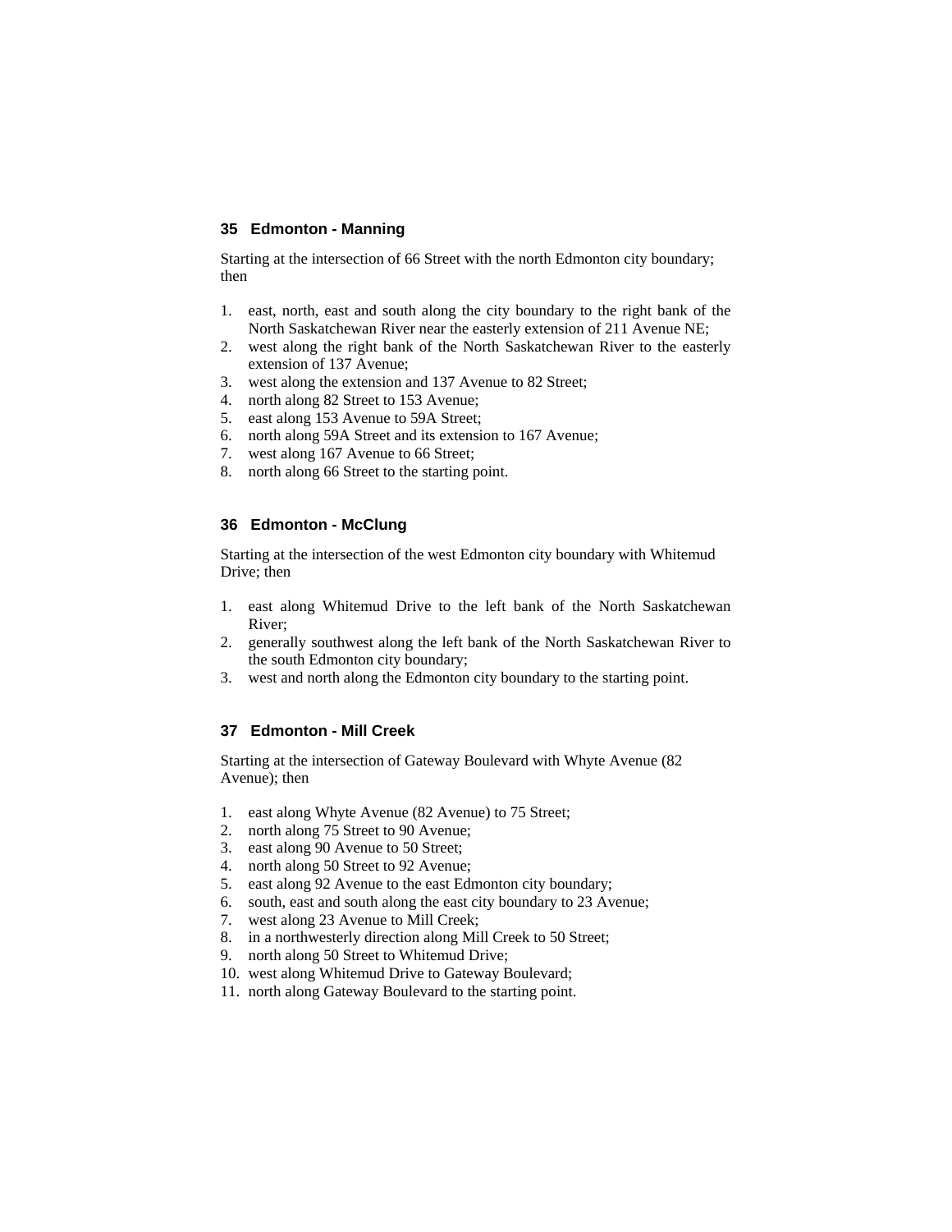### 35 Edmonton - Manning

Starting at the intersection of 66 Street with the north Edmonton city boundary; then

1. east, north, east and south along the city boundary to the right bank of the North Saskatchewan River near the easterly extension of 211 Avenue NE;
2. west along the right bank of the North Saskatchewan River to the easterly extension of 137 Avenue;
3. west along the extension and 137 Avenue to 82 Street;
4. north along 82 Street to 153 Avenue;
5. east along 153 Avenue to 59A Street;
6. north along 59A Street and its extension to 167 Avenue;
7. west along 167 Avenue to 66 Street;
8. north along 66 Street to the starting point.

### 36 Edmonton - McClung

Starting at the intersection of the west Edmonton city boundary with Whitemud Drive; then

1. east along Whitemud Drive to the left bank of the North Saskatchewan River;
2. generally southwest along the left bank of the North Saskatchewan River to the south Edmonton city boundary;
3. west and north along the Edmonton city boundary to the starting point.

### 37 Edmonton - Mill Creek

Starting at the intersection of Gateway Boulevard with Whyte Avenue (82 Avenue); then

1. east along Whyte Avenue (82 Avenue) to 75 Street;
2. north along 75 Street to 90 Avenue;
3. east along 90 Avenue to 50 Street;
4. north along 50 Street to 92 Avenue;
5. east along 92 Avenue to the east Edmonton city boundary;
6. south, east and south along the east city boundary to 23 Avenue;
7. west along 23 Avenue to Mill Creek;
8. in a northwesterly direction along Mill Creek to 50 Street;
9. north along 50 Street to Whitemud Drive;
10. west along Whitemud Drive to Gateway Boulevard;
11. north along Gateway Boulevard to the starting point.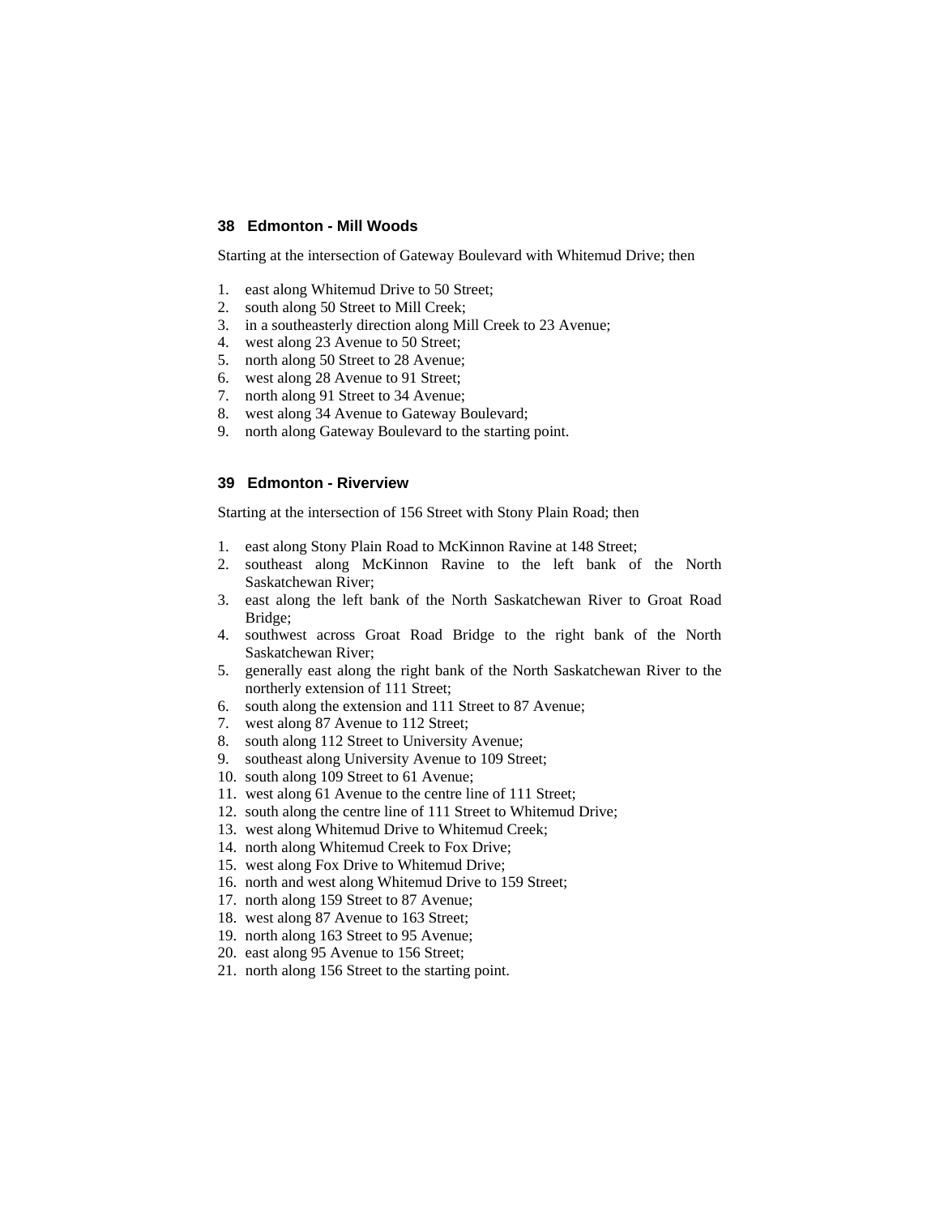### 38 Edmonton - Mill Woods

Starting at the intersection of Gateway Boulevard with Whitemud Drive; then

1. east along Whitemud Drive to 50 Street;
2. south along 50 Street to Mill Creek;
3. in a southeasterly direction along Mill Creek to 23 Avenue;
4. west along 23 Avenue to 50 Street;
5. north along 50 Street to 28 Avenue;
6. west along 28 Avenue to 91 Street;
7. north along 91 Street to 34 Avenue;
8. west along 34 Avenue to Gateway Boulevard;
9. north along Gateway Boulevard to the starting point.

### 39 Edmonton - Riverview

Starting at the intersection of 156 Street with Stony Plain Road; then

1. east along Stony Plain Road to McKinnon Ravine at 148 Street;
2. southeast along McKinnon Ravine to the left bank of the North Saskatchewan River;
3. east along the left bank of the North Saskatchewan River to Groat Road Bridge;
4. southwest across Groat Road Bridge to the right bank of the North Saskatchewan River;
5. generally east along the right bank of the North Saskatchewan River to the northerly extension of 111 Street;
6. south along the extension and 111 Street to 87 Avenue;
7. west along 87 Avenue to 112 Street;
8. south along 112 Street to University Avenue;
9. southeast along University Avenue to 109 Street;
10. south along 109 Street to 61 Avenue;
11. west along 61 Avenue to the centre line of 111 Street;
12. south along the centre line of 111 Street to Whitemud Drive;
13. west along Whitemud Drive to Whitemud Creek;
14. north along Whitemud Creek to Fox Drive;
15. west along Fox Drive to Whitemud Drive;
16. north and west along Whitemud Drive to 159 Street;
17. north along 159 Street to 87 Avenue;
18. west along 87 Avenue to 163 Street;
19. north along 163 Street to 95 Avenue;
20. east along 95 Avenue to 156 Street;
21. north along 156 Street to the starting point.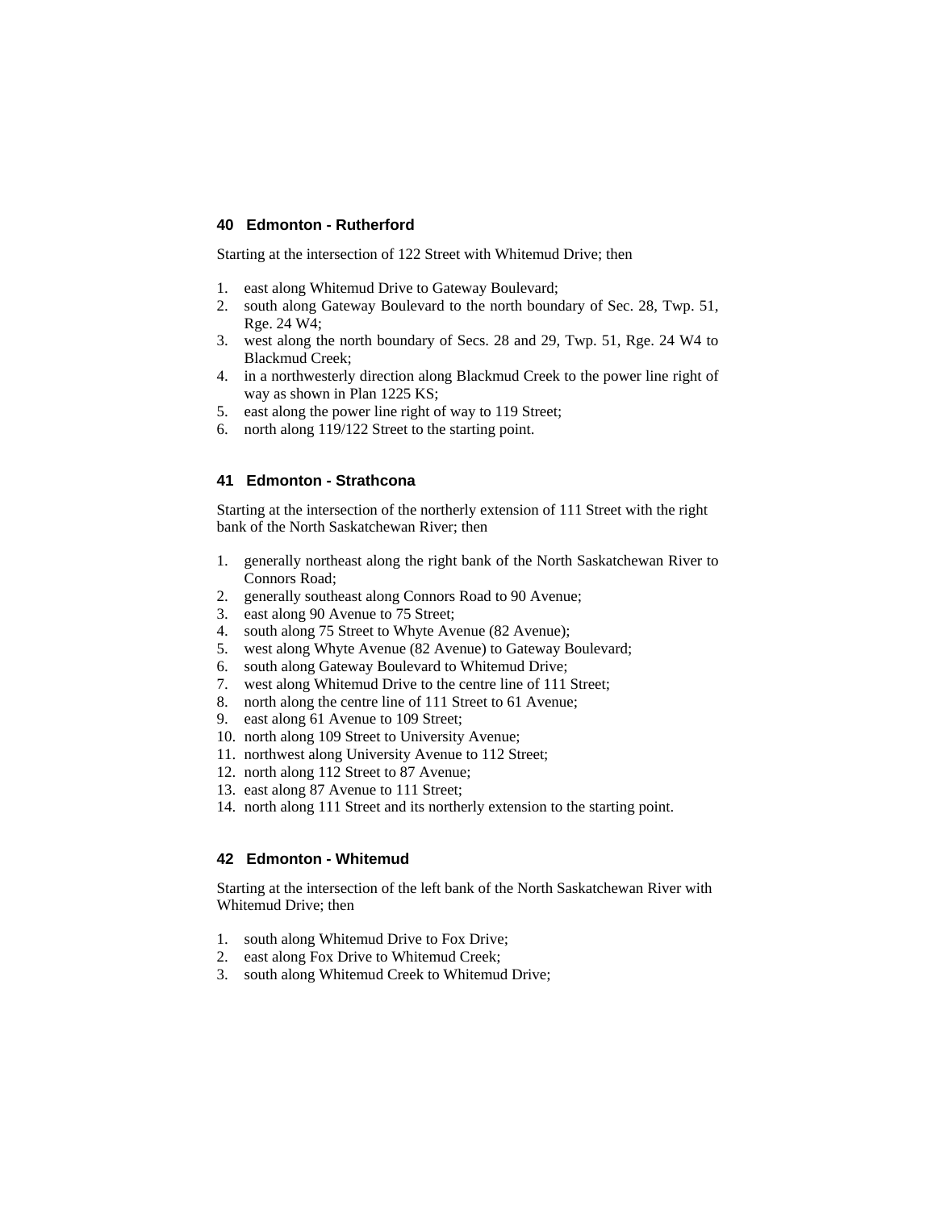### 40 Edmonton - Rutherford

Starting at the intersection of 122 Street with Whitemud Drive; then

1. east along Whitemud Drive to Gateway Boulevard;
2. south along Gateway Boulevard to the north boundary of Sec. 28, Twp. 51, Rge. 24 W4;
3. west along the north boundary of Secs. 28 and 29, Twp. 51, Rge. 24 W4 to Blackmud Creek;
4. in a northwesterly direction along Blackmud Creek to the power line right of way as shown in Plan 1225 KS;
5. east along the power line right of way to 119 Street;
6. north along 119/122 Street to the starting point.

### 41 Edmonton - Strathcona

Starting at the intersection of the northerly extension of 111 Street with the right bank of the North Saskatchewan River; then

1. generally northeast along the right bank of the North Saskatchewan River to Connors Road;
2. generally southeast along Connors Road to 90 Avenue;
3. east along 90 Avenue to 75 Street;
4. south along 75 Street to Whyte Avenue (82 Avenue);
5. west along Whyte Avenue (82 Avenue) to Gateway Boulevard;
6. south along Gateway Boulevard to Whitemud Drive;
7. west along Whitemud Drive to the centre line of 111 Street;
8. north along the centre line of 111 Street to 61 Avenue;
9. east along 61 Avenue to 109 Street;
10. north along 109 Street to University Avenue;
11. northwest along University Avenue to 112 Street;
12. north along 112 Street to 87 Avenue;
13. east along 87 Avenue to 111 Street;
14. north along 111 Street and its northerly extension to the starting point.

### 42 Edmonton - Whitemud

Starting at the intersection of the left bank of the North Saskatchewan River with Whitemud Drive; then

1. south along Whitemud Drive to Fox Drive;
2. east along Fox Drive to Whitemud Creek;
3. south along Whitemud Creek to Whitemud Drive;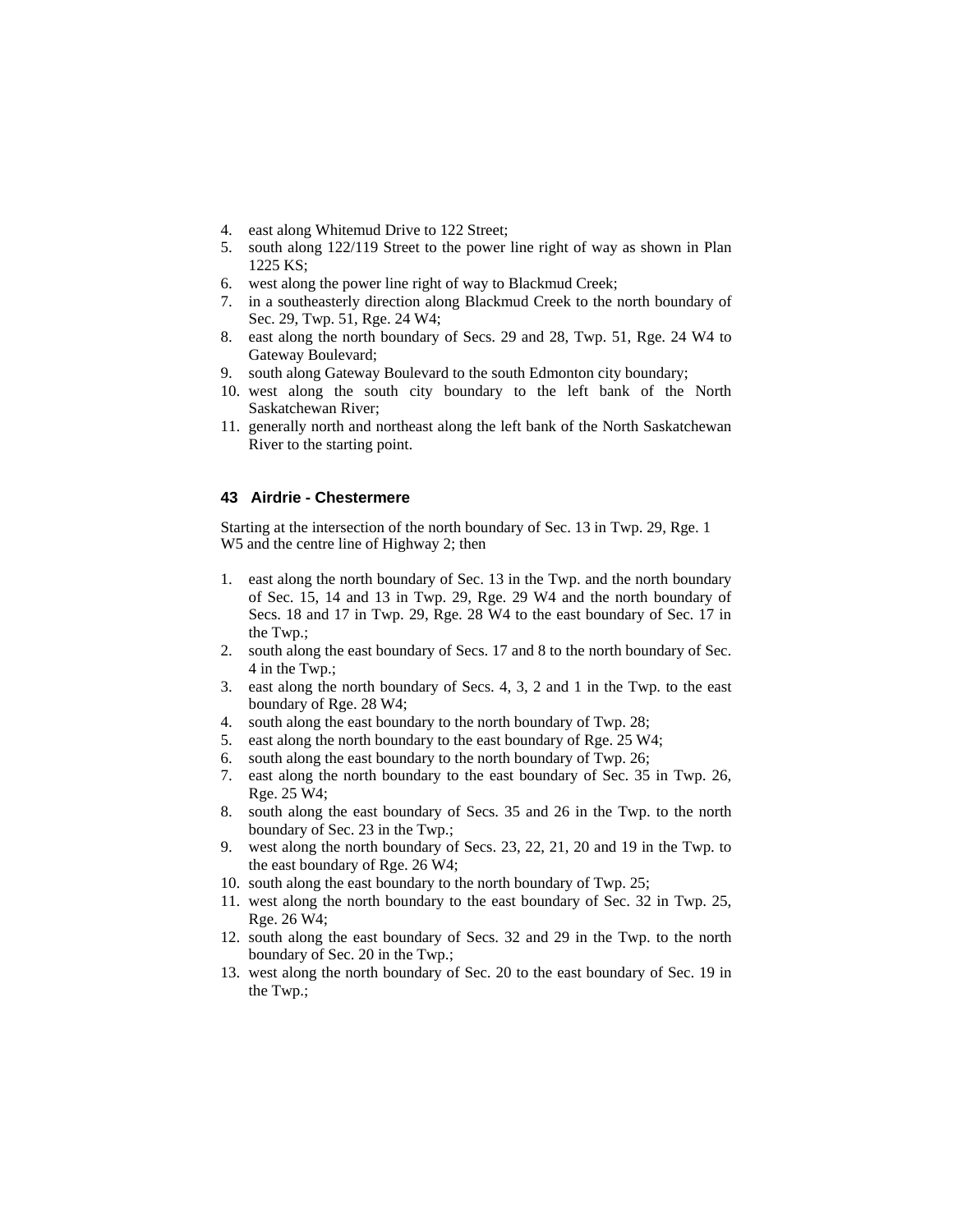4. east along Whitemud Drive to 122 Street;
5. south along 122/119 Street to the power line right of way as shown in Plan 1225 KS;
6. west along the power line right of way to Blackmud Creek;
7. in a southeasterly direction along Blackmud Creek to the north boundary of Sec. 29, Twp. 51, Rge. 24 W4;
8. east along the north boundary of Secs. 29 and 28, Twp. 51, Rge. 24 W4 to Gateway Boulevard;
9. south along Gateway Boulevard to the south Edmonton city boundary;
10. west along the south city boundary to the left bank of the North Saskatchewan River;
11. generally north and northeast along the left bank of the North Saskatchewan River to the starting point.

### 43 Airdrie - Chestermere

Starting at the intersection of the north boundary of Sec. 13 in Twp. 29, Rge. 1 W5 and the centre line of Highway 2; then

1. east along the north boundary of Sec. 13 in the Twp. and the north boundary of Sec. 15, 14 and 13 in Twp. 29, Rge. 29 W4 and the north boundary of Secs. 18 and 17 in Twp. 29, Rge. 28 W4 to the east boundary of Sec. 17 in the Twp.;
2. south along the east boundary of Secs. 17 and 8 to the north boundary of Sec. 4 in the Twp.;
3. east along the north boundary of Secs. 4, 3, 2 and 1 in the Twp. to the east boundary of Rge. 28 W4;
4. south along the east boundary to the north boundary of Twp. 28;
5. east along the north boundary to the east boundary of Rge. 25 W4;
6. south along the east boundary to the north boundary of Twp. 26;
7. east along the north boundary to the east boundary of Sec. 35 in Twp. 26, Rge. 25 W4;
8. south along the east boundary of Secs. 35 and 26 in the Twp. to the north boundary of Sec. 23 in the Twp.;
9. west along the north boundary of Secs. 23, 22, 21, 20 and 19 in the Twp. to the east boundary of Rge. 26 W4;
10. south along the east boundary to the north boundary of Twp. 25;
11. west along the north boundary to the east boundary of Sec. 32 in Twp. 25, Rge. 26 W4;
12. south along the east boundary of Secs. 32 and 29 in the Twp. to the north boundary of Sec. 20 in the Twp.;
13. west along the north boundary of Sec. 20 to the east boundary of Sec. 19 in the Twp.;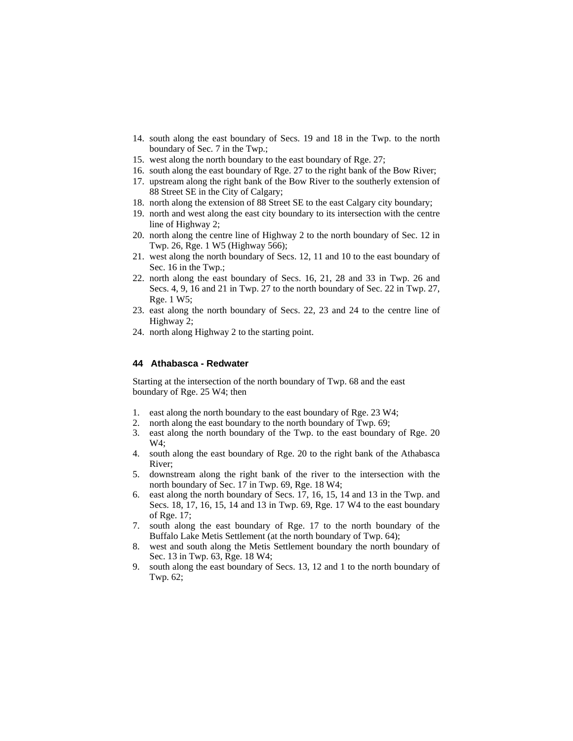14. south along the east boundary of Secs. 19 and 18 in the Twp. to the north boundary of Sec. 7 in the Twp.;
15. west along the north boundary to the east boundary of Rge. 27;
16. south along the east boundary of Rge. 27 to the right bank of the Bow River;
17. upstream along the right bank of the Bow River to the southerly extension of 88 Street SE in the City of Calgary;
18. north along the extension of 88 Street SE to the east Calgary city boundary;
19. north and west along the east city boundary to its intersection with the centre line of Highway 2;
20. north along the centre line of Highway 2 to the north boundary of Sec. 12 in Twp. 26, Rge. 1 W5 (Highway 566);
21. west along the north boundary of Secs. 12, 11 and 10 to the east boundary of Sec. 16 in the Twp.;
22. north along the east boundary of Secs. 16, 21, 28 and 33 in Twp. 26 and Secs. 4, 9, 16 and 21 in Twp. 27 to the north boundary of Sec. 22 in Twp. 27, Rge. 1 W5;
23. east along the north boundary of Secs. 22, 23 and 24 to the centre line of Highway 2;
24. north along Highway 2 to the starting point.

## 44 Athabasca - Redwater

Starting at the intersection of the north boundary of Twp. 68 and the east boundary of Rge. 25 W4; then

1. east along the north boundary to the east boundary of Rge. 23 W4;
2. north along the east boundary to the north boundary of Twp. 69;
3. east along the north boundary of the Twp. to the east boundary of Rge. 20 W4;
4. south along the east boundary of Rge. 20 to the right bank of the Athabasca River;
5. downstream along the right bank of the river to the intersection with the north boundary of Sec. 17 in Twp. 69, Rge. 18 W4;
6. east along the north boundary of Secs. 17, 16, 15, 14 and 13 in the Twp. and Secs. 18, 17, 16, 15, 14 and 13 in Twp. 69, Rge. 17 W4 to the east boundary of Rge. 17;
7. south along the east boundary of Rge. 17 to the north boundary of the Buffalo Lake Metis Settlement (at the north boundary of Twp. 64);
8. west and south along the Metis Settlement boundary the north boundary of Sec. 13 in Twp. 63, Rge. 18 W4;
9. south along the east boundary of Secs. 13, 12 and 1 to the north boundary of Twp. 62;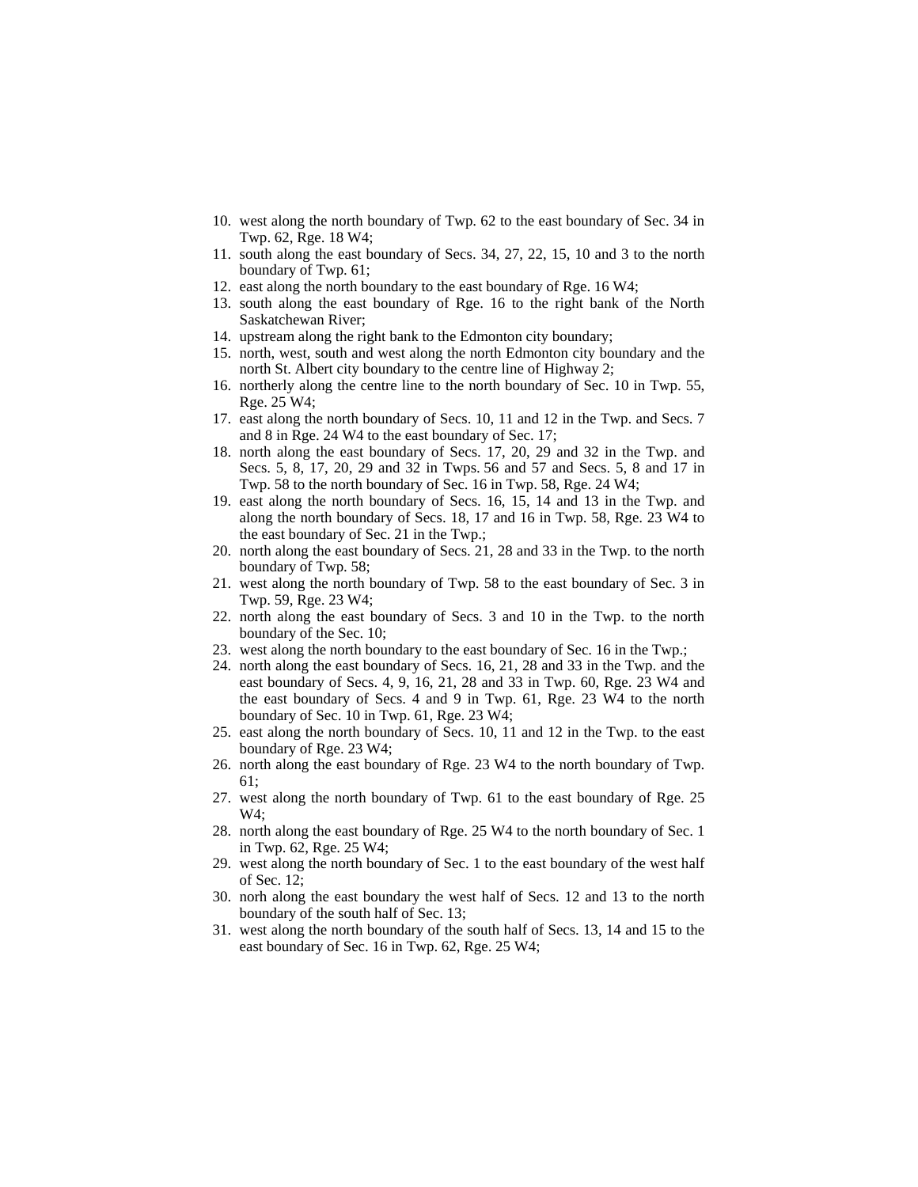10. west along the north boundary of Twp. 62 to the east boundary of Sec. 34 in Twp. 62, Rge. 18 W4;
11. south along the east boundary of Secs. 34, 27, 22, 15, 10 and 3 to the north boundary of Twp. 61;
12. east along the north boundary to the east boundary of Rge. 16 W4;
13. south along the east boundary of Rge. 16 to the right bank of the North Saskatchewan River;
14. upstream along the right bank to the Edmonton city boundary;
15. north, west, south and west along the north Edmonton city boundary and the north St. Albert city boundary to the centre line of Highway 2;
16. northerly along the centre line to the north boundary of Sec. 10 in Twp. 55, Rge. 25 W4;
17. east along the north boundary of Secs. 10, 11 and 12 in the Twp. and Secs. 7 and 8 in Rge. 24 W4 to the east boundary of Sec. 17;
18. north along the east boundary of Secs. 17, 20, 29 and 32 in the Twp. and Secs. 5, 8, 17, 20, 29 and 32 in Twps. 56 and 57 and Secs. 5, 8 and 17 in Twp. 58 to the north boundary of Sec. 16 in Twp. 58, Rge. 24 W4;
19. east along the north boundary of Secs. 16, 15, 14 and 13 in the Twp. and along the north boundary of Secs. 18, 17 and 16 in Twp. 58, Rge. 23 W4 to the east boundary of Sec. 21 in the Twp.;
20. north along the east boundary of Secs. 21, 28 and 33 in the Twp. to the north boundary of Twp. 58;
21. west along the north boundary of Twp. 58 to the east boundary of Sec. 3 in Twp. 59, Rge. 23 W4;
22. north along the east boundary of Secs. 3 and 10 in the Twp. to the north boundary of the Sec. 10;
23. west along the north boundary to the east boundary of Sec. 16 in the Twp.;
24. north along the east boundary of Secs. 16, 21, 28 and 33 in the Twp. and the east boundary of Secs. 4, 9, 16, 21, 28 and 33 in Twp. 60, Rge. 23 W4 and the east boundary of Secs. 4 and 9 in Twp. 61, Rge. 23 W4 to the north boundary of Sec. 10 in Twp. 61, Rge. 23 W4;
25. east along the north boundary of Secs. 10, 11 and 12 in the Twp. to the east boundary of Rge. 23 W4;
26. north along the east boundary of Rge. 23 W4 to the north boundary of Twp. 61;
27. west along the north boundary of Twp. 61 to the east boundary of Rge. 25 W4;
28. north along the east boundary of Rge. 25 W4 to the north boundary of Sec. 1 in Twp. 62, Rge. 25 W4;
29. west along the north boundary of Sec. 1 to the east boundary of the west half of Sec. 12;
30. norh along the east boundary the west half of Secs. 12 and 13 to the north boundary of the south half of Sec. 13;
31. west along the north boundary of the south half of Secs. 13, 14 and 15 to the east boundary of Sec. 16 in Twp. 62, Rge. 25 W4;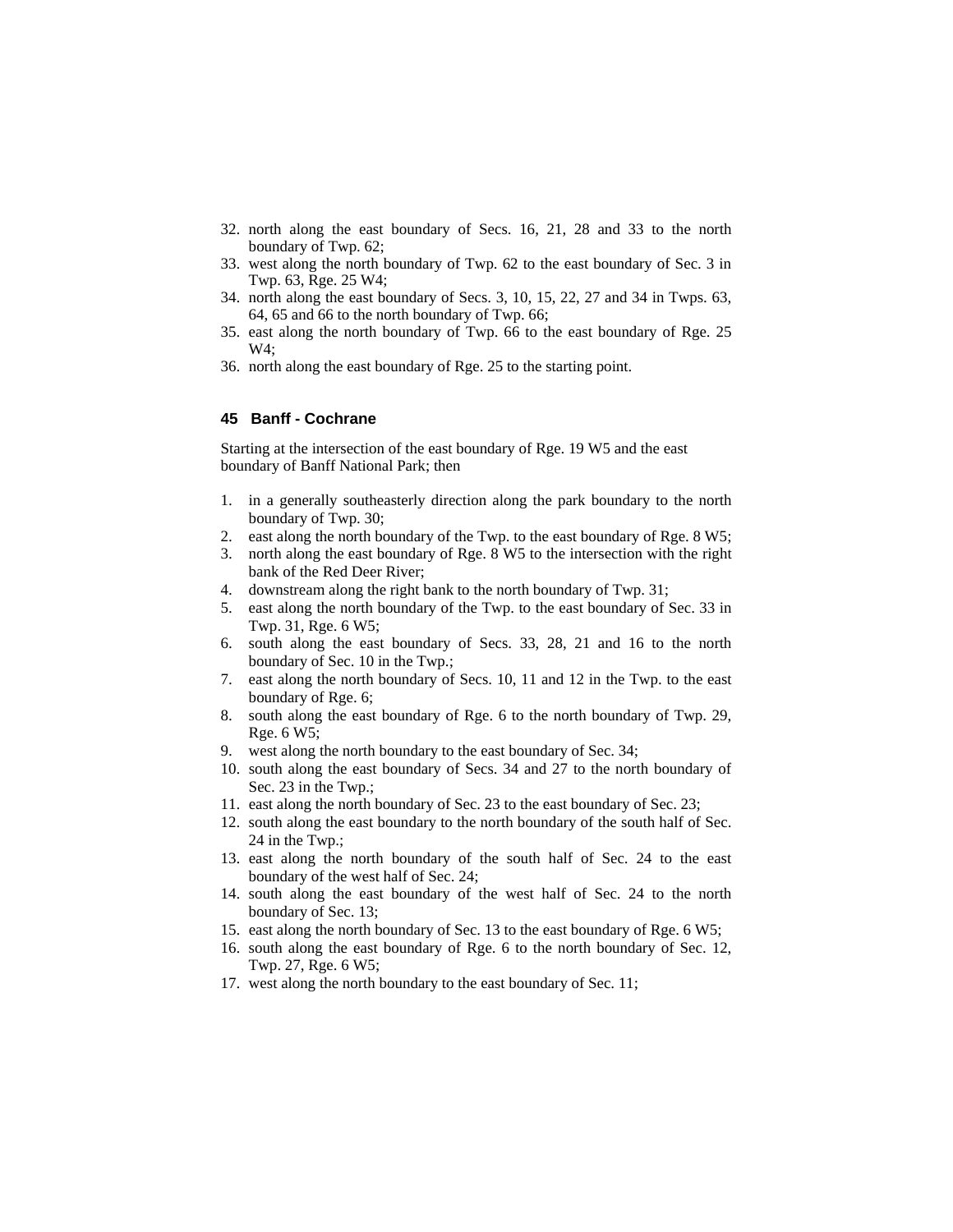32. north along the east boundary of Secs. 16, 21, 28 and 33 to the north boundary of Twp. 62;
33. west along the north boundary of Twp. 62 to the east boundary of Sec. 3 in Twp. 63, Rge. 25 W4;
34. north along the east boundary of Secs. 3, 10, 15, 22, 27 and 34 in Twps. 63, 64, 65 and 66 to the north boundary of Twp. 66;
35. east along the north boundary of Twp. 66 to the east boundary of Rge. 25 W4;
36. north along the east boundary of Rge. 25 to the starting point.

## 45 Banff - Cochrane

Starting at the intersection of the east boundary of Rge. 19 W5 and the east boundary of Banff National Park; then

1. in a generally southeasterly direction along the park boundary to the north boundary of Twp. 30;
2. east along the north boundary of the Twp. to the east boundary of Rge. 8 W5;
3. north along the east boundary of Rge. 8 W5 to the intersection with the right bank of the Red Deer River;
4. downstream along the right bank to the north boundary of Twp. 31;
5. east along the north boundary of the Twp. to the east boundary of Sec. 33 in Twp. 31, Rge. 6 W5;
6. south along the east boundary of Secs. 33, 28, 21 and 16 to the north boundary of Sec. 10 in the Twp.;
7. east along the north boundary of Secs. 10, 11 and 12 in the Twp. to the east boundary of Rge. 6;
8. south along the east boundary of Rge. 6 to the north boundary of Twp. 29, Rge. 6 W5;
9. west along the north boundary to the east boundary of Sec. 34;
10. south along the east boundary of Secs. 34 and 27 to the north boundary of Sec. 23 in the Twp.;
11. east along the north boundary of Sec. 23 to the east boundary of Sec. 23;
12. south along the east boundary to the north boundary of the south half of Sec. 24 in the Twp.;
13. east along the north boundary of the south half of Sec. 24 to the east boundary of the west half of Sec. 24;
14. south along the east boundary of the west half of Sec. 24 to the north boundary of Sec. 13;
15. east along the north boundary of Sec. 13 to the east boundary of Rge. 6 W5;
16. south along the east boundary of Rge. 6 to the north boundary of Sec. 12, Twp. 27, Rge. 6 W5;
17. west along the north boundary to the east boundary of Sec. 11;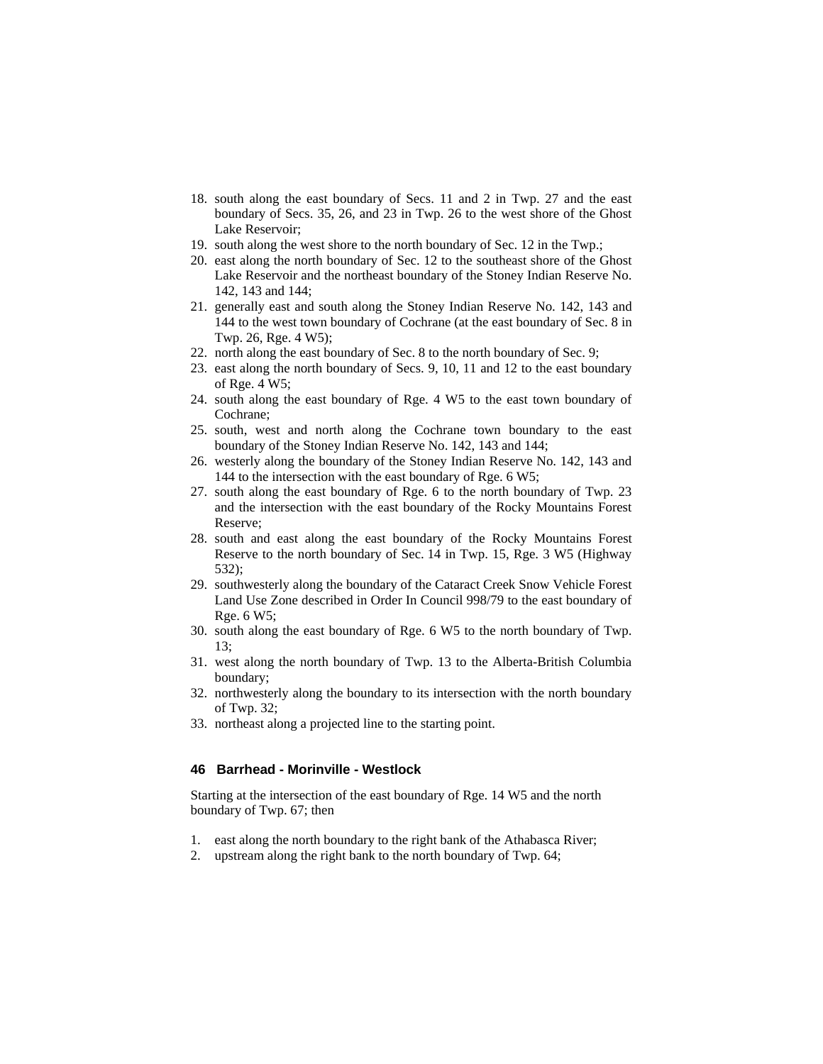18. south along the east boundary of Secs. 11 and 2 in Twp. 27 and the east boundary of Secs. 35, 26, and 23 in Twp. 26 to the west shore of the Ghost Lake Reservoir;
19. south along the west shore to the north boundary of Sec. 12 in the Twp.;
20. east along the north boundary of Sec. 12 to the southeast shore of the Ghost Lake Reservoir and the northeast boundary of the Stoney Indian Reserve No. 142, 143 and 144;
21. generally east and south along the Stoney Indian Reserve No. 142, 143 and 144 to the west town boundary of Cochrane (at the east boundary of Sec. 8 in Twp. 26, Rge. 4 W5);
22. north along the east boundary of Sec. 8 to the north boundary of Sec. 9;
23. east along the north boundary of Secs. 9, 10, 11 and 12 to the east boundary of Rge. 4 W5;
24. south along the east boundary of Rge. 4 W5 to the east town boundary of Cochrane;
25. south, west and north along the Cochrane town boundary to the east boundary of the Stoney Indian Reserve No. 142, 143 and 144;
26. westerly along the boundary of the Stoney Indian Reserve No. 142, 143 and 144 to the intersection with the east boundary of Rge. 6 W5;
27. south along the east boundary of Rge. 6 to the north boundary of Twp. 23 and the intersection with the east boundary of the Rocky Mountains Forest Reserve;
28. south and east along the east boundary of the Rocky Mountains Forest Reserve to the north boundary of Sec. 14 in Twp. 15, Rge. 3 W5 (Highway 532);
29. southwesterly along the boundary of the Cataract Creek Snow Vehicle Forest Land Use Zone described in Order In Council 998/79 to the east boundary of Rge. 6 W5;
30. south along the east boundary of Rge. 6 W5 to the north boundary of Twp. 13;
31. west along the north boundary of Twp. 13 to the Alberta-British Columbia boundary;
32. northwesterly along the boundary to its intersection with the north boundary of Twp. 32;
33. northeast along a projected line to the starting point.

### 46 Barrhead - Morinville - Westlock

Starting at the intersection of the east boundary of Rge. 14 W5 and the north boundary of Twp. 67; then

1. east along the north boundary to the right bank of the Athabasca River;
2. upstream along the right bank to the north boundary of Twp. 64;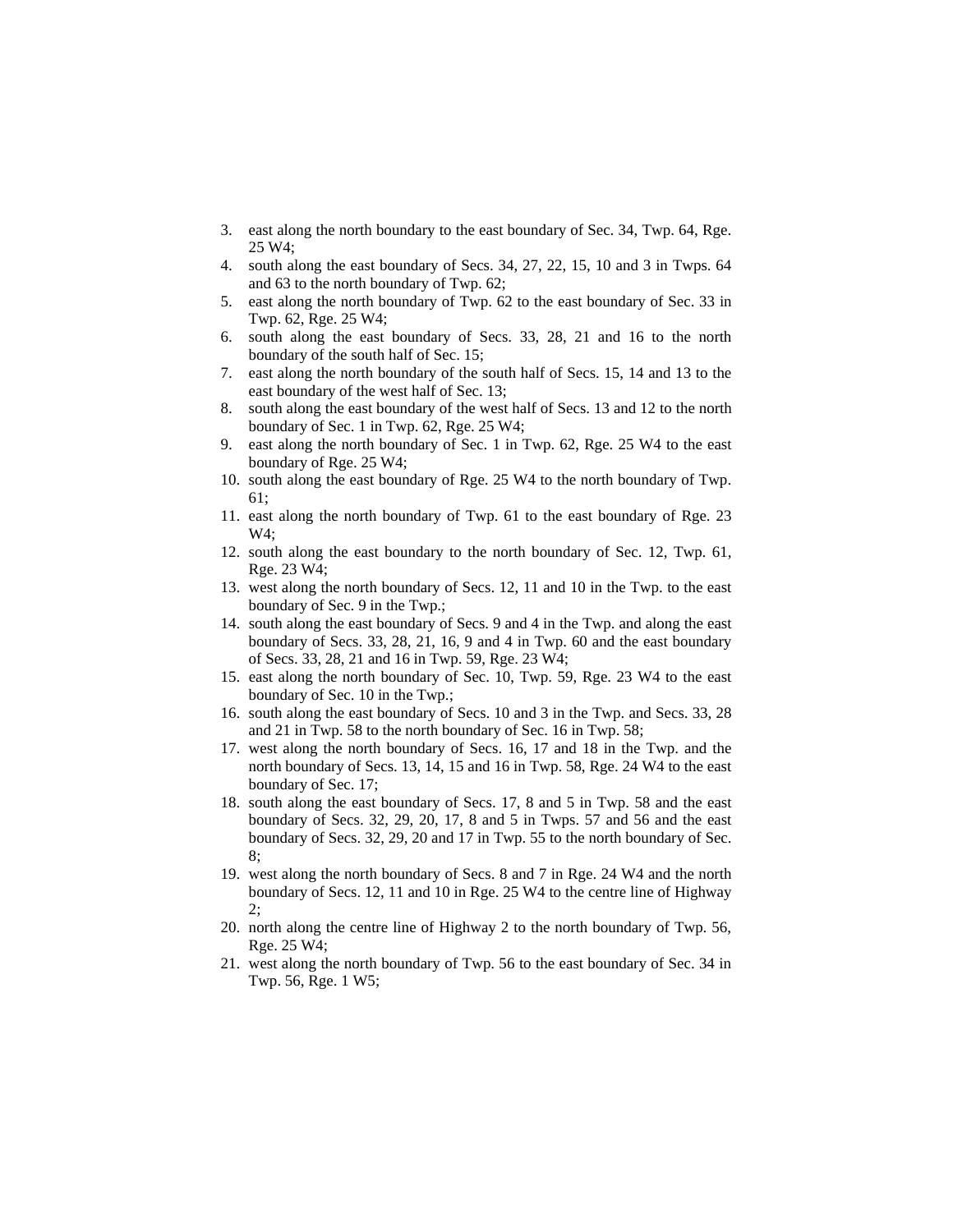3. east along the north boundary to the east boundary of Sec. 34, Twp. 64, Rge. 25 W4;
4. south along the east boundary of Secs. 34, 27, 22, 15, 10 and 3 in Twps. 64 and 63 to the north boundary of Twp. 62;
5. east along the north boundary of Twp. 62 to the east boundary of Sec. 33 in Twp. 62, Rge. 25 W4;
6. south along the east boundary of Secs. 33, 28, 21 and 16 to the north boundary of the south half of Sec. 15;
7. east along the north boundary of the south half of Secs. 15, 14 and 13 to the east boundary of the west half of Sec. 13;
8. south along the east boundary of the west half of Secs. 13 and 12 to the north boundary of Sec. 1 in Twp. 62, Rge. 25 W4;
9. east along the north boundary of Sec. 1 in Twp. 62, Rge. 25 W4 to the east boundary of Rge. 25 W4;
10. south along the east boundary of Rge. 25 W4 to the north boundary of Twp. 61;
11. east along the north boundary of Twp. 61 to the east boundary of Rge. 23 W4;
12. south along the east boundary to the north boundary of Sec. 12, Twp. 61, Rge. 23 W4;
13. west along the north boundary of Secs. 12, 11 and 10 in the Twp. to the east boundary of Sec. 9 in the Twp.;
14. south along the east boundary of Secs. 9 and 4 in the Twp. and along the east boundary of Secs. 33, 28, 21, 16, 9 and 4 in Twp. 60 and the east boundary of Secs. 33, 28, 21 and 16 in Twp. 59, Rge. 23 W4;
15. east along the north boundary of Sec. 10, Twp. 59, Rge. 23 W4 to the east boundary of Sec. 10 in the Twp.;
16. south along the east boundary of Secs. 10 and 3 in the Twp. and Secs. 33, 28 and 21 in Twp. 58 to the north boundary of Sec. 16 in Twp. 58;
17. west along the north boundary of Secs. 16, 17 and 18 in the Twp. and the north boundary of Secs. 13, 14, 15 and 16 in Twp. 58, Rge. 24 W4 to the east boundary of Sec. 17;
18. south along the east boundary of Secs. 17, 8 and 5 in Twp. 58 and the east boundary of Secs. 32, 29, 20, 17, 8 and 5 in Twps. 57 and 56 and the east boundary of Secs. 32, 29, 20 and 17 in Twp. 55 to the north boundary of Sec. 8;
19. west along the north boundary of Secs. 8 and 7 in Rge. 24 W4 and the north boundary of Secs. 12, 11 and 10 in Rge. 25 W4 to the centre line of Highway 2;
20. north along the centre line of Highway 2 to the north boundary of Twp. 56, Rge. 25 W4;
21. west along the north boundary of Twp. 56 to the east boundary of Sec. 34 in Twp. 56, Rge. 1 W5;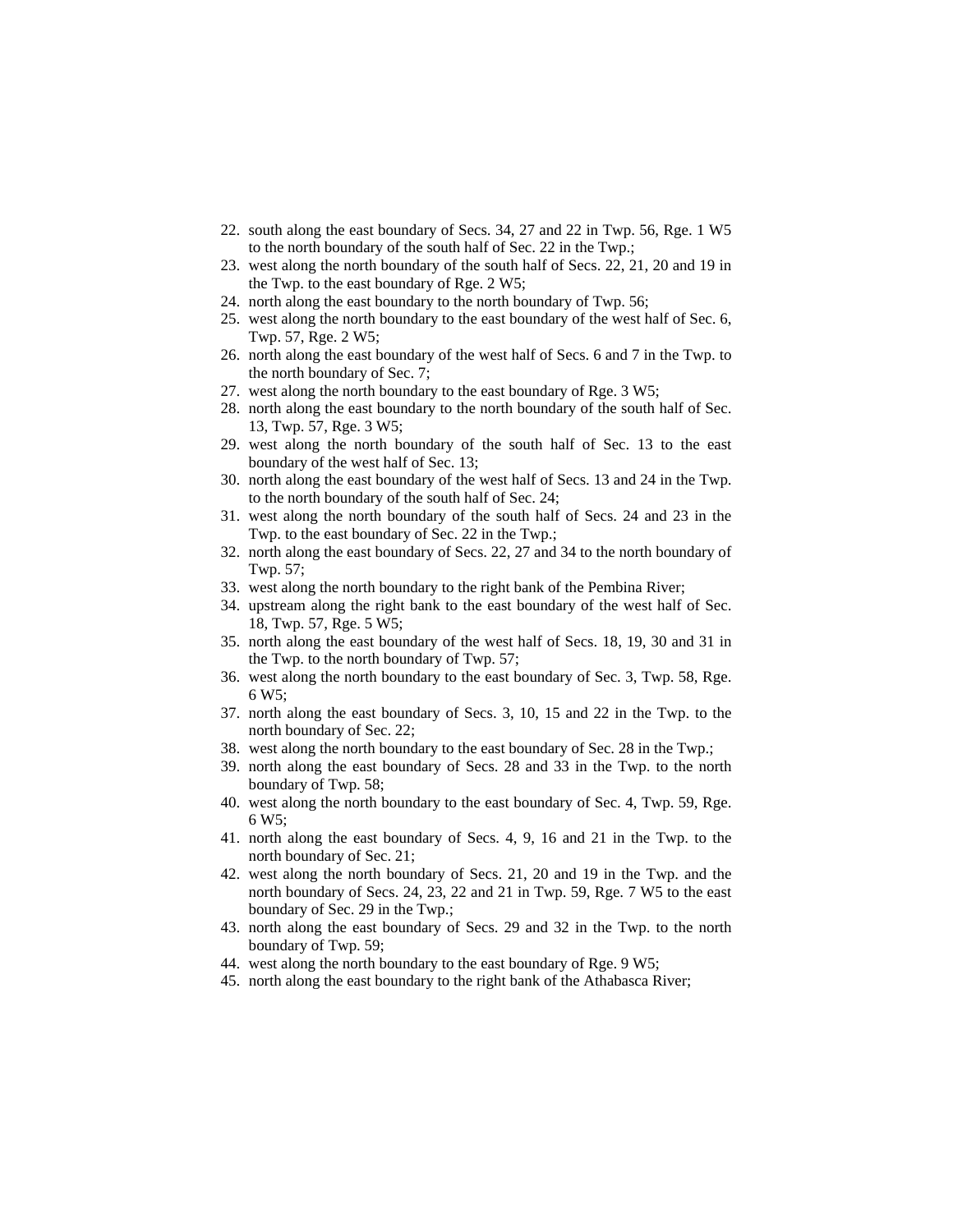22. south along the east boundary of Secs. 34, 27 and 22 in Twp. 56, Rge. 1 W5 to the north boundary of the south half of Sec. 22 in the Twp.;
23. west along the north boundary of the south half of Secs. 22, 21, 20 and 19 in the Twp. to the east boundary of Rge. 2 W5;
24. north along the east boundary to the north boundary of Twp. 56;
25. west along the north boundary to the east boundary of the west half of Sec. 6, Twp. 57, Rge. 2 W5;
26. north along the east boundary of the west half of Secs. 6 and 7 in the Twp. to the north boundary of Sec. 7;
27. west along the north boundary to the east boundary of Rge. 3 W5;
28. north along the east boundary to the north boundary of the south half of Sec. 13, Twp. 57, Rge. 3 W5;
29. west along the north boundary of the south half of Sec. 13 to the east boundary of the west half of Sec. 13;
30. north along the east boundary of the west half of Secs. 13 and 24 in the Twp. to the north boundary of the south half of Sec. 24;
31. west along the north boundary of the south half of Secs. 24 and 23 in the Twp. to the east boundary of Sec. 22 in the Twp.;
32. north along the east boundary of Secs. 22, 27 and 34 to the north boundary of Twp. 57;
33. west along the north boundary to the right bank of the Pembina River;
34. upstream along the right bank to the east boundary of the west half of Sec. 18, Twp. 57, Rge. 5 W5;
35. north along the east boundary of the west half of Secs. 18, 19, 30 and 31 in the Twp. to the north boundary of Twp. 57;
36. west along the north boundary to the east boundary of Sec. 3, Twp. 58, Rge. 6 W5;
37. north along the east boundary of Secs. 3, 10, 15 and 22 in the Twp. to the north boundary of Sec. 22;
38. west along the north boundary to the east boundary of Sec. 28 in the Twp.;
39. north along the east boundary of Secs. 28 and 33 in the Twp. to the north boundary of Twp. 58;
40. west along the north boundary to the east boundary of Sec. 4, Twp. 59, Rge. 6 W5;
41. north along the east boundary of Secs. 4, 9, 16 and 21 in the Twp. to the north boundary of Sec. 21;
42. west along the north boundary of Secs. 21, 20 and 19 in the Twp. and the north boundary of Secs. 24, 23, 22 and 21 in Twp. 59, Rge. 7 W5 to the east boundary of Sec. 29 in the Twp.;
43. north along the east boundary of Secs. 29 and 32 in the Twp. to the north boundary of Twp. 59;
44. west along the north boundary to the east boundary of Rge. 9 W5;
45. north along the east boundary to the right bank of the Athabasca River;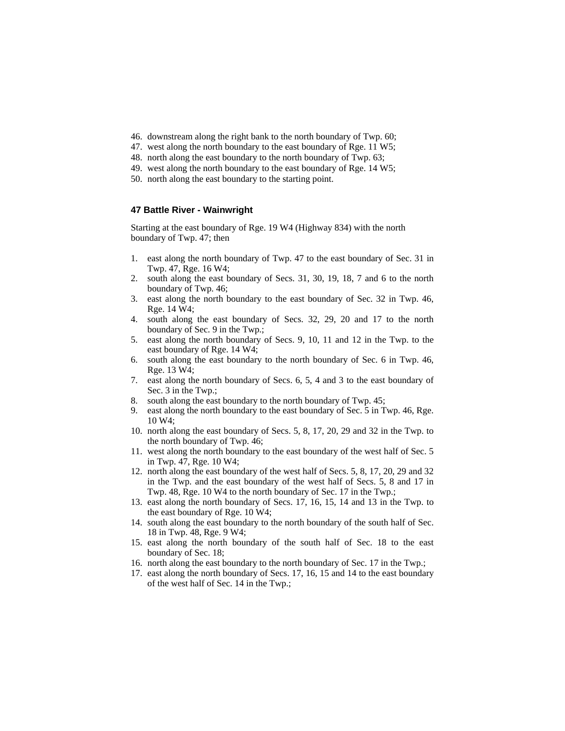46. downstream along the right bank to the north boundary of Twp. 60;
47. west along the north boundary to the east boundary of Rge. 11 W5;
48. north along the east boundary to the north boundary of Twp. 63;
49. west along the north boundary to the east boundary of Rge. 14 W5;
50. north along the east boundary to the starting point.

### 47 Battle River - Wainwright

Starting at the east boundary of Rge. 19 W4 (Highway 834) with the north boundary of Twp. 47; then

1. east along the north boundary of Twp. 47 to the east boundary of Sec. 31 in Twp. 47, Rge. 16 W4;
2. south along the east boundary of Secs. 31, 30, 19, 18, 7 and 6 to the north boundary of Twp. 46;
3. east along the north boundary to the east boundary of Sec. 32 in Twp. 46, Rge. 14 W4;
4. south along the east boundary of Secs. 32, 29, 20 and 17 to the north boundary of Sec. 9 in the Twp.;
5. east along the north boundary of Secs. 9, 10, 11 and 12 in the Twp. to the east boundary of Rge. 14 W4;
6. south along the east boundary to the north boundary of Sec. 6 in Twp. 46, Rge. 13 W4;
7. east along the north boundary of Secs. 6, 5, 4 and 3 to the east boundary of Sec. 3 in the Twp.;
8. south along the east boundary to the north boundary of Twp. 45;
9. east along the north boundary to the east boundary of Sec. 5 in Twp. 46, Rge. 10 W4;
10. north along the east boundary of Secs. 5, 8, 17, 20, 29 and 32 in the Twp. to the north boundary of Twp. 46;
11. west along the north boundary to the east boundary of the west half of Sec. 5 in Twp. 47, Rge. 10 W4;
12. north along the east boundary of the west half of Secs. 5, 8, 17, 20, 29 and 32 in the Twp. and the east boundary of the west half of Secs. 5, 8 and 17 in Twp. 48, Rge. 10 W4 to the north boundary of Sec. 17 in the Twp.;
13. east along the north boundary of Secs. 17, 16, 15, 14 and 13 in the Twp. to the east boundary of Rge. 10 W4;
14. south along the east boundary to the north boundary of the south half of Sec. 18 in Twp. 48, Rge. 9 W4;
15. east along the north boundary of the south half of Sec. 18 to the east boundary of Sec. 18;
16. north along the east boundary to the north boundary of Sec. 17 in the Twp.;
17. east along the north boundary of Secs. 17, 16, 15 and 14 to the east boundary of the west half of Sec. 14 in the Twp.;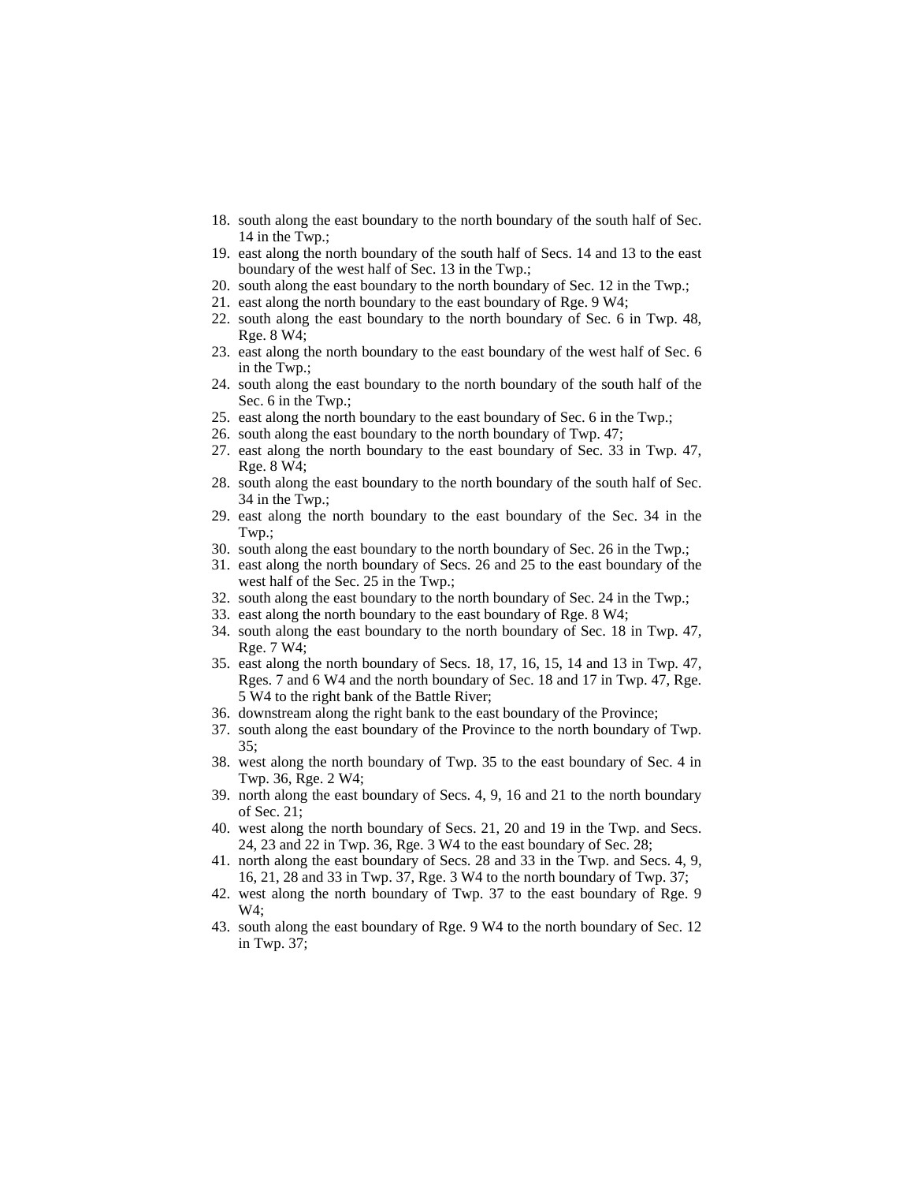18. south along the east boundary to the north boundary of the south half of Sec. 14 in the Twp.;
19. east along the north boundary of the south half of Secs. 14 and 13 to the east boundary of the west half of Sec. 13 in the Twp.;
20. south along the east boundary to the north boundary of Sec. 12 in the Twp.;
21. east along the north boundary to the east boundary of Rge. 9 W4;
22. south along the east boundary to the north boundary of Sec. 6 in Twp. 48, Rge. 8 W4;
23. east along the north boundary to the east boundary of the west half of Sec. 6 in the Twp.;
24. south along the east boundary to the north boundary of the south half of the Sec. 6 in the Twp.;
25. east along the north boundary to the east boundary of Sec. 6 in the Twp.;
26. south along the east boundary to the north boundary of Twp. 47;
27. east along the north boundary to the east boundary of Sec. 33 in Twp. 47, Rge. 8 W4;
28. south along the east boundary to the north boundary of the south half of Sec. 34 in the Twp.;
29. east along the north boundary to the east boundary of the Sec. 34 in the Twp.;
30. south along the east boundary to the north boundary of Sec. 26 in the Twp.;
31. east along the north boundary of Secs. 26 and 25 to the east boundary of the west half of the Sec. 25 in the Twp.;
32. south along the east boundary to the north boundary of Sec. 24 in the Twp.;
33. east along the north boundary to the east boundary of Rge. 8 W4;
34. south along the east boundary to the north boundary of Sec. 18 in Twp. 47, Rge. 7 W4;
35. east along the north boundary of Secs. 18, 17, 16, 15, 14 and 13 in Twp. 47, Rges. 7 and 6 W4 and the north boundary of Sec. 18 and 17 in Twp. 47, Rge. 5 W4 to the right bank of the Battle River;
36. downstream along the right bank to the east boundary of the Province;
37. south along the east boundary of the Province to the north boundary of Twp. 35;
38. west along the north boundary of Twp. 35 to the east boundary of Sec. 4 in Twp. 36, Rge. 2 W4;
39. north along the east boundary of Secs. 4, 9, 16 and 21 to the north boundary of Sec. 21;
40. west along the north boundary of Secs. 21, 20 and 19 in the Twp. and Secs. 24, 23 and 22 in Twp. 36, Rge. 3 W4 to the east boundary of Sec. 28;
41. north along the east boundary of Secs. 28 and 33 in the Twp. and Secs. 4, 9, 16, 21, 28 and 33 in Twp. 37, Rge. 3 W4 to the north boundary of Twp. 37;
42. west along the north boundary of Twp. 37 to the east boundary of Rge. 9 W4;
43. south along the east boundary of Rge. 9 W4 to the north boundary of Sec. 12 in Twp. 37;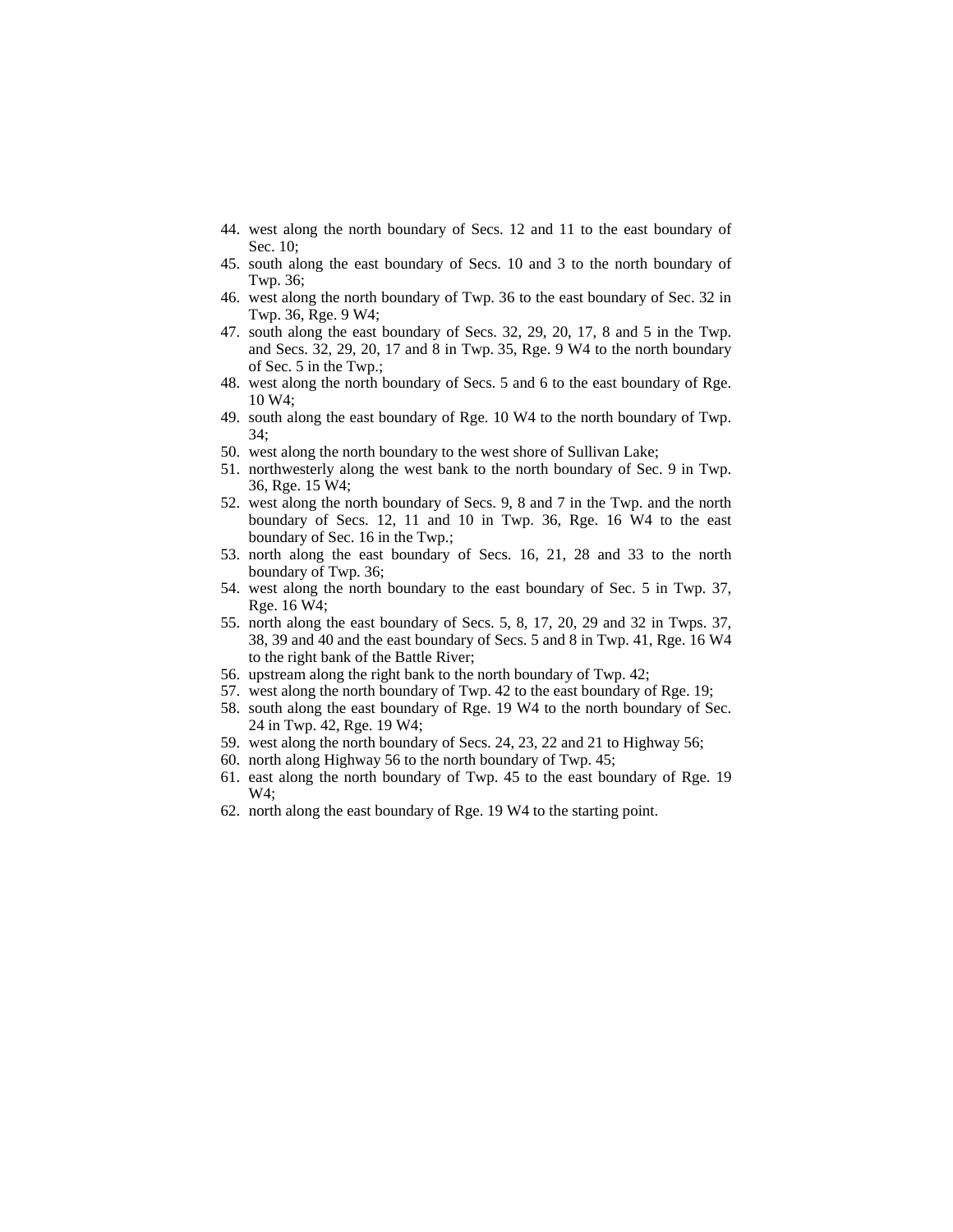44. west along the north boundary of Secs. 12 and 11 to the east boundary of Sec. 10;
45. south along the east boundary of Secs. 10 and 3 to the north boundary of Twp. 36;
46. west along the north boundary of Twp. 36 to the east boundary of Sec. 32 in Twp. 36, Rge. 9 W4;
47. south along the east boundary of Secs. 32, 29, 20, 17, 8 and 5 in the Twp. and Secs. 32, 29, 20, 17 and 8 in Twp. 35, Rge. 9 W4 to the north boundary of Sec. 5 in the Twp.;
48. west along the north boundary of Secs. 5 and 6 to the east boundary of Rge. 10 W4;
49. south along the east boundary of Rge. 10 W4 to the north boundary of Twp. 34;
50. west along the north boundary to the west shore of Sullivan Lake;
51. northwesterly along the west bank to the north boundary of Sec. 9 in Twp. 36, Rge. 15 W4;
52. west along the north boundary of Secs. 9, 8 and 7 in the Twp. and the north boundary of Secs. 12, 11 and 10 in Twp. 36, Rge. 16 W4 to the east boundary of Sec. 16 in the Twp.;
53. north along the east boundary of Secs. 16, 21, 28 and 33 to the north boundary of Twp. 36;
54. west along the north boundary to the east boundary of Sec. 5 in Twp. 37, Rge. 16 W4;
55. north along the east boundary of Secs. 5, 8, 17, 20, 29 and 32 in Twps. 37, 38, 39 and 40 and the east boundary of Secs. 5 and 8 in Twp. 41, Rge. 16 W4 to the right bank of the Battle River;
56. upstream along the right bank to the north boundary of Twp. 42;
57. west along the north boundary of Twp. 42 to the east boundary of Rge. 19;
58. south along the east boundary of Rge. 19 W4 to the north boundary of Sec. 24 in Twp. 42, Rge. 19 W4;
59. west along the north boundary of Secs. 24, 23, 22 and 21 to Highway 56;
60. north along Highway 56 to the north boundary of Twp. 45;
61. east along the north boundary of Twp. 45 to the east boundary of Rge. 19 W4;
62. north along the east boundary of Rge. 19 W4 to the starting point.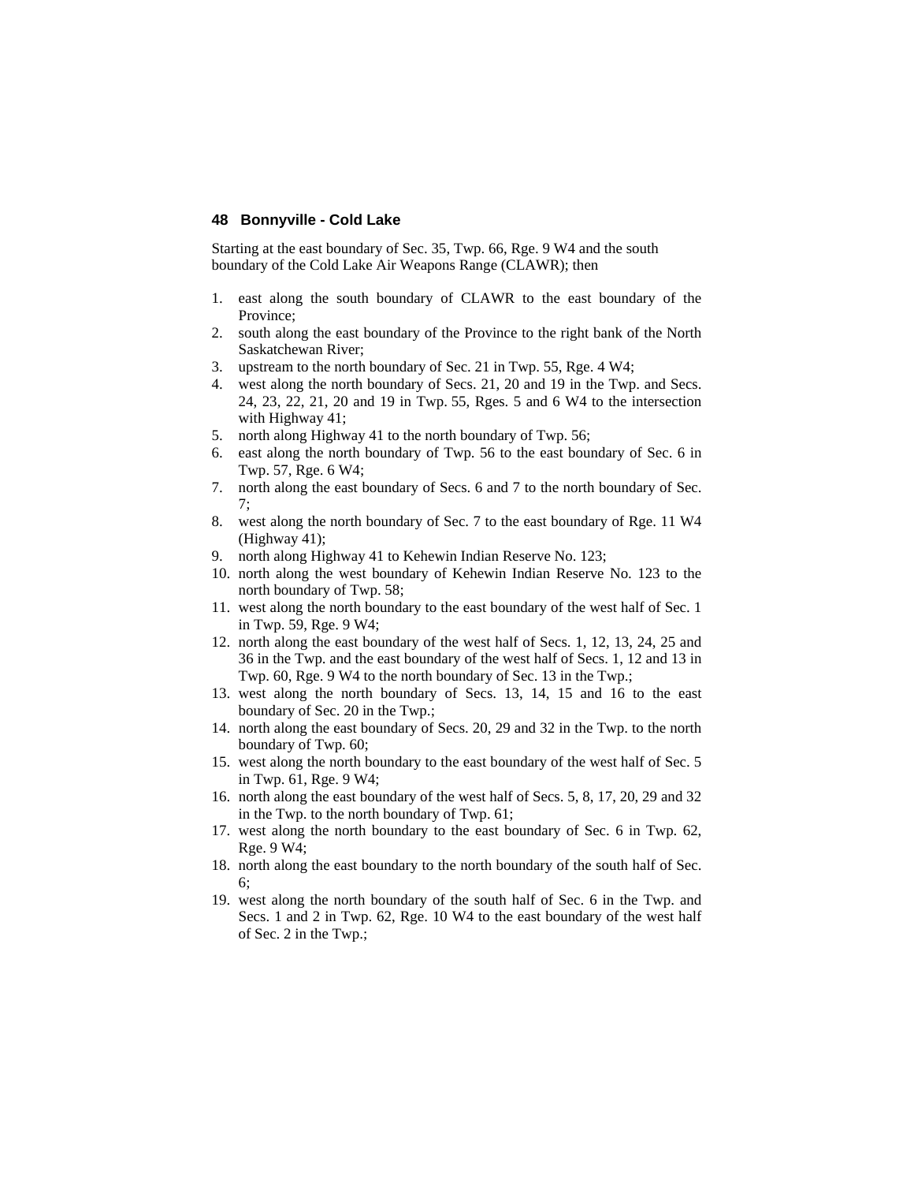## 48 Bonnyville - Cold Lake

Starting at the east boundary of Sec. 35, Twp. 66, Rge. 9 W4 and the south boundary of the Cold Lake Air Weapons Range (CLAWR); then

1. east along the south boundary of CLAWR to the east boundary of the Province;
2. south along the east boundary of the Province to the right bank of the North Saskatchewan River;
3. upstream to the north boundary of Sec. 21 in Twp. 55, Rge. 4 W4;
4. west along the north boundary of Secs. 21, 20 and 19 in the Twp. and Secs. 24, 23, 22, 21, 20 and 19 in Twp. 55, Rges. 5 and 6 W4 to the intersection with Highway 41;
5. north along Highway 41 to the north boundary of Twp. 56;
6. east along the north boundary of Twp. 56 to the east boundary of Sec. 6 in Twp. 57, Rge. 6 W4;
7. north along the east boundary of Secs. 6 and 7 to the north boundary of Sec. 7;
8. west along the north boundary of Sec. 7 to the east boundary of Rge. 11 W4 (Highway 41);
9. north along Highway 41 to Kehewin Indian Reserve No. 123;
10. north along the west boundary of Kehewin Indian Reserve No. 123 to the north boundary of Twp. 58;
11. west along the north boundary to the east boundary of the west half of Sec. 1 in Twp. 59, Rge. 9 W4;
12. north along the east boundary of the west half of Secs. 1, 12, 13, 24, 25 and 36 in the Twp. and the east boundary of the west half of Secs. 1, 12 and 13 in Twp. 60, Rge. 9 W4 to the north boundary of Sec. 13 in the Twp.;
13. west along the north boundary of Secs. 13, 14, 15 and 16 to the east boundary of Sec. 20 in the Twp.;
14. north along the east boundary of Secs. 20, 29 and 32 in the Twp. to the north boundary of Twp. 60;
15. west along the north boundary to the east boundary of the west half of Sec. 5 in Twp. 61, Rge. 9 W4;
16. north along the east boundary of the west half of Secs. 5, 8, 17, 20, 29 and 32 in the Twp. to the north boundary of Twp. 61;
17. west along the north boundary to the east boundary of Sec. 6 in Twp. 62, Rge. 9 W4;
18. north along the east boundary to the north boundary of the south half of Sec. 6;
19. west along the north boundary of the south half of Sec. 6 in the Twp. and Secs. 1 and 2 in Twp. 62, Rge. 10 W4 to the east boundary of the west half of Sec. 2 in the Twp.;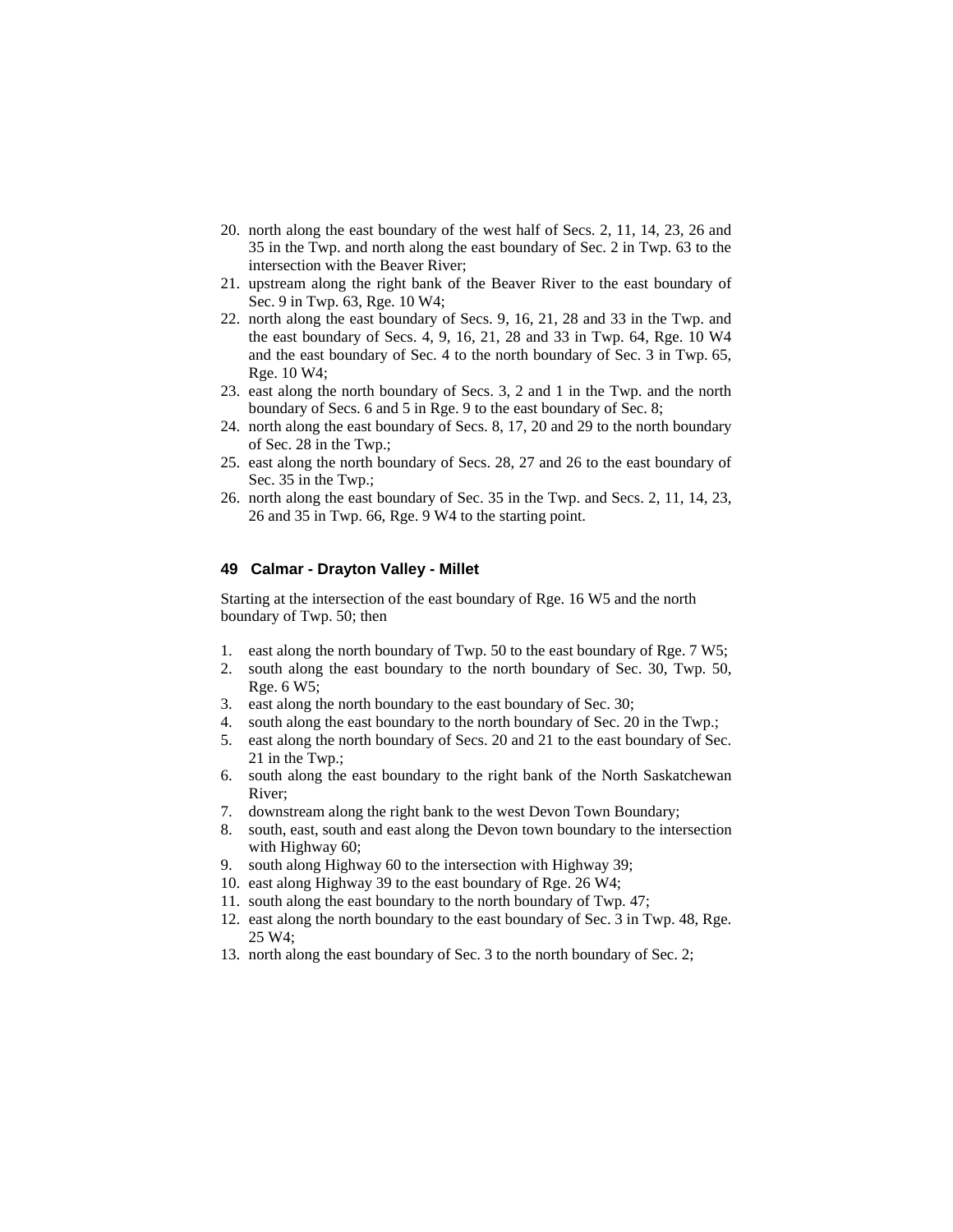20. north along the east boundary of the west half of Secs. 2, 11, 14, 23, 26 and 35 in the Twp. and north along the east boundary of Sec. 2 in Twp. 63 to the intersection with the Beaver River;
21. upstream along the right bank of the Beaver River to the east boundary of Sec. 9 in Twp. 63, Rge. 10 W4;
22. north along the east boundary of Secs. 9, 16, 21, 28 and 33 in the Twp. and the east boundary of Secs. 4, 9, 16, 21, 28 and 33 in Twp. 64, Rge. 10 W4 and the east boundary of Sec. 4 to the north boundary of Sec. 3 in Twp. 65, Rge. 10 W4;
23. east along the north boundary of Secs. 3, 2 and 1 in the Twp. and the north boundary of Secs. 6 and 5 in Rge. 9 to the east boundary of Sec. 8;
24. north along the east boundary of Secs. 8, 17, 20 and 29 to the north boundary of Sec. 28 in the Twp.;
25. east along the north boundary of Secs. 28, 27 and 26 to the east boundary of Sec. 35 in the Twp.;
26. north along the east boundary of Sec. 35 in the Twp. and Secs. 2, 11, 14, 23, 26 and 35 in Twp. 66, Rge. 9 W4 to the starting point.

### 49 Calmar - Drayton Valley - Millet

Starting at the intersection of the east boundary of Rge. 16 W5 and the north boundary of Twp. 50; then

1. east along the north boundary of Twp. 50 to the east boundary of Rge. 7 W5;
2. south along the east boundary to the north boundary of Sec. 30, Twp. 50, Rge. 6 W5;
3. east along the north boundary to the east boundary of Sec. 30;
4. south along the east boundary to the north boundary of Sec. 20 in the Twp.;
5. east along the north boundary of Secs. 20 and 21 to the east boundary of Sec. 21 in the Twp.;
6. south along the east boundary to the right bank of the North Saskatchewan River;
7. downstream along the right bank to the west Devon Town Boundary;
8. south, east, south and east along the Devon town boundary to the intersection with Highway 60;
9. south along Highway 60 to the intersection with Highway 39;
10. east along Highway 39 to the east boundary of Rge. 26 W4;
11. south along the east boundary to the north boundary of Twp. 47;
12. east along the north boundary to the east boundary of Sec. 3 in Twp. 48, Rge. 25 W4;
13. north along the east boundary of Sec. 3 to the north boundary of Sec. 2;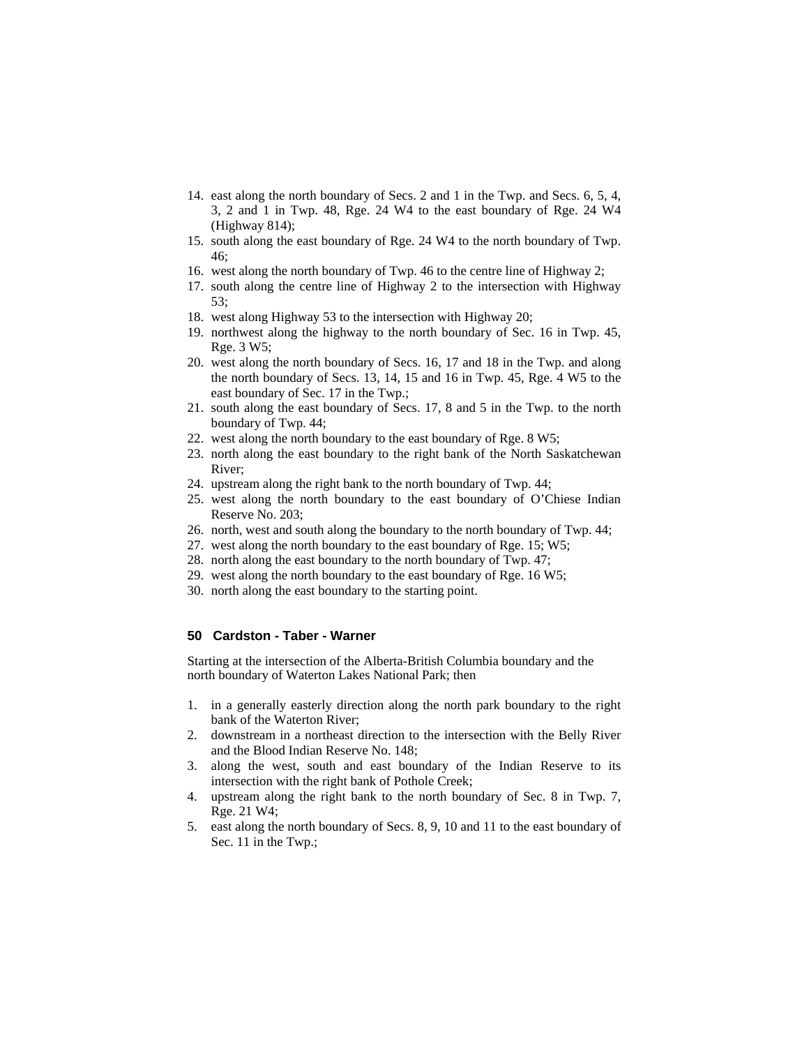14. east along the north boundary of Secs. 2 and 1 in the Twp. and Secs. 6, 5, 4, 3, 2 and 1 in Twp. 48, Rge. 24 W4 to the east boundary of Rge. 24 W4 (Highway 814);
15. south along the east boundary of Rge. 24 W4 to the north boundary of Twp. 46;
16. west along the north boundary of Twp. 46 to the centre line of Highway 2;
17. south along the centre line of Highway 2 to the intersection with Highway 53;
18. west along Highway 53 to the intersection with Highway 20;
19. northwest along the highway to the north boundary of Sec. 16 in Twp. 45, Rge. 3 W5;
20. west along the north boundary of Secs. 16, 17 and 18 in the Twp. and along the north boundary of Secs. 13, 14, 15 and 16 in Twp. 45, Rge. 4 W5 to the east boundary of Sec. 17 in the Twp.;
21. south along the east boundary of Secs. 17, 8 and 5 in the Twp. to the north boundary of Twp. 44;
22. west along the north boundary to the east boundary of Rge. 8 W5;
23. north along the east boundary to the right bank of the North Saskatchewan River;
24. upstream along the right bank to the north boundary of Twp. 44;
25. west along the north boundary to the east boundary of O'Chiese Indian Reserve No. 203;
26. north, west and south along the boundary to the north boundary of Twp. 44;
27. west along the north boundary to the east boundary of Rge. 15; W5;
28. north along the east boundary to the north boundary of Twp. 47;
29. west along the north boundary to the east boundary of Rge. 16 W5;
30. north along the east boundary to the starting point.

### 50 Cardston - Taber - Warner

Starting at the intersection of the Alberta-British Columbia boundary and the north boundary of Waterton Lakes National Park; then

1. in a generally easterly direction along the north park boundary to the right bank of the Waterton River;
2. downstream in a northeast direction to the intersection with the Belly River and the Blood Indian Reserve No. 148;
3. along the west, south and east boundary of the Indian Reserve to its intersection with the right bank of Pothole Creek;
4. upstream along the right bank to the north boundary of Sec. 8 in Twp. 7, Rge. 21 W4;
5. east along the north boundary of Secs. 8, 9, 10 and 11 to the east boundary of Sec. 11 in the Twp.;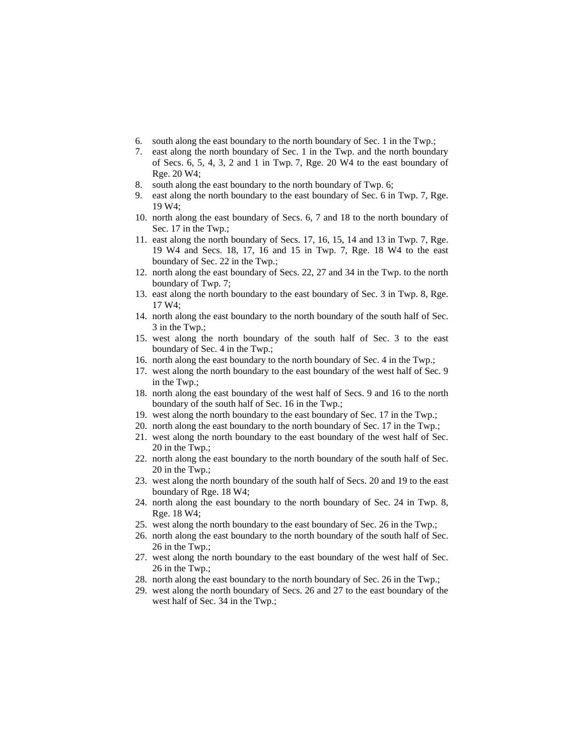6. south along the east boundary to the north boundary of Sec. 1 in the Twp.;
7. east along the north boundary of Sec. 1 in the Twp. and the north boundary of Secs. 6, 5, 4, 3, 2 and 1 in Twp. 7, Rge. 20 W4 to the east boundary of Rge. 20 W4;
8. south along the east boundary to the north boundary of Twp. 6;
9. east along the north boundary to the east boundary of Sec. 6 in Twp. 7, Rge. 19 W4;
10. north along the east boundary of Secs. 6, 7 and 18 to the north boundary of Sec. 17 in the Twp.;
11. east along the north boundary of Secs. 17, 16, 15, 14 and 13 in Twp. 7, Rge. 19 W4 and Secs. 18, 17, 16 and 15 in Twp. 7, Rge. 18 W4 to the east boundary of Sec. 22 in the Twp.;
12. north along the east boundary of Secs. 22, 27 and 34 in the Twp. to the north boundary of Twp. 7;
13. east along the north boundary to the east boundary of Sec. 3 in Twp. 8, Rge. 17 W4;
14. north along the east boundary to the north boundary of the south half of Sec. 3 in the Twp.;
15. west along the north boundary of the south half of Sec. 3 to the east boundary of Sec. 4 in the Twp.;
16. north along the east boundary to the north boundary of Sec. 4 in the Twp.;
17. west along the north boundary to the east boundary of the west half of Sec. 9 in the Twp.;
18. north along the east boundary of the west half of Secs. 9 and 16 to the north boundary of the south half of Sec. 16 in the Twp.;
19. west along the north boundary to the east boundary of Sec. 17 in the Twp.;
20. north along the east boundary to the north boundary of Sec. 17 in the Twp.;
21. west along the north boundary to the east boundary of the west half of Sec. 20 in the Twp.;
22. north along the east boundary to the north boundary of the south half of Sec. 20 in the Twp.;
23. west along the north boundary of the south half of Secs. 20 and 19 to the east boundary of Rge. 18 W4;
24. north along the east boundary to the north boundary of Sec. 24 in Twp. 8, Rge. 18 W4;
25. west along the north boundary to the east boundary of Sec. 26 in the Twp.;
26. north along the east boundary to the north boundary of the south half of Sec. 26 in the Twp.;
27. west along the north boundary to the east boundary of the west half of Sec. 26 in the Twp.;
28. north along the east boundary to the north boundary of Sec. 26 in the Twp.;
29. west along the north boundary of Secs. 26 and 27 to the east boundary of the west half of Sec. 34 in the Twp.;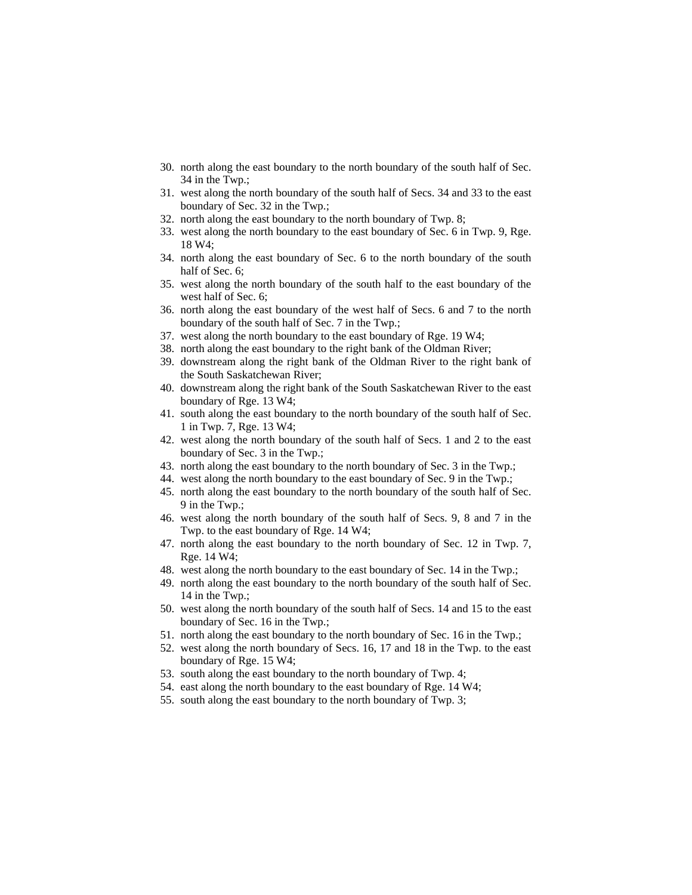30. north along the east boundary to the north boundary of the south half of Sec. 34 in the Twp.;
31. west along the north boundary of the south half of Secs. 34 and 33 to the east boundary of Sec. 32 in the Twp.;
32. north along the east boundary to the north boundary of Twp. 8;
33. west along the north boundary to the east boundary of Sec. 6 in Twp. 9, Rge. 18 W4;
34. north along the east boundary of Sec. 6 to the north boundary of the south half of Sec. 6;
35. west along the north boundary of the south half to the east boundary of the west half of Sec. 6;
36. north along the east boundary of the west half of Secs. 6 and 7 to the north boundary of the south half of Sec. 7 in the Twp.;
37. west along the north boundary to the east boundary of Rge. 19 W4;
38. north along the east boundary to the right bank of the Oldman River;
39. downstream along the right bank of the Oldman River to the right bank of the South Saskatchewan River;
40. downstream along the right bank of the South Saskatchewan River to the east boundary of Rge. 13 W4;
41. south along the east boundary to the north boundary of the south half of Sec. 1 in Twp. 7, Rge. 13 W4;
42. west along the north boundary of the south half of Secs. 1 and 2 to the east boundary of Sec. 3 in the Twp.;
43. north along the east boundary to the north boundary of Sec. 3 in the Twp.;
44. west along the north boundary to the east boundary of Sec. 9 in the Twp.;
45. north along the east boundary to the north boundary of the south half of Sec. 9 in the Twp.;
46. west along the north boundary of the south half of Secs. 9, 8 and 7 in the Twp. to the east boundary of Rge. 14 W4;
47. north along the east boundary to the north boundary of Sec. 12 in Twp. 7, Rge. 14 W4;
48. west along the north boundary to the east boundary of Sec. 14 in the Twp.;
49. north along the east boundary to the north boundary of the south half of Sec. 14 in the Twp.;
50. west along the north boundary of the south half of Secs. 14 and 15 to the east boundary of Sec. 16 in the Twp.;
51. north along the east boundary to the north boundary of Sec. 16 in the Twp.;
52. west along the north boundary of Secs. 16, 17 and 18 in the Twp. to the east boundary of Rge. 15 W4;
53. south along the east boundary to the north boundary of Twp. 4;
54. east along the north boundary to the east boundary of Rge. 14 W4;
55. south along the east boundary to the north boundary of Twp. 3;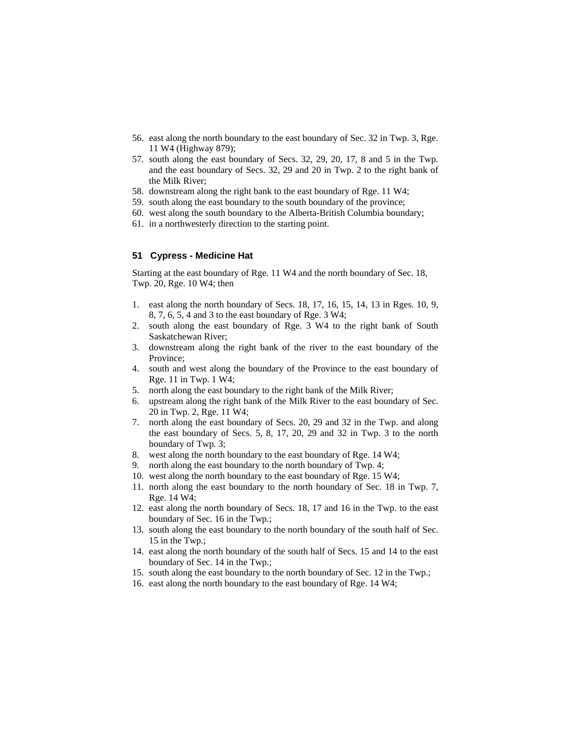56. east along the north boundary to the east boundary of Sec. 32 in Twp. 3, Rge. 11 W4 (Highway 879);
57. south along the east boundary of Secs. 32, 29, 20, 17, 8 and 5 in the Twp. and the east boundary of Secs. 32, 29 and 20 in Twp. 2 to the right bank of the Milk River;
58. downstream along the right bank to the east boundary of Rge. 11 W4;
59. south along the east boundary to the south boundary of the province;
60. west along the south boundary to the Alberta-British Columbia boundary;
61. in a northwesterly direction to the starting point.

### 51 Cypress - Medicine Hat

Starting at the east boundary of Rge. 11 W4 and the north boundary of Sec. 18, Twp. 20, Rge. 10 W4; then

1. east along the north boundary of Secs. 18, 17, 16, 15, 14, 13 in Rges. 10, 9, 8, 7, 6, 5, 4 and 3 to the east boundary of Rge. 3 W4;
2. south along the east boundary of Rge. 3 W4 to the right bank of South Saskatchewan River;
3. downstream along the right bank of the river to the east boundary of the Province;
4. south and west along the boundary of the Province to the east boundary of Rge. 11 in Twp. 1 W4;
5. north along the east boundary to the right bank of the Milk River;
6. upstream along the right bank of the Milk River to the east boundary of Sec. 20 in Twp. 2, Rge. 11 W4;
7. north along the east boundary of Secs. 20, 29 and 32 in the Twp. and along the east boundary of Secs. 5, 8, 17, 20, 29 and 32 in Twp. 3 to the north boundary of Twp. 3;
8. west along the north boundary to the east boundary of Rge. 14 W4;
9. north along the east boundary to the north boundary of Twp. 4;
10. west along the north boundary to the east boundary of Rge. 15 W4;
11. north along the east boundary to the north boundary of Sec. 18 in Twp. 7, Rge. 14 W4;
12. east along the north boundary of Secs. 18, 17 and 16 in the Twp. to the east boundary of Sec. 16 in the Twp.;
13. south along the east boundary to the north boundary of the south half of Sec. 15 in the Twp.;
14. east along the north boundary of the south half of Secs. 15 and 14 to the east boundary of Sec. 14 in the Twp.;
15. south along the east boundary to the north boundary of Sec. 12 in the Twp.;
16. east along the north boundary to the east boundary of Rge. 14 W4;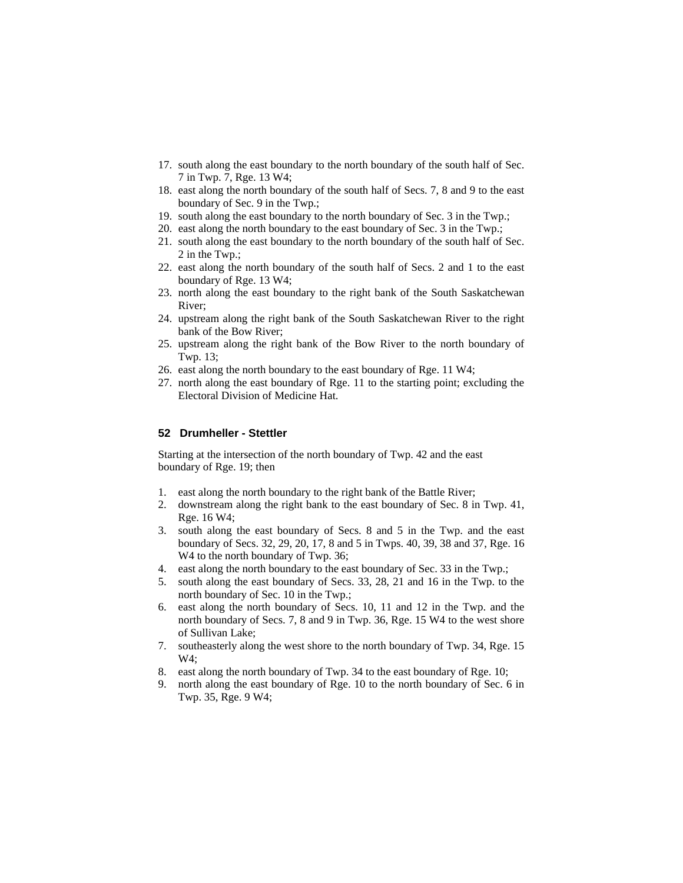17. south along the east boundary to the north boundary of the south half of Sec. 7 in Twp. 7, Rge. 13 W4;
18. east along the north boundary of the south half of Secs. 7, 8 and 9 to the east boundary of Sec. 9 in the Twp.;
19. south along the east boundary to the north boundary of Sec. 3 in the Twp.;
20. east along the north boundary to the east boundary of Sec. 3 in the Twp.;
21. south along the east boundary to the north boundary of the south half of Sec. 2 in the Twp.;
22. east along the north boundary of the south half of Secs. 2 and 1 to the east boundary of Rge. 13 W4;
23. north along the east boundary to the right bank of the South Saskatchewan River;
24. upstream along the right bank of the South Saskatchewan River to the right bank of the Bow River;
25. upstream along the right bank of the Bow River to the north boundary of Twp. 13;
26. east along the north boundary to the east boundary of Rge. 11 W4;
27. north along the east boundary of Rge. 11 to the starting point; excluding the Electoral Division of Medicine Hat.

### 52 Drumheller - Stettler

Starting at the intersection of the north boundary of Twp. 42 and the east boundary of Rge. 19; then

1. east along the north boundary to the right bank of the Battle River;
2. downstream along the right bank to the east boundary of Sec. 8 in Twp. 41, Rge. 16 W4;
3. south along the east boundary of Secs. 8 and 5 in the Twp. and the east boundary of Secs. 32, 29, 20, 17, 8 and 5 in Twps. 40, 39, 38 and 37, Rge. 16 W4 to the north boundary of Twp. 36;
4. east along the north boundary to the east boundary of Sec. 33 in the Twp.;
5. south along the east boundary of Secs. 33, 28, 21 and 16 in the Twp. to the north boundary of Sec. 10 in the Twp.;
6. east along the north boundary of Secs. 10, 11 and 12 in the Twp. and the north boundary of Secs. 7, 8 and 9 in Twp. 36, Rge. 15 W4 to the west shore of Sullivan Lake;
7. southeasterly along the west shore to the north boundary of Twp. 34, Rge. 15 W4;
8. east along the north boundary of Twp. 34 to the east boundary of Rge. 10;
9. north along the east boundary of Rge. 10 to the north boundary of Sec. 6 in Twp. 35, Rge. 9 W4;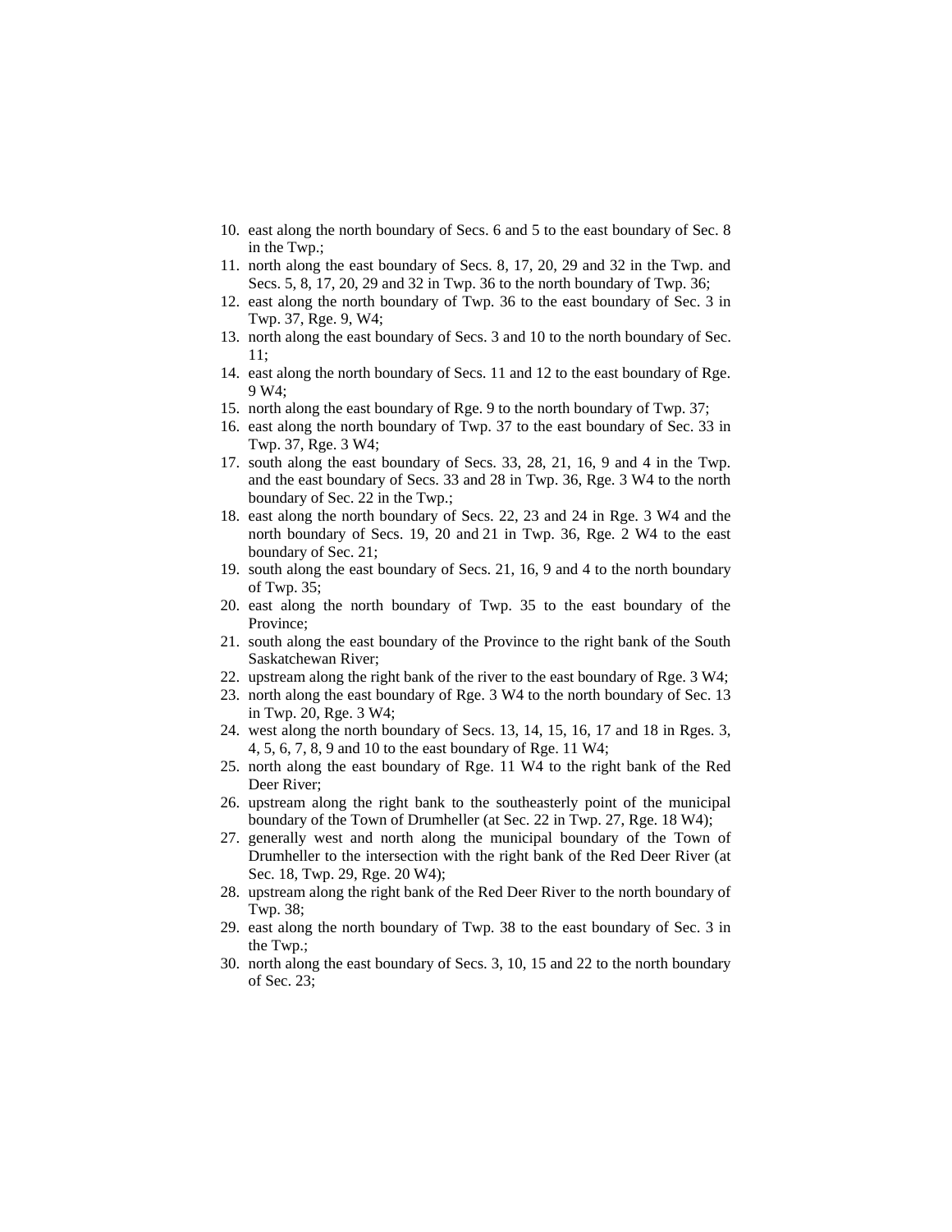10. east along the north boundary of Secs. 6 and 5 to the east boundary of Sec. 8 in the Twp.;
11. north along the east boundary of Secs. 8, 17, 20, 29 and 32 in the Twp. and Secs. 5, 8, 17, 20, 29 and 32 in Twp. 36 to the north boundary of Twp. 36;
12. east along the north boundary of Twp. 36 to the east boundary of Sec. 3 in Twp. 37, Rge. 9, W4;
13. north along the east boundary of Secs. 3 and 10 to the north boundary of Sec. 11;
14. east along the north boundary of Secs. 11 and 12 to the east boundary of Rge. 9 W4;
15. north along the east boundary of Rge. 9 to the north boundary of Twp. 37;
16. east along the north boundary of Twp. 37 to the east boundary of Sec. 33 in Twp. 37, Rge. 3 W4;
17. south along the east boundary of Secs. 33, 28, 21, 16, 9 and 4 in the Twp. and the east boundary of Secs. 33 and 28 in Twp. 36, Rge. 3 W4 to the north boundary of Sec. 22 in the Twp.;
18. east along the north boundary of Secs. 22, 23 and 24 in Rge. 3 W4 and the north boundary of Secs. 19, 20 and 21 in Twp. 36, Rge. 2 W4 to the east boundary of Sec. 21;
19. south along the east boundary of Secs. 21, 16, 9 and 4 to the north boundary of Twp. 35;
20. east along the north boundary of Twp. 35 to the east boundary of the Province;
21. south along the east boundary of the Province to the right bank of the South Saskatchewan River;
22. upstream along the right bank of the river to the east boundary of Rge. 3 W4;
23. north along the east boundary of Rge. 3 W4 to the north boundary of Sec. 13 in Twp. 20, Rge. 3 W4;
24. west along the north boundary of Secs. 13, 14, 15, 16, 17 and 18 in Rges. 3, 4, 5, 6, 7, 8, 9 and 10 to the east boundary of Rge. 11 W4;
25. north along the east boundary of Rge. 11 W4 to the right bank of the Red Deer River;
26. upstream along the right bank to the southeasterly point of the municipal boundary of the Town of Drumheller (at Sec. 22 in Twp. 27, Rge. 18 W4);
27. generally west and north along the municipal boundary of the Town of Drumheller to the intersection with the right bank of the Red Deer River (at Sec. 18, Twp. 29, Rge. 20 W4);
28. upstream along the right bank of the Red Deer River to the north boundary of Twp. 38;
29. east along the north boundary of Twp. 38 to the east boundary of Sec. 3 in the Twp.;
30. north along the east boundary of Secs. 3, 10, 15 and 22 to the north boundary of Sec. 23;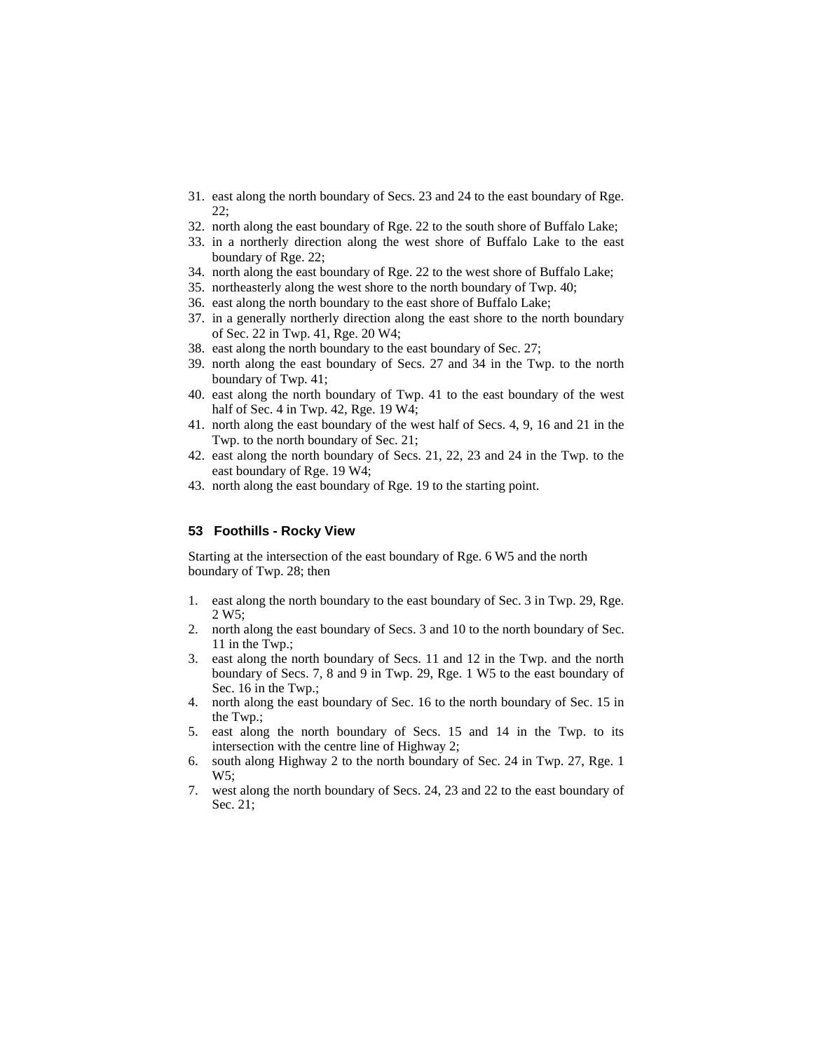31. east along the north boundary of Secs. 23 and 24 to the east boundary of Rge. 22;
32. north along the east boundary of Rge. 22 to the south shore of Buffalo Lake;
33. in a northerly direction along the west shore of Buffalo Lake to the east boundary of Rge. 22;
34. north along the east boundary of Rge. 22 to the west shore of Buffalo Lake;
35. northeasterly along the west shore to the north boundary of Twp. 40;
36. east along the north boundary to the east shore of Buffalo Lake;
37. in a generally northerly direction along the east shore to the north boundary of Sec. 22 in Twp. 41, Rge. 20 W4;
38. east along the north boundary to the east boundary of Sec. 27;
39. north along the east boundary of Secs. 27 and 34 in the Twp. to the north boundary of Twp. 41;
40. east along the north boundary of Twp. 41 to the east boundary of the west half of Sec. 4 in Twp. 42, Rge. 19 W4;
41. north along the east boundary of the west half of Secs. 4, 9, 16 and 21 in the Twp. to the north boundary of Sec. 21;
42. east along the north boundary of Secs. 21, 22, 23 and 24 in the Twp. to the east boundary of Rge. 19 W4;
43. north along the east boundary of Rge. 19 to the starting point.

### 53 Foothills - Rocky View

Starting at the intersection of the east boundary of Rge. 6 W5 and the north boundary of Twp. 28; then

1. east along the north boundary to the east boundary of Sec. 3 in Twp. 29, Rge. 2 W5;
2. north along the east boundary of Secs. 3 and 10 to the north boundary of Sec. 11 in the Twp.;
3. east along the north boundary of Secs. 11 and 12 in the Twp. and the north boundary of Secs. 7, 8 and 9 in Twp. 29, Rge. 1 W5 to the east boundary of Sec. 16 in the Twp.;
4. north along the east boundary of Sec. 16 to the north boundary of Sec. 15 in the Twp.;
5. east along the north boundary of Secs. 15 and 14 in the Twp. to its intersection with the centre line of Highway 2;
6. south along Highway 2 to the north boundary of Sec. 24 in Twp. 27, Rge. 1 W5;
7. west along the north boundary of Secs. 24, 23 and 22 to the east boundary of Sec. 21;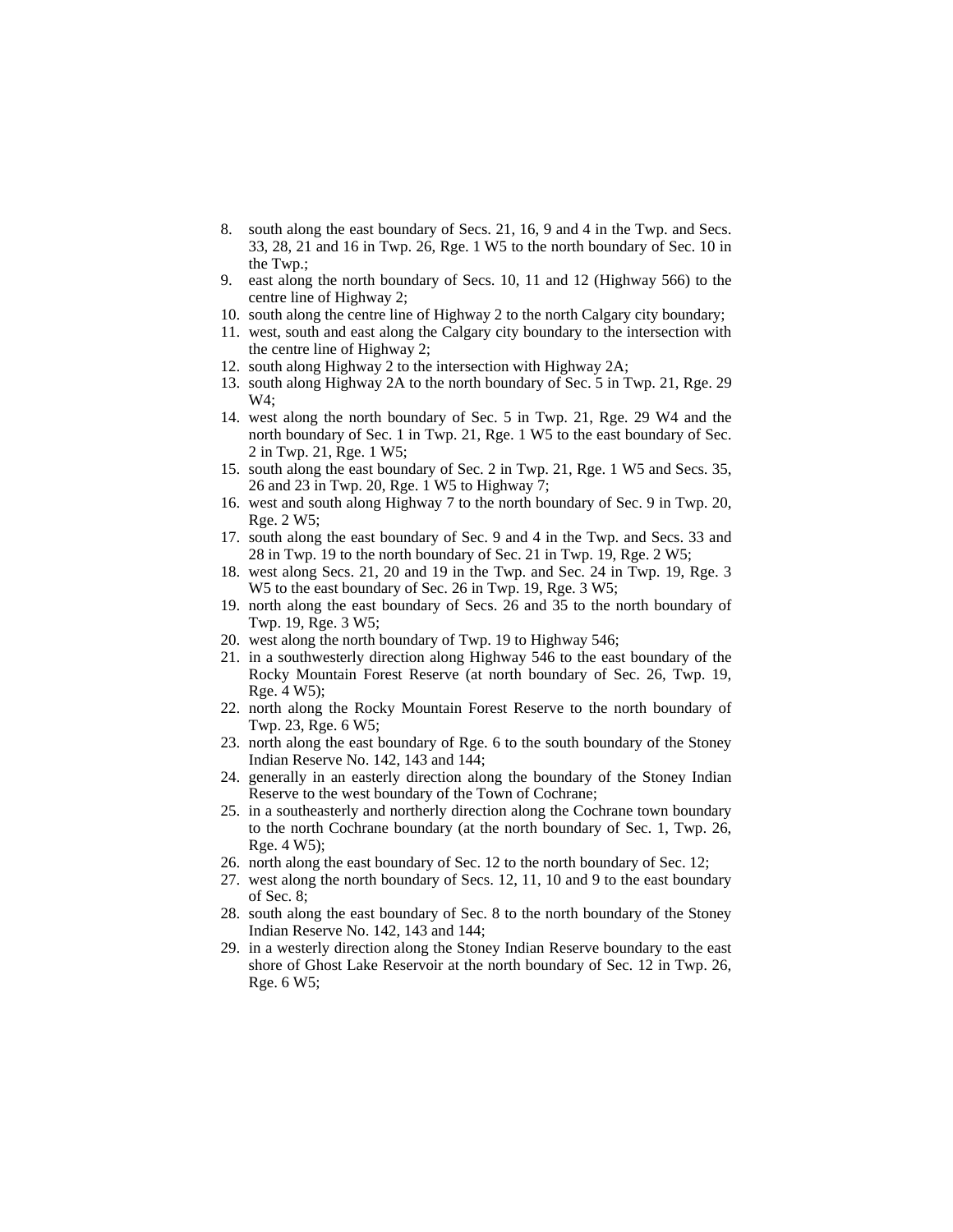8. south along the east boundary of Secs. 21, 16, 9 and 4 in the Twp. and Secs. 33, 28, 21 and 16 in Twp. 26, Rge. 1 W5 to the north boundary of Sec. 10 in the Twp.;
9. east along the north boundary of Secs. 10, 11 and 12 (Highway 566) to the centre line of Highway 2;
10. south along the centre line of Highway 2 to the north Calgary city boundary;
11. west, south and east along the Calgary city boundary to the intersection with the centre line of Highway 2;
12. south along Highway 2 to the intersection with Highway 2A;
13. south along Highway 2A to the north boundary of Sec. 5 in Twp. 21, Rge. 29 W4;
14. west along the north boundary of Sec. 5 in Twp. 21, Rge. 29 W4 and the north boundary of Sec. 1 in Twp. 21, Rge. 1 W5 to the east boundary of Sec. 2 in Twp. 21, Rge. 1 W5;
15. south along the east boundary of Sec. 2 in Twp. 21, Rge. 1 W5 and Secs. 35, 26 and 23 in Twp. 20, Rge. 1 W5 to Highway 7;
16. west and south along Highway 7 to the north boundary of Sec. 9 in Twp. 20, Rge. 2 W5;
17. south along the east boundary of Sec. 9 and 4 in the Twp. and Secs. 33 and 28 in Twp. 19 to the north boundary of Sec. 21 in Twp. 19, Rge. 2 W5;
18. west along Secs. 21, 20 and 19 in the Twp. and Sec. 24 in Twp. 19, Rge. 3 W5 to the east boundary of Sec. 26 in Twp. 19, Rge. 3 W5;
19. north along the east boundary of Secs. 26 and 35 to the north boundary of Twp. 19, Rge. 3 W5;
20. west along the north boundary of Twp. 19 to Highway 546;
21. in a southwesterly direction along Highway 546 to the east boundary of the Rocky Mountain Forest Reserve (at north boundary of Sec. 26, Twp. 19, Rge. 4 W5);
22. north along the Rocky Mountain Forest Reserve to the north boundary of Twp. 23, Rge. 6 W5;
23. north along the east boundary of Rge. 6 to the south boundary of the Stoney Indian Reserve No. 142, 143 and 144;
24. generally in an easterly direction along the boundary of the Stoney Indian Reserve to the west boundary of the Town of Cochrane;
25. in a southeasterly and northerly direction along the Cochrane town boundary to the north Cochrane boundary (at the north boundary of Sec. 1, Twp. 26, Rge. 4 W5);
26. north along the east boundary of Sec. 12 to the north boundary of Sec. 12;
27. west along the north boundary of Secs. 12, 11, 10 and 9 to the east boundary of Sec. 8;
28. south along the east boundary of Sec. 8 to the north boundary of the Stoney Indian Reserve No. 142, 143 and 144;
29. in a westerly direction along the Stoney Indian Reserve boundary to the east shore of Ghost Lake Reservoir at the north boundary of Sec. 12 in Twp. 26, Rge. 6 W5;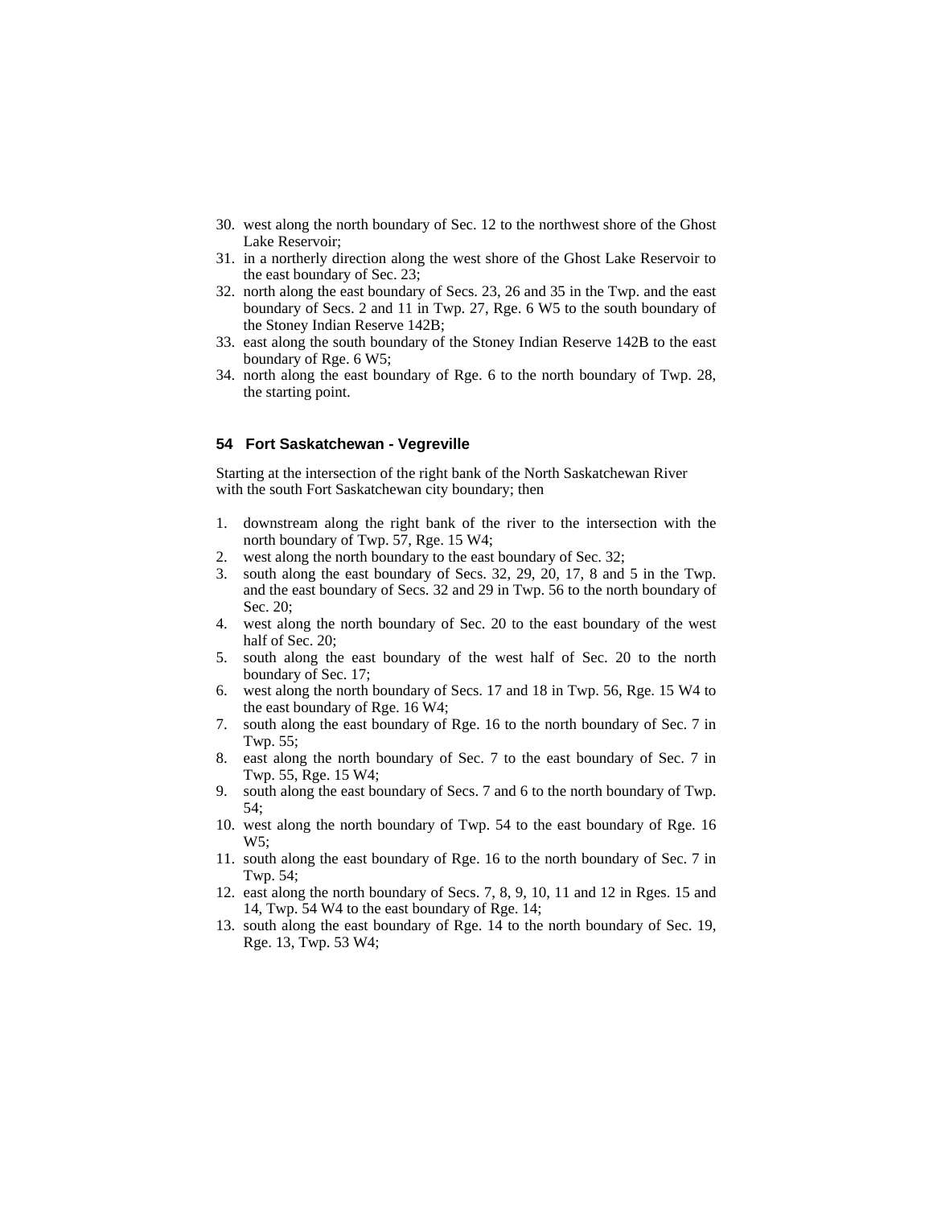30. west along the north boundary of Sec. 12 to the northwest shore of the Ghost Lake Reservoir;
31. in a northerly direction along the west shore of the Ghost Lake Reservoir to the east boundary of Sec. 23;
32. north along the east boundary of Secs. 23, 26 and 35 in the Twp. and the east boundary of Secs. 2 and 11 in Twp. 27, Rge. 6 W5 to the south boundary of the Stoney Indian Reserve 142B;
33. east along the south boundary of the Stoney Indian Reserve 142B to the east boundary of Rge. 6 W5;
34. north along the east boundary of Rge. 6 to the north boundary of Twp. 28, the starting point.

### 54 Fort Saskatchewan - Vegreville

Starting at the intersection of the right bank of the North Saskatchewan River with the south Fort Saskatchewan city boundary; then

1. downstream along the right bank of the river to the intersection with the north boundary of Twp. 57, Rge. 15 W4;
2. west along the north boundary to the east boundary of Sec. 32;
3. south along the east boundary of Secs. 32, 29, 20, 17, 8 and 5 in the Twp. and the east boundary of Secs. 32 and 29 in Twp. 56 to the north boundary of Sec. 20;
4. west along the north boundary of Sec. 20 to the east boundary of the west half of Sec. 20;
5. south along the east boundary of the west half of Sec. 20 to the north boundary of Sec. 17;
6. west along the north boundary of Secs. 17 and 18 in Twp. 56, Rge. 15 W4 to the east boundary of Rge. 16 W4;
7. south along the east boundary of Rge. 16 to the north boundary of Sec. 7 in Twp. 55;
8. east along the north boundary of Sec. 7 to the east boundary of Sec. 7 in Twp. 55, Rge. 15 W4;
9. south along the east boundary of Secs. 7 and 6 to the north boundary of Twp. 54;
10. west along the north boundary of Twp. 54 to the east boundary of Rge. 16 W5;
11. south along the east boundary of Rge. 16 to the north boundary of Sec. 7 in Twp. 54;
12. east along the north boundary of Secs. 7, 8, 9, 10, 11 and 12 in Rges. 15 and 14, Twp. 54 W4 to the east boundary of Rge. 14;
13. south along the east boundary of Rge. 14 to the north boundary of Sec. 19, Rge. 13, Twp. 53 W4;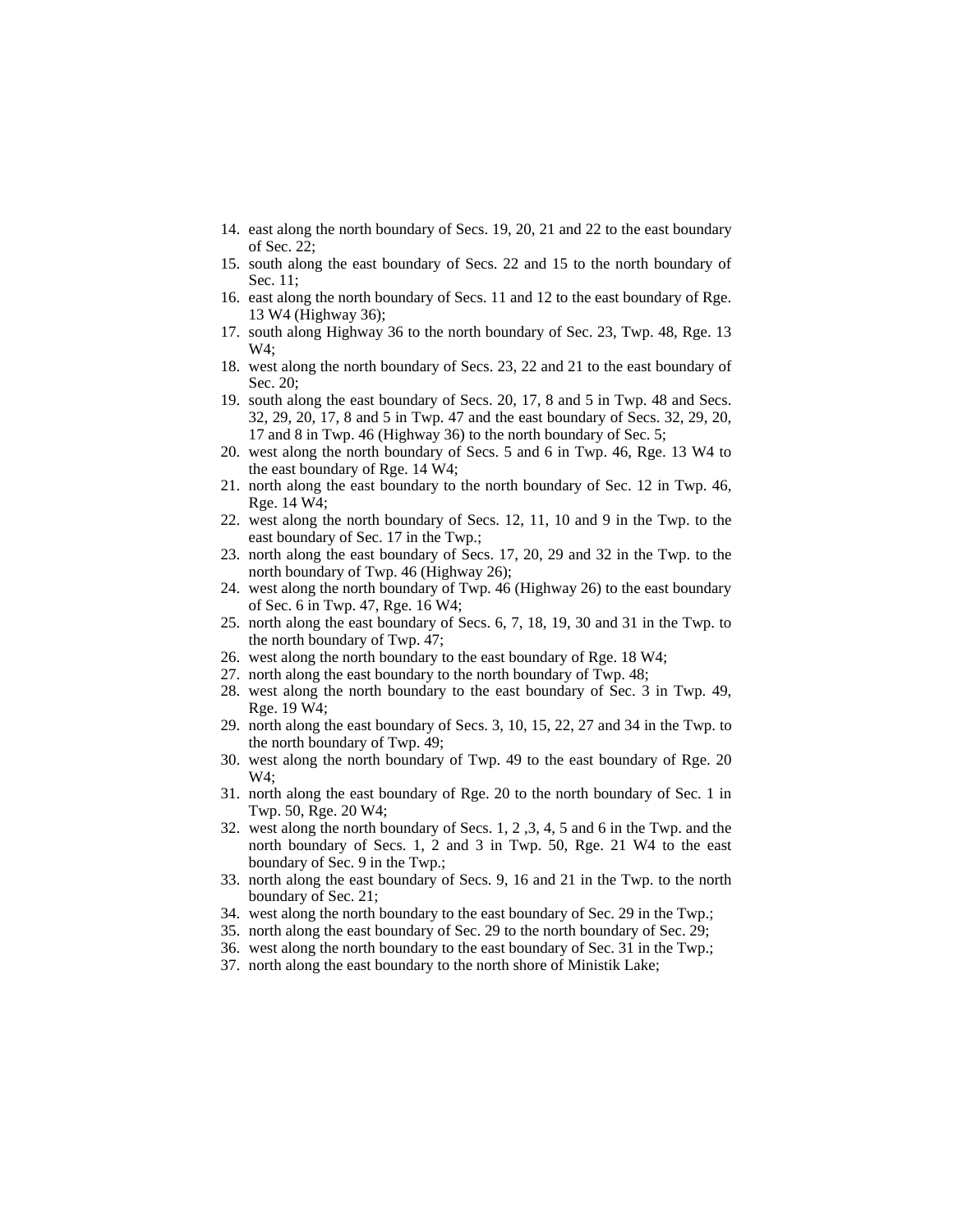14. east along the north boundary of Secs. 19, 20, 21 and 22 to the east boundary of Sec. 22;
15. south along the east boundary of Secs. 22 and 15 to the north boundary of Sec. 11;
16. east along the north boundary of Secs. 11 and 12 to the east boundary of Rge. 13 W4 (Highway 36);
17. south along Highway 36 to the north boundary of Sec. 23, Twp. 48, Rge. 13 W4;
18. west along the north boundary of Secs. 23, 22 and 21 to the east boundary of Sec. 20;
19. south along the east boundary of Secs. 20, 17, 8 and 5 in Twp. 48 and Secs. 32, 29, 20, 17, 8 and 5 in Twp. 47 and the east boundary of Secs. 32, 29, 20, 17 and 8 in Twp. 46 (Highway 36) to the north boundary of Sec. 5;
20. west along the north boundary of Secs. 5 and 6 in Twp. 46, Rge. 13 W4 to the east boundary of Rge. 14 W4;
21. north along the east boundary to the north boundary of Sec. 12 in Twp. 46, Rge. 14 W4;
22. west along the north boundary of Secs. 12, 11, 10 and 9 in the Twp. to the east boundary of Sec. 17 in the Twp.;
23. north along the east boundary of Secs. 17, 20, 29 and 32 in the Twp. to the north boundary of Twp. 46 (Highway 26);
24. west along the north boundary of Twp. 46 (Highway 26) to the east boundary of Sec. 6 in Twp. 47, Rge. 16 W4;
25. north along the east boundary of Secs. 6, 7, 18, 19, 30 and 31 in the Twp. to the north boundary of Twp. 47;
26. west along the north boundary to the east boundary of Rge. 18 W4;
27. north along the east boundary to the north boundary of Twp. 48;
28. west along the north boundary to the east boundary of Sec. 3 in Twp. 49, Rge. 19 W4;
29. north along the east boundary of Secs. 3, 10, 15, 22, 27 and 34 in the Twp. to the north boundary of Twp. 49;
30. west along the north boundary of Twp. 49 to the east boundary of Rge. 20 W4;
31. north along the east boundary of Rge. 20 to the north boundary of Sec. 1 in Twp. 50, Rge. 20 W4;
32. west along the north boundary of Secs. 1, 2 ,3, 4, 5 and 6 in the Twp. and the north boundary of Secs. 1, 2 and 3 in Twp. 50, Rge. 21 W4 to the east boundary of Sec. 9 in the Twp.;
33. north along the east boundary of Secs. 9, 16 and 21 in the Twp. to the north boundary of Sec. 21;
34. west along the north boundary to the east boundary of Sec. 29 in the Twp.;
35. north along the east boundary of Sec. 29 to the north boundary of Sec. 29;
36. west along the north boundary to the east boundary of Sec. 31 in the Twp.;
37. north along the east boundary to the north shore of Ministik Lake;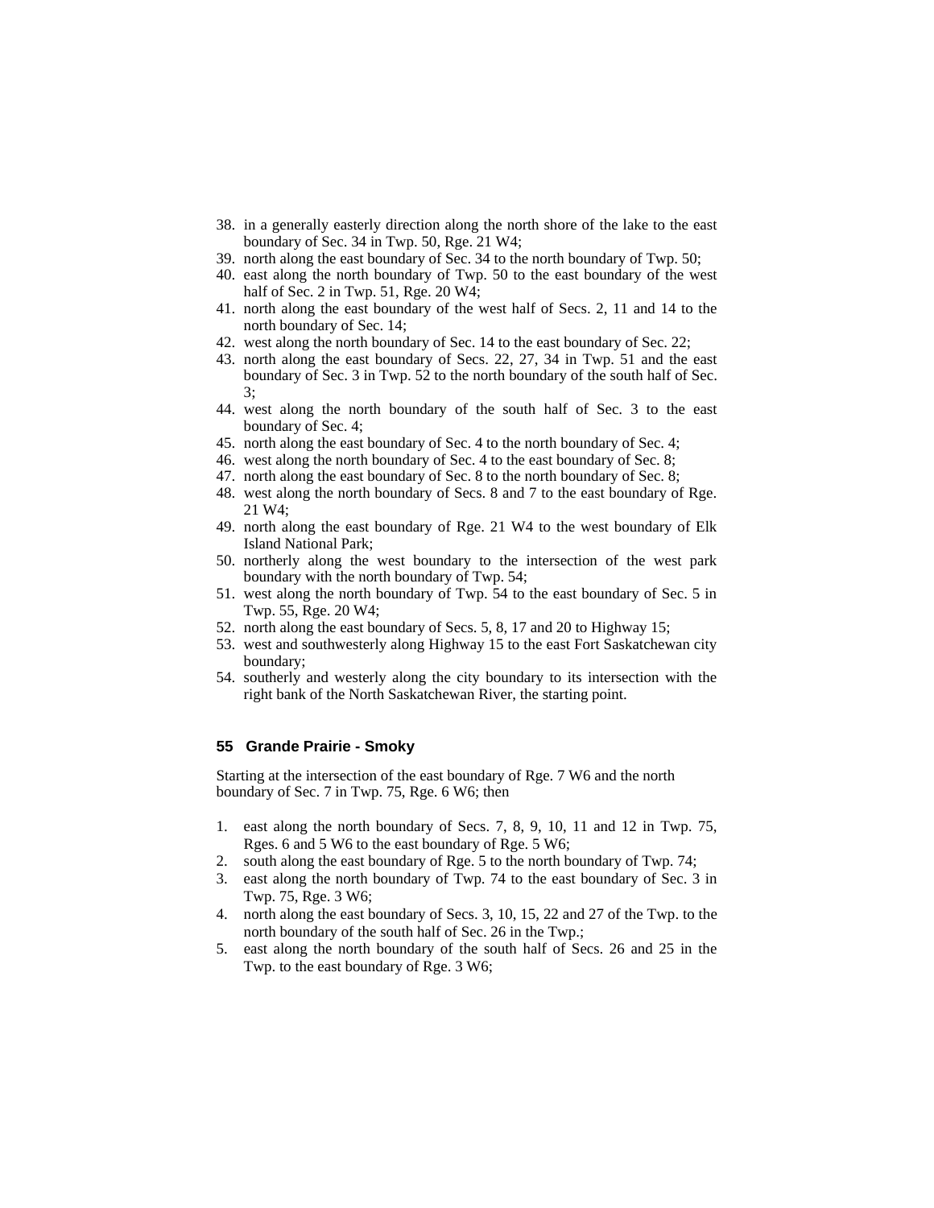38. in a generally easterly direction along the north shore of the lake to the east boundary of Sec. 34 in Twp. 50, Rge. 21 W4;
39. north along the east boundary of Sec. 34 to the north boundary of Twp. 50;
40. east along the north boundary of Twp. 50 to the east boundary of the west half of Sec. 2 in Twp. 51, Rge. 20 W4;
41. north along the east boundary of the west half of Secs. 2, 11 and 14 to the north boundary of Sec. 14;
42. west along the north boundary of Sec. 14 to the east boundary of Sec. 22;
43. north along the east boundary of Secs. 22, 27, 34 in Twp. 51 and the east boundary of Sec. 3 in Twp. 52 to the north boundary of the south half of Sec. 3;
44. west along the north boundary of the south half of Sec. 3 to the east boundary of Sec. 4;
45. north along the east boundary of Sec. 4 to the north boundary of Sec. 4;
46. west along the north boundary of Sec. 4 to the east boundary of Sec. 8;
47. north along the east boundary of Sec. 8 to the north boundary of Sec. 8;
48. west along the north boundary of Secs. 8 and 7 to the east boundary of Rge. 21 W4;
49. north along the east boundary of Rge. 21 W4 to the west boundary of Elk Island National Park;
50. northerly along the west boundary to the intersection of the west park boundary with the north boundary of Twp. 54;
51. west along the north boundary of Twp. 54 to the east boundary of Sec. 5 in Twp. 55, Rge. 20 W4;
52. north along the east boundary of Secs. 5, 8, 17 and 20 to Highway 15;
53. west and southwesterly along Highway 15 to the east Fort Saskatchewan city boundary;
54. southerly and westerly along the city boundary to its intersection with the right bank of the North Saskatchewan River, the starting point.

### 55 Grande Prairie - Smoky

Starting at the intersection of the east boundary of Rge. 7 W6 and the north boundary of Sec. 7 in Twp. 75, Rge. 6 W6; then

1. east along the north boundary of Secs. 7, 8, 9, 10, 11 and 12 in Twp. 75, Rges. 6 and 5 W6 to the east boundary of Rge. 5 W6;
2. south along the east boundary of Rge. 5 to the north boundary of Twp. 74;
3. east along the north boundary of Twp. 74 to the east boundary of Sec. 3 in Twp. 75, Rge. 3 W6;
4. north along the east boundary of Secs. 3, 10, 15, 22 and 27 of the Twp. to the north boundary of the south half of Sec. 26 in the Twp.;
5. east along the north boundary of the south half of Secs. 26 and 25 in the Twp. to the east boundary of Rge. 3 W6;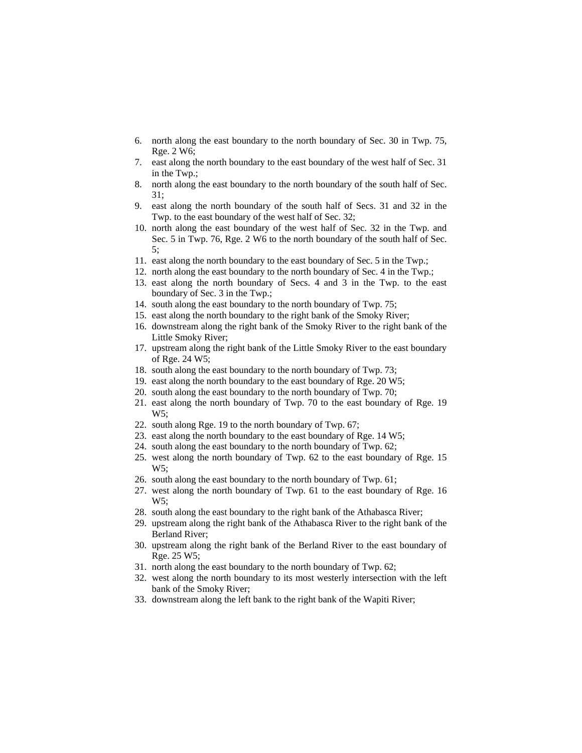6. north along the east boundary to the north boundary of Sec. 30 in Twp. 75, Rge. 2 W6;
7. east along the north boundary to the east boundary of the west half of Sec. 31 in the Twp.;
8. north along the east boundary to the north boundary of the south half of Sec. 31;
9. east along the north boundary of the south half of Secs. 31 and 32 in the Twp. to the east boundary of the west half of Sec. 32;
10. north along the east boundary of the west half of Sec. 32 in the Twp. and Sec. 5 in Twp. 76, Rge. 2 W6 to the north boundary of the south half of Sec. 5;
11. east along the north boundary to the east boundary of Sec. 5 in the Twp.;
12. north along the east boundary to the north boundary of Sec. 4 in the Twp.;
13. east along the north boundary of Secs. 4 and 3 in the Twp. to the east boundary of Sec. 3 in the Twp.;
14. south along the east boundary to the north boundary of Twp. 75;
15. east along the north boundary to the right bank of the Smoky River;
16. downstream along the right bank of the Smoky River to the right bank of the Little Smoky River;
17. upstream along the right bank of the Little Smoky River to the east boundary of Rge. 24 W5;
18. south along the east boundary to the north boundary of Twp. 73;
19. east along the north boundary to the east boundary of Rge. 20 W5;
20. south along the east boundary to the north boundary of Twp. 70;
21. east along the north boundary of Twp. 70 to the east boundary of Rge. 19 W5;
22. south along Rge. 19 to the north boundary of Twp. 67;
23. east along the north boundary to the east boundary of Rge. 14 W5;
24. south along the east boundary to the north boundary of Twp. 62;
25. west along the north boundary of Twp. 62 to the east boundary of Rge. 15 W5;
26. south along the east boundary to the north boundary of Twp. 61;
27. west along the north boundary of Twp. 61 to the east boundary of Rge. 16 W5;
28. south along the east boundary to the right bank of the Athabasca River;
29. upstream along the right bank of the Athabasca River to the right bank of the Berland River;
30. upstream along the right bank of the Berland River to the east boundary of Rge. 25 W5;
31. north along the east boundary to the north boundary of Twp. 62;
32. west along the north boundary to its most westerly intersection with the left bank of the Smoky River;
33. downstream along the left bank to the right bank of the Wapiti River;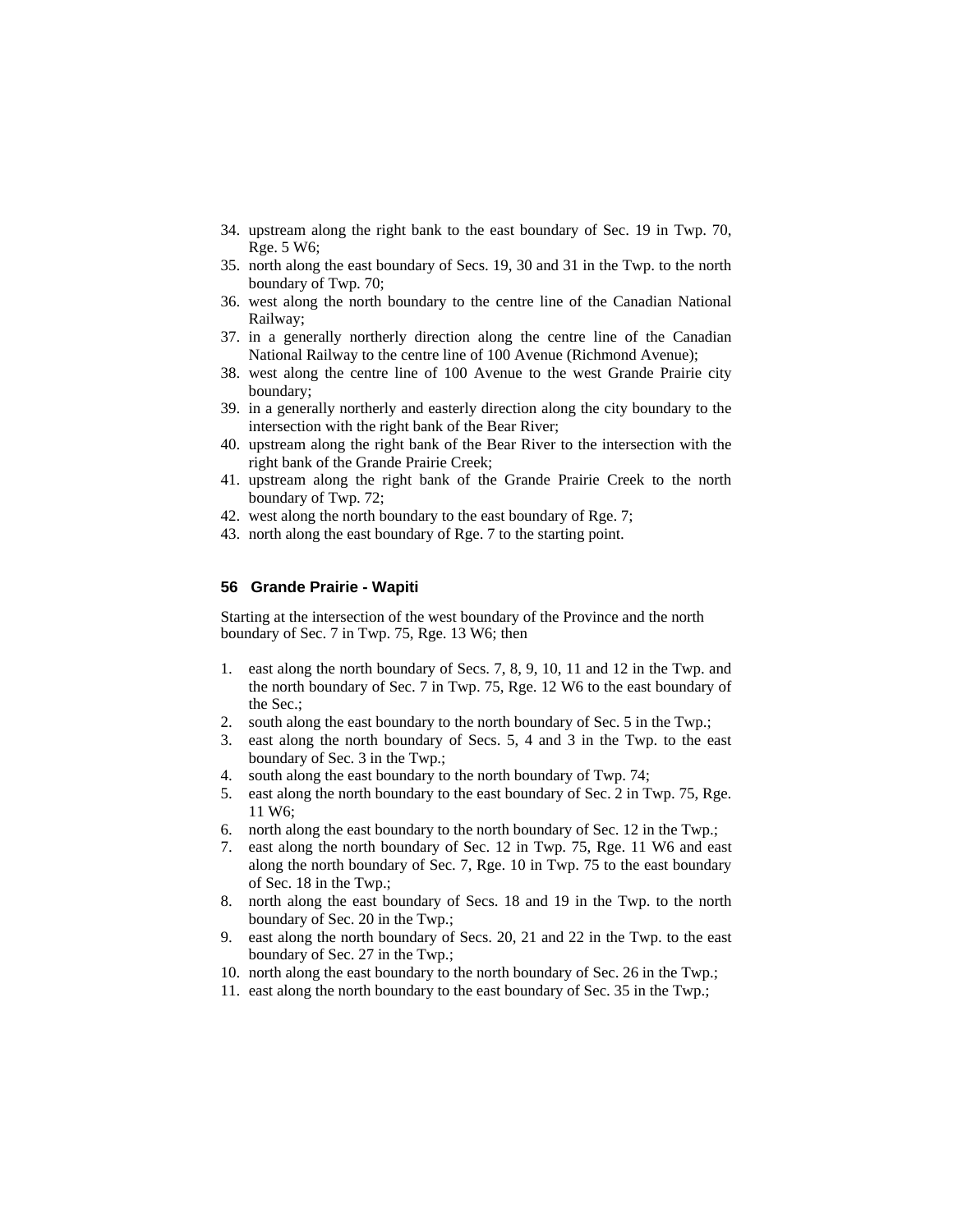34. upstream along the right bank to the east boundary of Sec. 19 in Twp. 70, Rge. 5 W6;
35. north along the east boundary of Secs. 19, 30 and 31 in the Twp. to the north boundary of Twp. 70;
36. west along the north boundary to the centre line of the Canadian National Railway;
37. in a generally northerly direction along the centre line of the Canadian National Railway to the centre line of 100 Avenue (Richmond Avenue);
38. west along the centre line of 100 Avenue to the west Grande Prairie city boundary;
39. in a generally northerly and easterly direction along the city boundary to the intersection with the right bank of the Bear River;
40. upstream along the right bank of the Bear River to the intersection with the right bank of the Grande Prairie Creek;
41. upstream along the right bank of the Grande Prairie Creek to the north boundary of Twp. 72;
42. west along the north boundary to the east boundary of Rge. 7;
43. north along the east boundary of Rge. 7 to the starting point.

### 56 Grande Prairie - Wapiti

Starting at the intersection of the west boundary of the Province and the north boundary of Sec. 7 in Twp. 75, Rge. 13 W6; then

1. east along the north boundary of Secs. 7, 8, 9, 10, 11 and 12 in the Twp. and the north boundary of Sec. 7 in Twp. 75, Rge. 12 W6 to the east boundary of the Sec.;
2. south along the east boundary to the north boundary of Sec. 5 in the Twp.;
3. east along the north boundary of Secs. 5, 4 and 3 in the Twp. to the east boundary of Sec. 3 in the Twp.;
4. south along the east boundary to the north boundary of Twp. 74;
5. east along the north boundary to the east boundary of Sec. 2 in Twp. 75, Rge. 11 W6;
6. north along the east boundary to the north boundary of Sec. 12 in the Twp.;
7. east along the north boundary of Sec. 12 in Twp. 75, Rge. 11 W6 and east along the north boundary of Sec. 7, Rge. 10 in Twp. 75 to the east boundary of Sec. 18 in the Twp.;
8. north along the east boundary of Secs. 18 and 19 in the Twp. to the north boundary of Sec. 20 in the Twp.;
9. east along the north boundary of Secs. 20, 21 and 22 in the Twp. to the east boundary of Sec. 27 in the Twp.;
10. north along the east boundary to the north boundary of Sec. 26 in the Twp.;
11. east along the north boundary to the east boundary of Sec. 35 in the Twp.;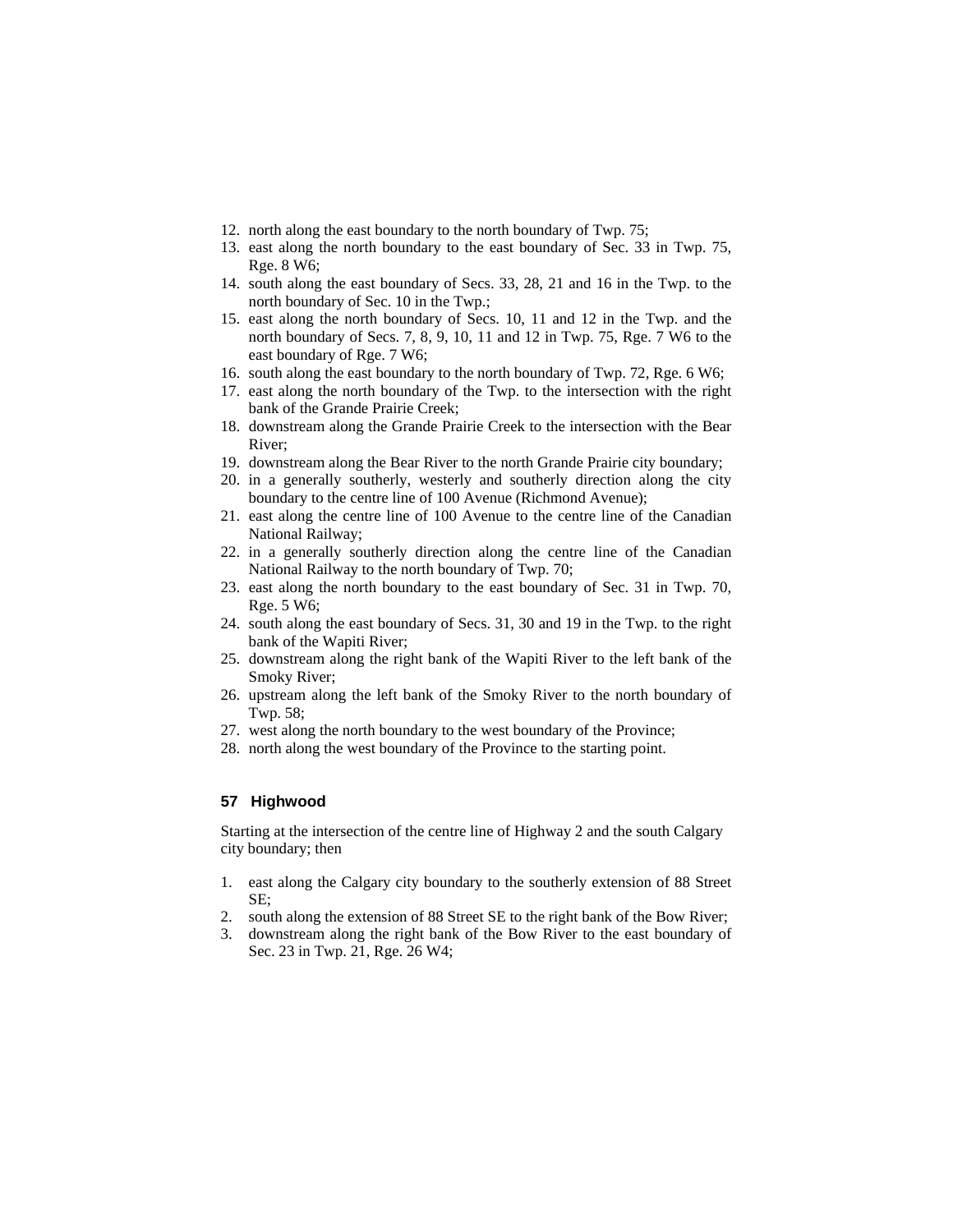12. north along the east boundary to the north boundary of Twp. 75;
13. east along the north boundary to the east boundary of Sec. 33 in Twp. 75, Rge. 8 W6;
14. south along the east boundary of Secs. 33, 28, 21 and 16 in the Twp. to the north boundary of Sec. 10 in the Twp.;
15. east along the north boundary of Secs. 10, 11 and 12 in the Twp. and the north boundary of Secs. 7, 8, 9, 10, 11 and 12 in Twp. 75, Rge. 7 W6 to the east boundary of Rge. 7 W6;
16. south along the east boundary to the north boundary of Twp. 72, Rge. 6 W6;
17. east along the north boundary of the Twp. to the intersection with the right bank of the Grande Prairie Creek;
18. downstream along the Grande Prairie Creek to the intersection with the Bear River;
19. downstream along the Bear River to the north Grande Prairie city boundary;
20. in a generally southerly, westerly and southerly direction along the city boundary to the centre line of 100 Avenue (Richmond Avenue);
21. east along the centre line of 100 Avenue to the centre line of the Canadian National Railway;
22. in a generally southerly direction along the centre line of the Canadian National Railway to the north boundary of Twp. 70;
23. east along the north boundary to the east boundary of Sec. 31 in Twp. 70, Rge. 5 W6;
24. south along the east boundary of Secs. 31, 30 and 19 in the Twp. to the right bank of the Wapiti River;
25. downstream along the right bank of the Wapiti River to the left bank of the Smoky River;
26. upstream along the left bank of the Smoky River to the north boundary of Twp. 58;
27. west along the north boundary to the west boundary of the Province;
28. north along the west boundary of the Province to the starting point.

### 57 Highwood

Starting at the intersection of the centre line of Highway 2 and the south Calgary city boundary; then

1. east along the Calgary city boundary to the southerly extension of 88 Street SE;
2. south along the extension of 88 Street SE to the right bank of the Bow River;
3. downstream along the right bank of the Bow River to the east boundary of Sec. 23 in Twp. 21, Rge. 26 W4;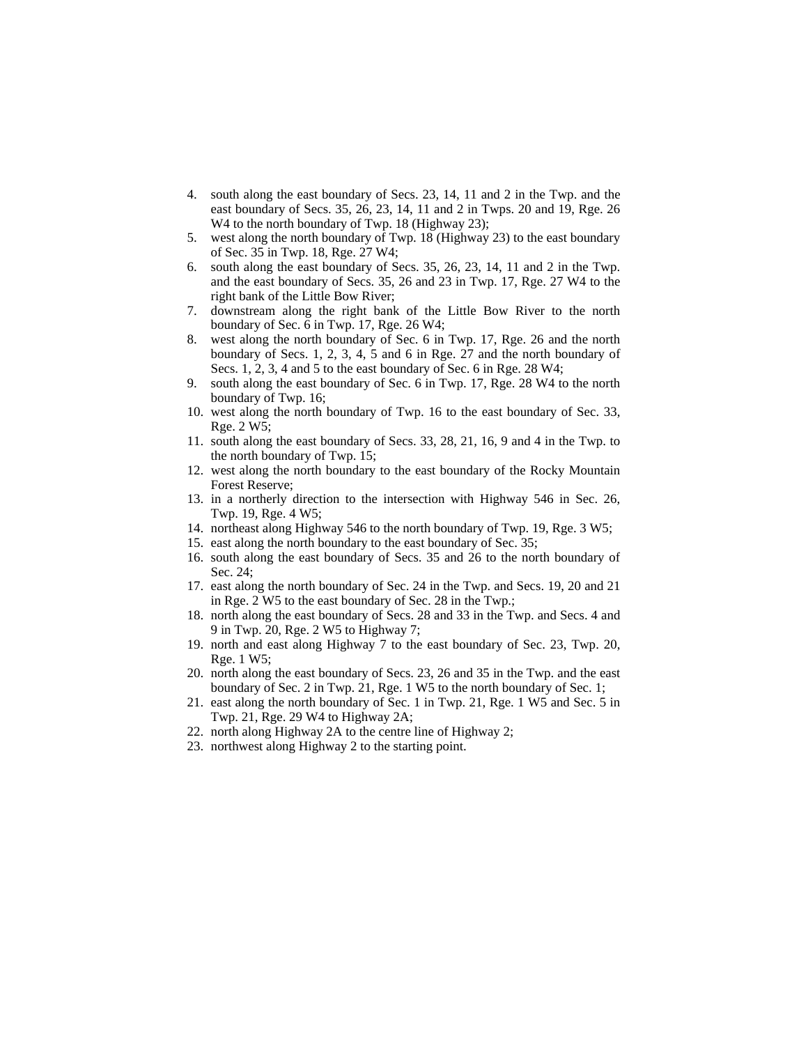4. south along the east boundary of Secs. 23, 14, 11 and 2 in the Twp. and the east boundary of Secs. 35, 26, 23, 14, 11 and 2 in Twps. 20 and 19, Rge. 26 W4 to the north boundary of Twp. 18 (Highway 23);
5. west along the north boundary of Twp. 18 (Highway 23) to the east boundary of Sec. 35 in Twp. 18, Rge. 27 W4;
6. south along the east boundary of Secs. 35, 26, 23, 14, 11 and 2 in the Twp. and the east boundary of Secs. 35, 26 and 23 in Twp. 17, Rge. 27 W4 to the right bank of the Little Bow River;
7. downstream along the right bank of the Little Bow River to the north boundary of Sec. 6 in Twp. 17, Rge. 26 W4;
8. west along the north boundary of Sec. 6 in Twp. 17, Rge. 26 and the north boundary of Secs. 1, 2, 3, 4, 5 and 6 in Rge. 27 and the north boundary of Secs. 1, 2, 3, 4 and 5 to the east boundary of Sec. 6 in Rge. 28 W4;
9. south along the east boundary of Sec. 6 in Twp. 17, Rge. 28 W4 to the north boundary of Twp. 16;
10. west along the north boundary of Twp. 16 to the east boundary of Sec. 33, Rge. 2 W5;
11. south along the east boundary of Secs. 33, 28, 21, 16, 9 and 4 in the Twp. to the north boundary of Twp. 15;
12. west along the north boundary to the east boundary of the Rocky Mountain Forest Reserve;
13. in a northerly direction to the intersection with Highway 546 in Sec. 26, Twp. 19, Rge. 4 W5;
14. northeast along Highway 546 to the north boundary of Twp. 19, Rge. 3 W5;
15. east along the north boundary to the east boundary of Sec. 35;
16. south along the east boundary of Secs. 35 and 26 to the north boundary of Sec. 24;
17. east along the north boundary of Sec. 24 in the Twp. and Secs. 19, 20 and 21 in Rge. 2 W5 to the east boundary of Sec. 28 in the Twp.;
18. north along the east boundary of Secs. 28 and 33 in the Twp. and Secs. 4 and 9 in Twp. 20, Rge. 2 W5 to Highway 7;
19. north and east along Highway 7 to the east boundary of Sec. 23, Twp. 20, Rge. 1 W5;
20. north along the east boundary of Secs. 23, 26 and 35 in the Twp. and the east boundary of Sec. 2 in Twp. 21, Rge. 1 W5 to the north boundary of Sec. 1;
21. east along the north boundary of Sec. 1 in Twp. 21, Rge. 1 W5 and Sec. 5 in Twp. 21, Rge. 29 W4 to Highway 2A;
22. north along Highway 2A to the centre line of Highway 2;
23. northwest along Highway 2 to the starting point.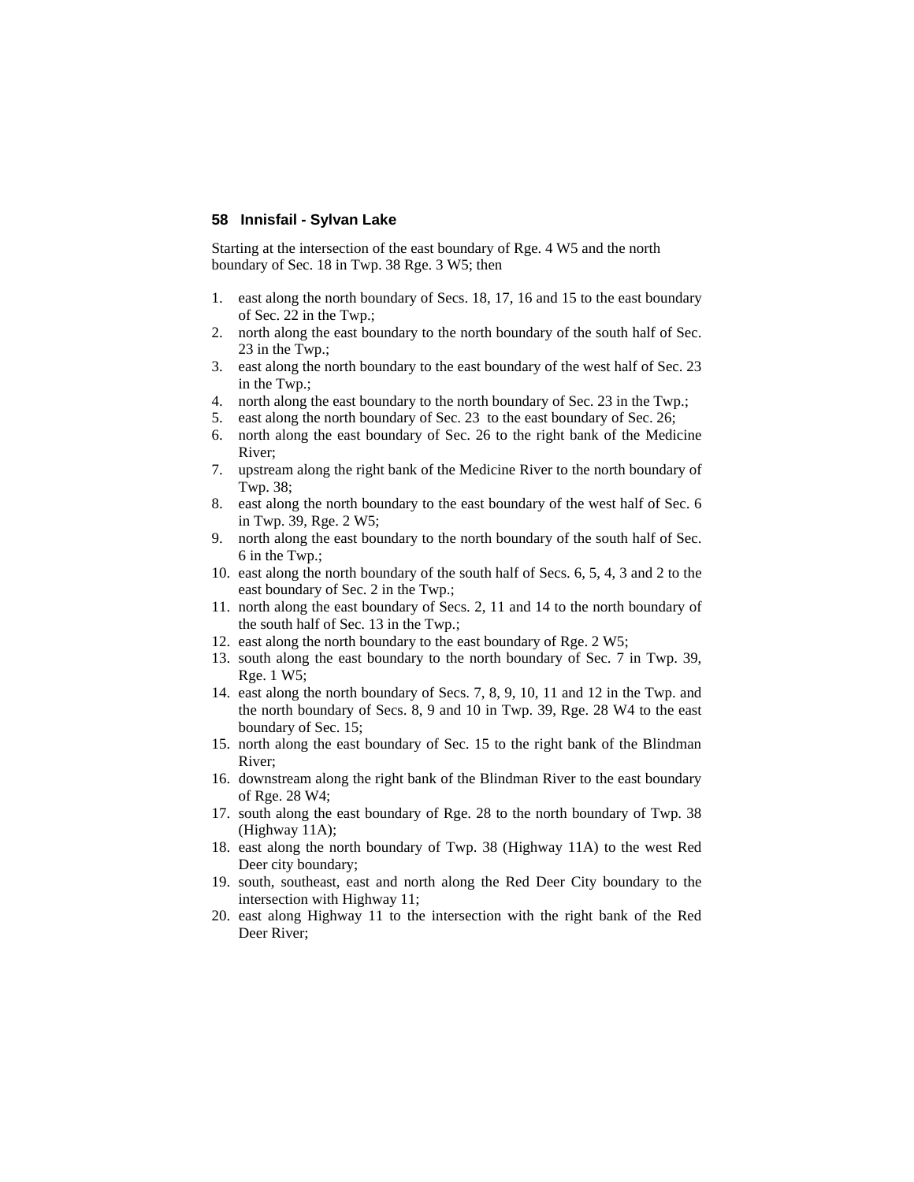## 58 Innisfail - Sylvan Lake

Starting at the intersection of the east boundary of Rge. 4 W5 and the north boundary of Sec. 18 in Twp. 38 Rge. 3 W5; then

1. east along the north boundary of Secs. 18, 17, 16 and 15 to the east boundary of Sec. 22 in the Twp.;
2. north along the east boundary to the north boundary of the south half of Sec. 23 in the Twp.;
3. east along the north boundary to the east boundary of the west half of Sec. 23 in the Twp.;
4. north along the east boundary to the north boundary of Sec. 23 in the Twp.;
5. east along the north boundary of Sec. 23 to the east boundary of Sec. 26;
6. north along the east boundary of Sec. 26 to the right bank of the Medicine River;
7. upstream along the right bank of the Medicine River to the north boundary of Twp. 38;
8. east along the north boundary to the east boundary of the west half of Sec. 6 in Twp. 39, Rge. 2 W5;
9. north along the east boundary to the north boundary of the south half of Sec. 6 in the Twp.;
10. east along the north boundary of the south half of Secs. 6, 5, 4, 3 and 2 to the east boundary of Sec. 2 in the Twp.;
11. north along the east boundary of Secs. 2, 11 and 14 to the north boundary of the south half of Sec. 13 in the Twp.;
12. east along the north boundary to the east boundary of Rge. 2 W5;
13. south along the east boundary to the north boundary of Sec. 7 in Twp. 39, Rge. 1 W5;
14. east along the north boundary of Secs. 7, 8, 9, 10, 11 and 12 in the Twp. and the north boundary of Secs. 8, 9 and 10 in Twp. 39, Rge. 28 W4 to the east boundary of Sec. 15;
15. north along the east boundary of Sec. 15 to the right bank of the Blindman River;
16. downstream along the right bank of the Blindman River to the east boundary of Rge. 28 W4;
17. south along the east boundary of Rge. 28 to the north boundary of Twp. 38 (Highway 11A);
18. east along the north boundary of Twp. 38 (Highway 11A) to the west Red Deer city boundary;
19. south, southeast, east and north along the Red Deer City boundary to the intersection with Highway 11;
20. east along Highway 11 to the intersection with the right bank of the Red Deer River;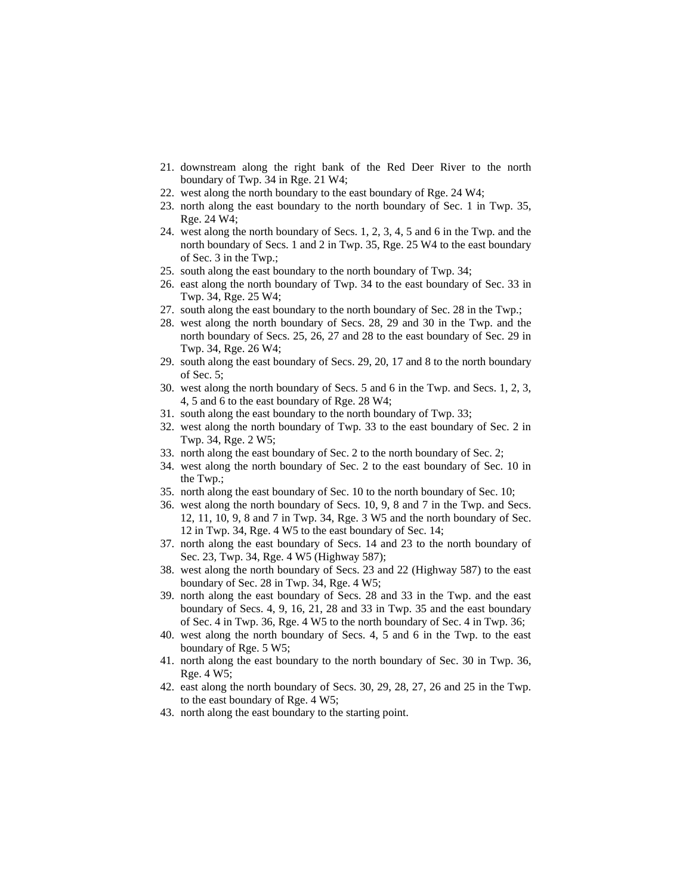21. downstream along the right bank of the Red Deer River to the north boundary of Twp. 34 in Rge. 21 W4;
22. west along the north boundary to the east boundary of Rge. 24 W4;
23. north along the east boundary to the north boundary of Sec. 1 in Twp. 35, Rge. 24 W4;
24. west along the north boundary of Secs. 1, 2, 3, 4, 5 and 6 in the Twp. and the north boundary of Secs. 1 and 2 in Twp. 35, Rge. 25 W4 to the east boundary of Sec. 3 in the Twp.;
25. south along the east boundary to the north boundary of Twp. 34;
26. east along the north boundary of Twp. 34 to the east boundary of Sec. 33 in Twp. 34, Rge. 25 W4;
27. south along the east boundary to the north boundary of Sec. 28 in the Twp.;
28. west along the north boundary of Secs. 28, 29 and 30 in the Twp. and the north boundary of Secs. 25, 26, 27 and 28 to the east boundary of Sec. 29 in Twp. 34, Rge. 26 W4;
29. south along the east boundary of Secs. 29, 20, 17 and 8 to the north boundary of Sec. 5;
30. west along the north boundary of Secs. 5 and 6 in the Twp. and Secs. 1, 2, 3, 4, 5 and 6 to the east boundary of Rge. 28 W4;
31. south along the east boundary to the north boundary of Twp. 33;
32. west along the north boundary of Twp. 33 to the east boundary of Sec. 2 in Twp. 34, Rge. 2 W5;
33. north along the east boundary of Sec. 2 to the north boundary of Sec. 2;
34. west along the north boundary of Sec. 2 to the east boundary of Sec. 10 in the Twp.;
35. north along the east boundary of Sec. 10 to the north boundary of Sec. 10;
36. west along the north boundary of Secs. 10, 9, 8 and 7 in the Twp. and Secs. 12, 11, 10, 9, 8 and 7 in Twp. 34, Rge. 3 W5 and the north boundary of Sec. 12 in Twp. 34, Rge. 4 W5 to the east boundary of Sec. 14;
37. north along the east boundary of Secs. 14 and 23 to the north boundary of Sec. 23, Twp. 34, Rge. 4 W5 (Highway 587);
38. west along the north boundary of Secs. 23 and 22 (Highway 587) to the east boundary of Sec. 28 in Twp. 34, Rge. 4 W5;
39. north along the east boundary of Secs. 28 and 33 in the Twp. and the east boundary of Secs. 4, 9, 16, 21, 28 and 33 in Twp. 35 and the east boundary of Sec. 4 in Twp. 36, Rge. 4 W5 to the north boundary of Sec. 4 in Twp. 36;
40. west along the north boundary of Secs. 4, 5 and 6 in the Twp. to the east boundary of Rge. 5 W5;
41. north along the east boundary to the north boundary of Sec. 30 in Twp. 36, Rge. 4 W5;
42. east along the north boundary of Secs. 30, 29, 28, 27, 26 and 25 in the Twp. to the east boundary of Rge. 4 W5;
43. north along the east boundary to the starting point.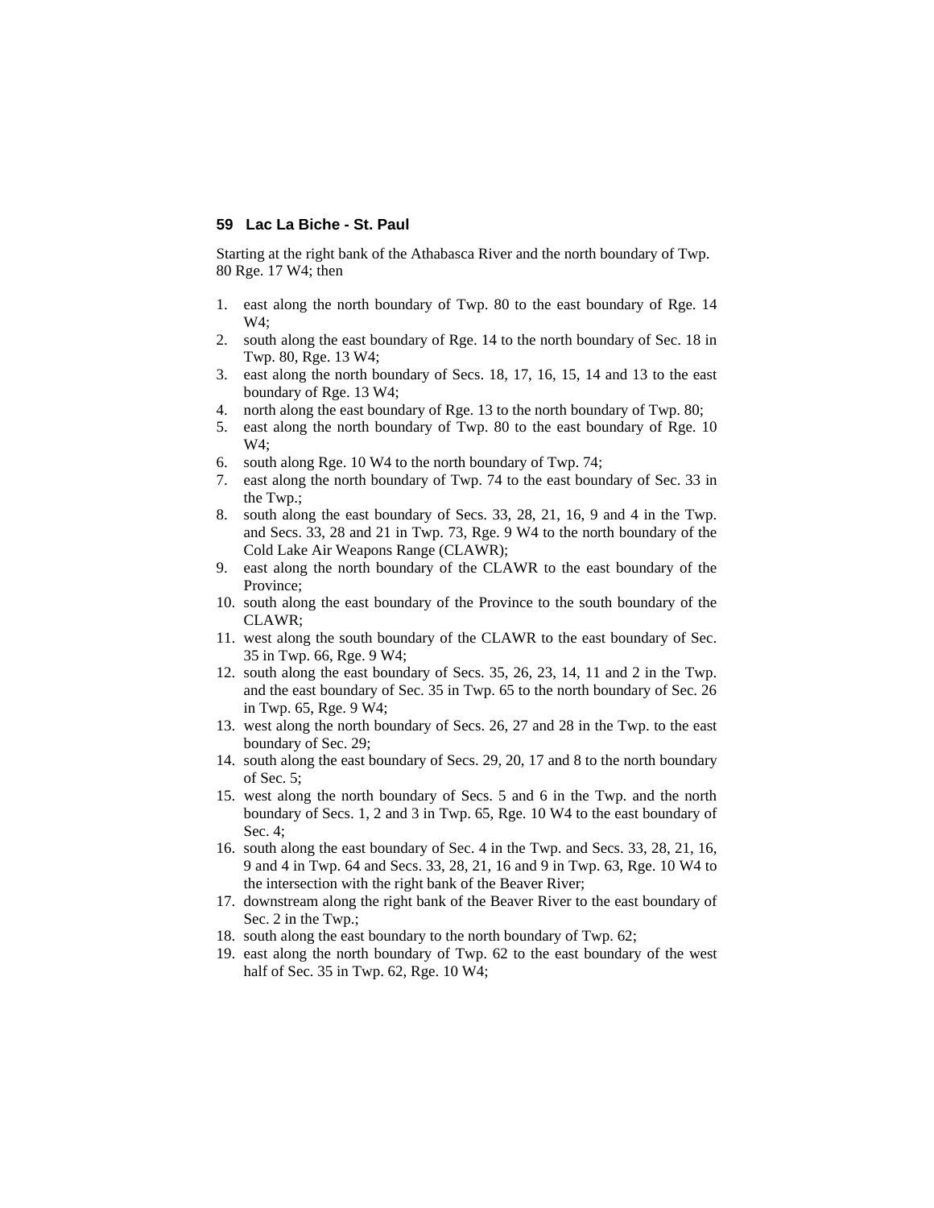## 59 Lac La Biche - St. Paul

Starting at the right bank of the Athabasca River and the north boundary of Twp. 80 Rge. 17 W4; then

1. east along the north boundary of Twp. 80 to the east boundary of Rge. 14 W4;
2. south along the east boundary of Rge. 14 to the north boundary of Sec. 18 in Twp. 80, Rge. 13 W4;
3. east along the north boundary of Secs. 18, 17, 16, 15, 14 and 13 to the east boundary of Rge. 13 W4;
4. north along the east boundary of Rge. 13 to the north boundary of Twp. 80;
5. east along the north boundary of Twp. 80 to the east boundary of Rge. 10 W4;
6. south along Rge. 10 W4 to the north boundary of Twp. 74;
7. east along the north boundary of Twp. 74 to the east boundary of Sec. 33 in the Twp.;
8. south along the east boundary of Secs. 33, 28, 21, 16, 9 and 4 in the Twp. and Secs. 33, 28 and 21 in Twp. 73, Rge. 9 W4 to the north boundary of the Cold Lake Air Weapons Range (CLAWR);
9. east along the north boundary of the CLAWR to the east boundary of the Province;
10. south along the east boundary of the Province to the south boundary of the CLAWR;
11. west along the south boundary of the CLAWR to the east boundary of Sec. 35 in Twp. 66, Rge. 9 W4;
12. south along the east boundary of Secs. 35, 26, 23, 14, 11 and 2 in the Twp. and the east boundary of Sec. 35 in Twp. 65 to the north boundary of Sec. 26 in Twp. 65, Rge. 9 W4;
13. west along the north boundary of Secs. 26, 27 and 28 in the Twp. to the east boundary of Sec. 29;
14. south along the east boundary of Secs. 29, 20, 17 and 8 to the north boundary of Sec. 5;
15. west along the north boundary of Secs. 5 and 6 in the Twp. and the north boundary of Secs. 1, 2 and 3 in Twp. 65, Rge. 10 W4 to the east boundary of Sec. 4;
16. south along the east boundary of Sec. 4 in the Twp. and Secs. 33, 28, 21, 16, 9 and 4 in Twp. 64 and Secs. 33, 28, 21, 16 and 9 in Twp. 63, Rge. 10 W4 to the intersection with the right bank of the Beaver River;
17. downstream along the right bank of the Beaver River to the east boundary of Sec. 2 in the Twp.;
18. south along the east boundary to the north boundary of Twp. 62;
19. east along the north boundary of Twp. 62 to the east boundary of the west half of Sec. 35 in Twp. 62, Rge. 10 W4;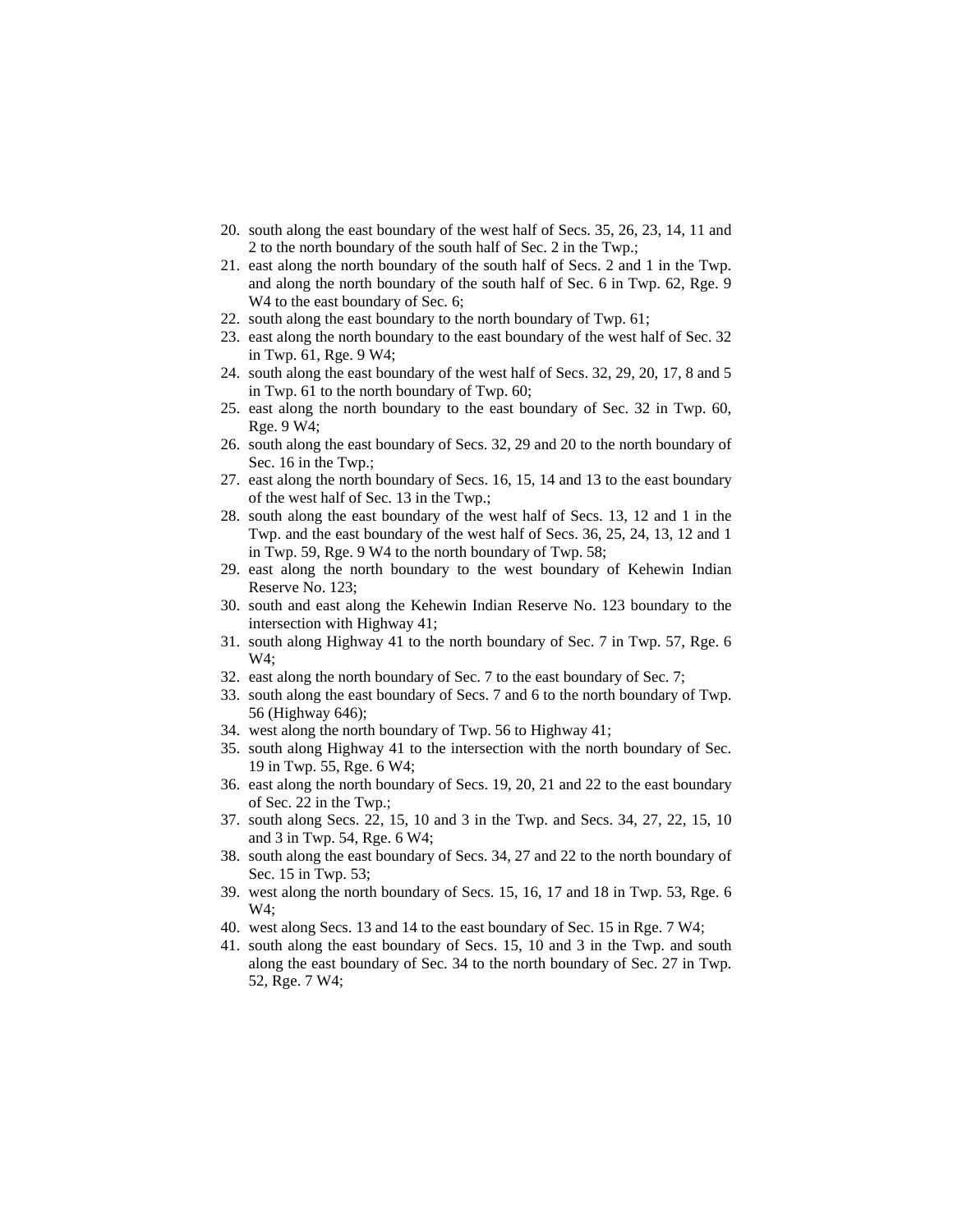20. south along the east boundary of the west half of Secs. 35, 26, 23, 14, 11 and 2 to the north boundary of the south half of Sec. 2 in the Twp.;
21. east along the north boundary of the south half of Secs. 2 and 1 in the Twp. and along the north boundary of the south half of Sec. 6 in Twp. 62, Rge. 9 W4 to the east boundary of Sec. 6;
22. south along the east boundary to the north boundary of Twp. 61;
23. east along the north boundary to the east boundary of the west half of Sec. 32 in Twp. 61, Rge. 9 W4;
24. south along the east boundary of the west half of Secs. 32, 29, 20, 17, 8 and 5 in Twp. 61 to the north boundary of Twp. 60;
25. east along the north boundary to the east boundary of Sec. 32 in Twp. 60, Rge. 9 W4;
26. south along the east boundary of Secs. 32, 29 and 20 to the north boundary of Sec. 16 in the Twp.;
27. east along the north boundary of Secs. 16, 15, 14 and 13 to the east boundary of the west half of Sec. 13 in the Twp.;
28. south along the east boundary of the west half of Secs. 13, 12 and 1 in the Twp. and the east boundary of the west half of Secs. 36, 25, 24, 13, 12 and 1 in Twp. 59, Rge. 9 W4 to the north boundary of Twp. 58;
29. east along the north boundary to the west boundary of Kehewin Indian Reserve No. 123;
30. south and east along the Kehewin Indian Reserve No. 123 boundary to the intersection with Highway 41;
31. south along Highway 41 to the north boundary of Sec. 7 in Twp. 57, Rge. 6 W4;
32. east along the north boundary of Sec. 7 to the east boundary of Sec. 7;
33. south along the east boundary of Secs. 7 and 6 to the north boundary of Twp. 56 (Highway 646);
34. west along the north boundary of Twp. 56 to Highway 41;
35. south along Highway 41 to the intersection with the north boundary of Sec. 19 in Twp. 55, Rge. 6 W4;
36. east along the north boundary of Secs. 19, 20, 21 and 22 to the east boundary of Sec. 22 in the Twp.;
37. south along Secs. 22, 15, 10 and 3 in the Twp. and Secs. 34, 27, 22, 15, 10 and 3 in Twp. 54, Rge. 6 W4;
38. south along the east boundary of Secs. 34, 27 and 22 to the north boundary of Sec. 15 in Twp. 53;
39. west along the north boundary of Secs. 15, 16, 17 and 18 in Twp. 53, Rge. 6 W4;
40. west along Secs. 13 and 14 to the east boundary of Sec. 15 in Rge. 7 W4;
41. south along the east boundary of Secs. 15, 10 and 3 in the Twp. and south along the east boundary of Sec. 34 to the north boundary of Sec. 27 in Twp. 52, Rge. 7 W4;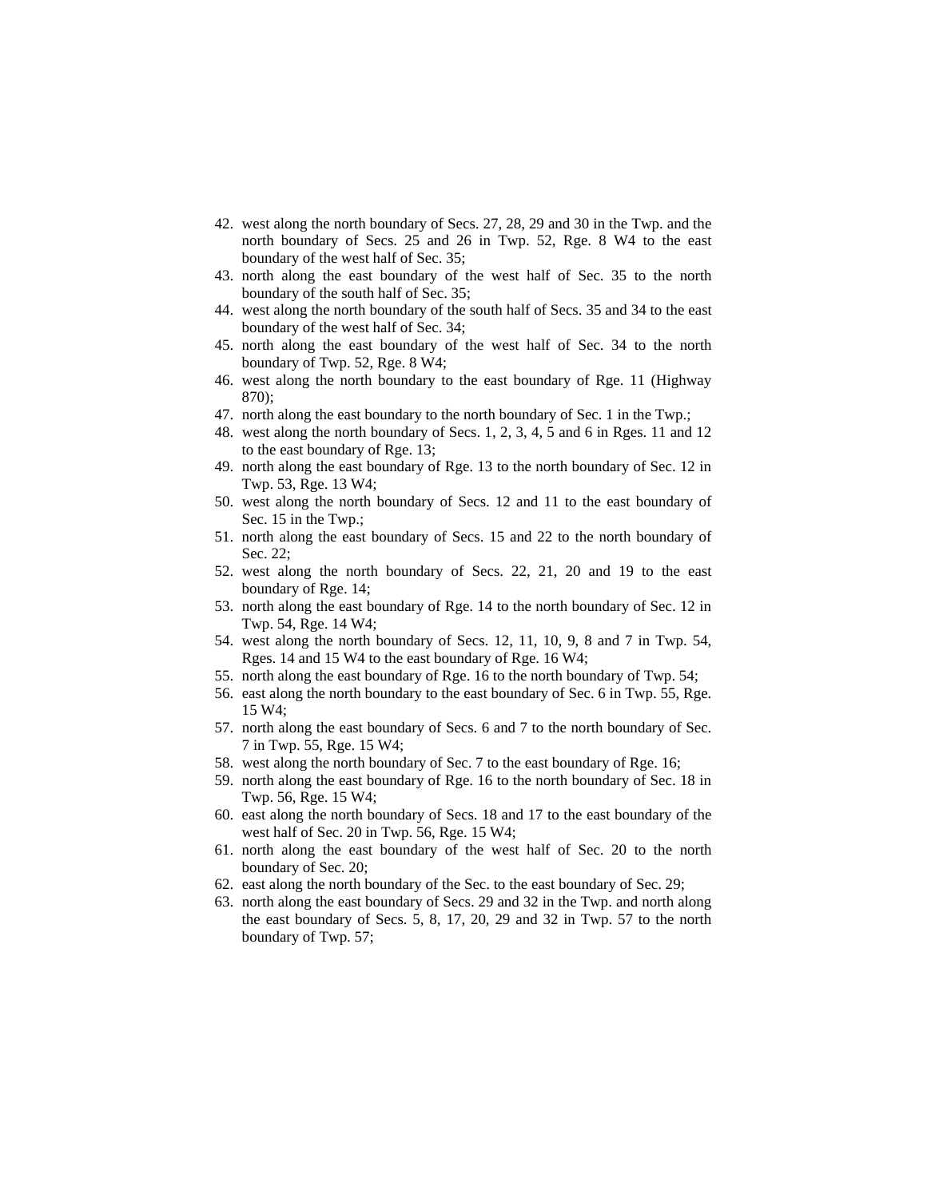42. west along the north boundary of Secs. 27, 28, 29 and 30 in the Twp. and the north boundary of Secs. 25 and 26 in Twp. 52, Rge. 8 W4 to the east boundary of the west half of Sec. 35;
43. north along the east boundary of the west half of Sec. 35 to the north boundary of the south half of Sec. 35;
44. west along the north boundary of the south half of Secs. 35 and 34 to the east boundary of the west half of Sec. 34;
45. north along the east boundary of the west half of Sec. 34 to the north boundary of Twp. 52, Rge. 8 W4;
46. west along the north boundary to the east boundary of Rge. 11 (Highway 870);
47. north along the east boundary to the north boundary of Sec. 1 in the Twp.;
48. west along the north boundary of Secs. 1, 2, 3, 4, 5 and 6 in Rges. 11 and 12 to the east boundary of Rge. 13;
49. north along the east boundary of Rge. 13 to the north boundary of Sec. 12 in Twp. 53, Rge. 13 W4;
50. west along the north boundary of Secs. 12 and 11 to the east boundary of Sec. 15 in the Twp.;
51. north along the east boundary of Secs. 15 and 22 to the north boundary of Sec. 22;
52. west along the north boundary of Secs. 22, 21, 20 and 19 to the east boundary of Rge. 14;
53. north along the east boundary of Rge. 14 to the north boundary of Sec. 12 in Twp. 54, Rge. 14 W4;
54. west along the north boundary of Secs. 12, 11, 10, 9, 8 and 7 in Twp. 54, Rges. 14 and 15 W4 to the east boundary of Rge. 16 W4;
55. north along the east boundary of Rge. 16 to the north boundary of Twp. 54;
56. east along the north boundary to the east boundary of Sec. 6 in Twp. 55, Rge. 15 W4;
57. north along the east boundary of Secs. 6 and 7 to the north boundary of Sec. 7 in Twp. 55, Rge. 15 W4;
58. west along the north boundary of Sec. 7 to the east boundary of Rge. 16;
59. north along the east boundary of Rge. 16 to the north boundary of Sec. 18 in Twp. 56, Rge. 15 W4;
60. east along the north boundary of Secs. 18 and 17 to the east boundary of the west half of Sec. 20 in Twp. 56, Rge. 15 W4;
61. north along the east boundary of the west half of Sec. 20 to the north boundary of Sec. 20;
62. east along the north boundary of the Sec. to the east boundary of Sec. 29;
63. north along the east boundary of Secs. 29 and 32 in the Twp. and north along the east boundary of Secs. 5, 8, 17, 20, 29 and 32 in Twp. 57 to the north boundary of Twp. 57;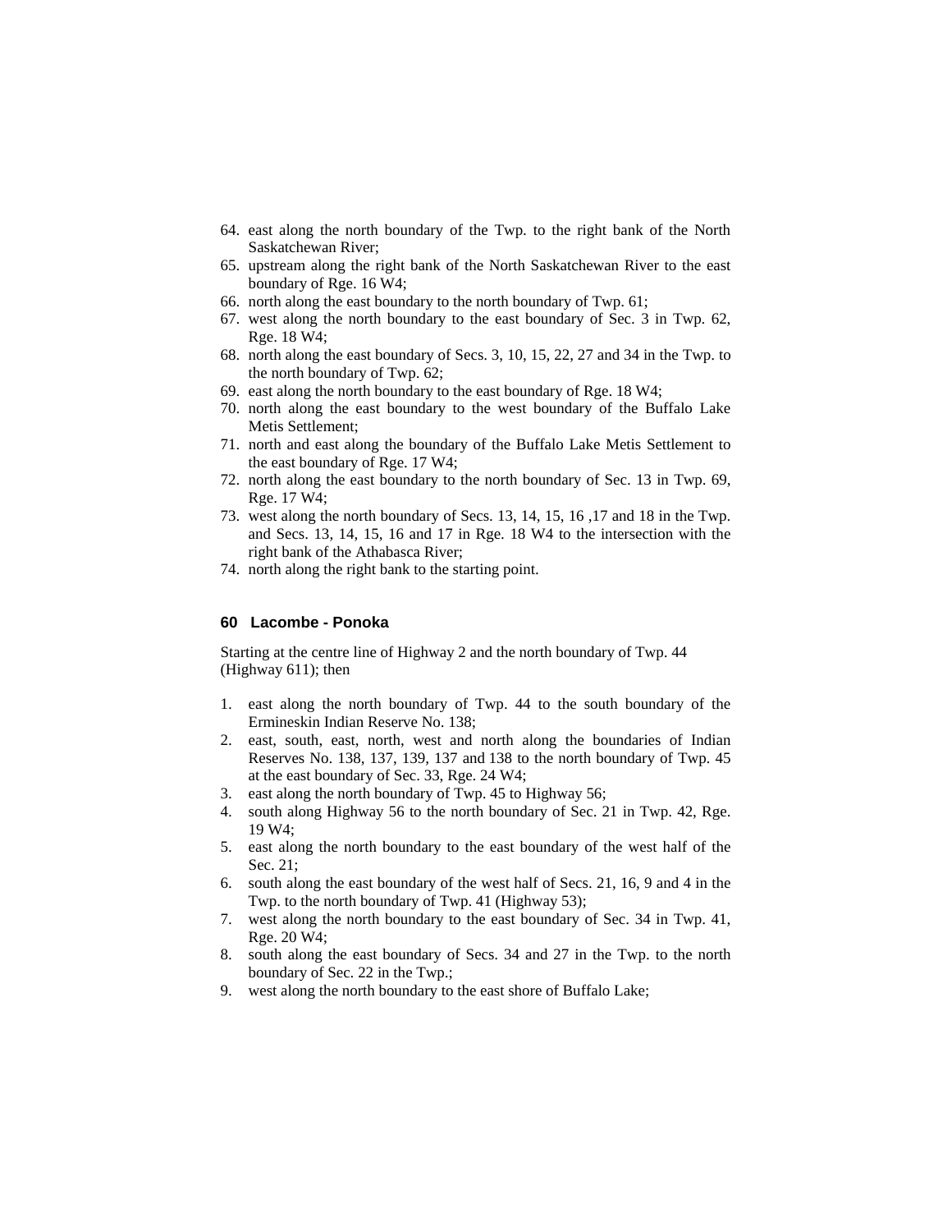64. east along the north boundary of the Twp. to the right bank of the North Saskatchewan River;
65. upstream along the right bank of the North Saskatchewan River to the east boundary of Rge. 16 W4;
66. north along the east boundary to the north boundary of Twp. 61;
67. west along the north boundary to the east boundary of Sec. 3 in Twp. 62, Rge. 18 W4;
68. north along the east boundary of Secs. 3, 10, 15, 22, 27 and 34 in the Twp. to the north boundary of Twp. 62;
69. east along the north boundary to the east boundary of Rge. 18 W4;
70. north along the east boundary to the west boundary of the Buffalo Lake Metis Settlement;
71. north and east along the boundary of the Buffalo Lake Metis Settlement to the east boundary of Rge. 17 W4;
72. north along the east boundary to the north boundary of Sec. 13 in Twp. 69, Rge. 17 W4;
73. west along the north boundary of Secs. 13, 14, 15, 16 ,17 and 18 in the Twp. and Secs. 13, 14, 15, 16 and 17 in Rge. 18 W4 to the intersection with the right bank of the Athabasca River;
74. north along the right bank to the starting point.

### 60 Lacombe - Ponoka

Starting at the centre line of Highway 2 and the north boundary of Twp. 44 (Highway 611); then

1. east along the north boundary of Twp. 44 to the south boundary of the Ermineskin Indian Reserve No. 138;
2. east, south, east, north, west and north along the boundaries of Indian Reserves No. 138, 137, 139, 137 and 138 to the north boundary of Twp. 45 at the east boundary of Sec. 33, Rge. 24 W4;
3. east along the north boundary of Twp. 45 to Highway 56;
4. south along Highway 56 to the north boundary of Sec. 21 in Twp. 42, Rge. 19 W4;
5. east along the north boundary to the east boundary of the west half of the Sec. 21;
6. south along the east boundary of the west half of Secs. 21, 16, 9 and 4 in the Twp. to the north boundary of Twp. 41 (Highway 53);
7. west along the north boundary to the east boundary of Sec. 34 in Twp. 41, Rge. 20 W4;
8. south along the east boundary of Secs. 34 and 27 in the Twp. to the north boundary of Sec. 22 in the Twp.;
9. west along the north boundary to the east shore of Buffalo Lake;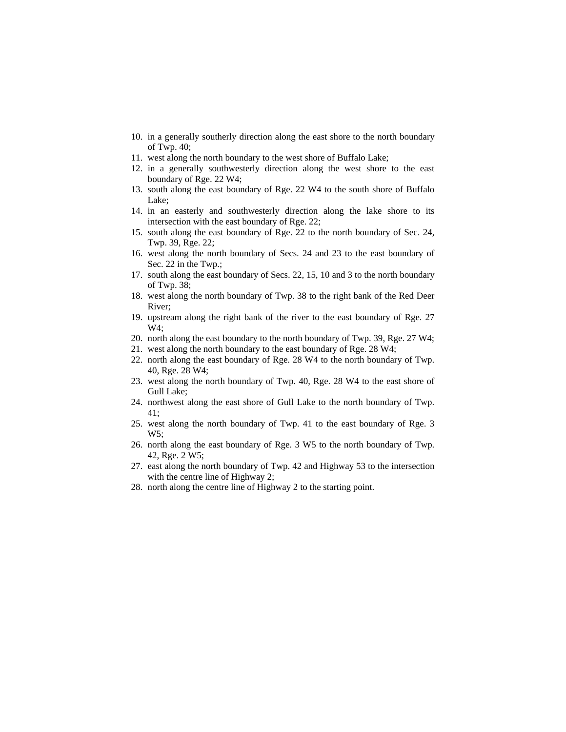10. in a generally southerly direction along the east shore to the north boundary of Twp. 40;
11. west along the north boundary to the west shore of Buffalo Lake;
12. in a generally southwesterly direction along the west shore to the east boundary of Rge. 22 W4;
13. south along the east boundary of Rge. 22 W4 to the south shore of Buffalo Lake;
14. in an easterly and southwesterly direction along the lake shore to its intersection with the east boundary of Rge. 22;
15. south along the east boundary of Rge. 22 to the north boundary of Sec. 24, Twp. 39, Rge. 22;
16. west along the north boundary of Secs. 24 and 23 to the east boundary of Sec. 22 in the Twp.;
17. south along the east boundary of Secs. 22, 15, 10 and 3 to the north boundary of Twp. 38;
18. west along the north boundary of Twp. 38 to the right bank of the Red Deer River;
19. upstream along the right bank of the river to the east boundary of Rge. 27 W4;
20. north along the east boundary to the north boundary of Twp. 39, Rge. 27 W4;
21. west along the north boundary to the east boundary of Rge. 28 W4;
22. north along the east boundary of Rge. 28 W4 to the north boundary of Twp. 40, Rge. 28 W4;
23. west along the north boundary of Twp. 40, Rge. 28 W4 to the east shore of Gull Lake;
24. northwest along the east shore of Gull Lake to the north boundary of Twp. 41;
25. west along the north boundary of Twp. 41 to the east boundary of Rge. 3 W5;
26. north along the east boundary of Rge. 3 W5 to the north boundary of Twp. 42, Rge. 2 W5;
27. east along the north boundary of Twp. 42 and Highway 53 to the intersection with the centre line of Highway 2;
28. north along the centre line of Highway 2 to the starting point.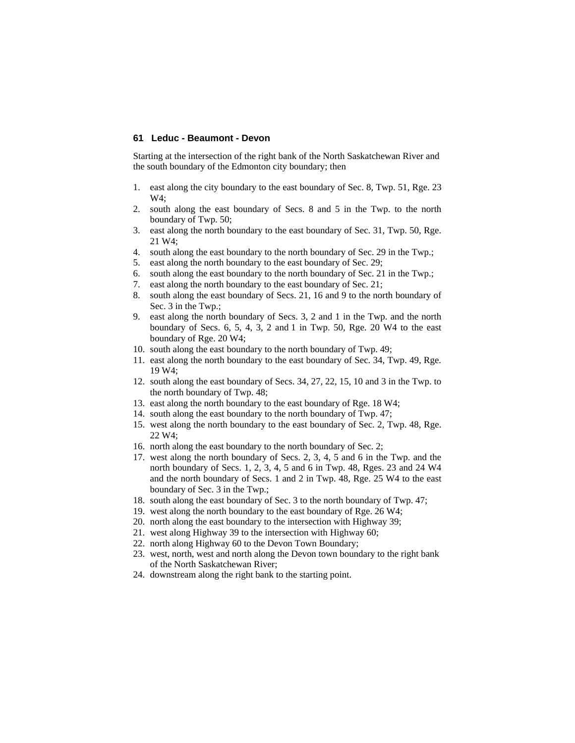## 61 Leduc - Beaumont - Devon

Starting at the intersection of the right bank of the North Saskatchewan River and the south boundary of the Edmonton city boundary; then

1. east along the city boundary to the east boundary of Sec. 8, Twp. 51, Rge. 23 W4;
2. south along the east boundary of Secs. 8 and 5 in the Twp. to the north boundary of Twp. 50;
3. east along the north boundary to the east boundary of Sec. 31, Twp. 50, Rge. 21 W4;
4. south along the east boundary to the north boundary of Sec. 29 in the Twp.;
5. east along the north boundary to the east boundary of Sec. 29;
6. south along the east boundary to the north boundary of Sec. 21 in the Twp.;
7. east along the north boundary to the east boundary of Sec. 21;
8. south along the east boundary of Secs. 21, 16 and 9 to the north boundary of Sec. 3 in the Twp.;
9. east along the north boundary of Secs. 3, 2 and 1 in the Twp. and the north boundary of Secs. 6, 5, 4, 3, 2 and 1 in Twp. 50, Rge. 20 W4 to the east boundary of Rge. 20 W4;
10. south along the east boundary to the north boundary of Twp. 49;
11. east along the north boundary to the east boundary of Sec. 34, Twp. 49, Rge. 19 W4;
12. south along the east boundary of Secs. 34, 27, 22, 15, 10 and 3 in the Twp. to the north boundary of Twp. 48;
13. east along the north boundary to the east boundary of Rge. 18 W4;
14. south along the east boundary to the north boundary of Twp. 47;
15. west along the north boundary to the east boundary of Sec. 2, Twp. 48, Rge. 22 W4;
16. north along the east boundary to the north boundary of Sec. 2;
17. west along the north boundary of Secs. 2, 3, 4, 5 and 6 in the Twp. and the north boundary of Secs. 1, 2, 3, 4, 5 and 6 in Twp. 48, Rges. 23 and 24 W4 and the north boundary of Secs. 1 and 2 in Twp. 48, Rge. 25 W4 to the east boundary of Sec. 3 in the Twp.;
18. south along the east boundary of Sec. 3 to the north boundary of Twp. 47;
19. west along the north boundary to the east boundary of Rge. 26 W4;
20. north along the east boundary to the intersection with Highway 39;
21. west along Highway 39 to the intersection with Highway 60;
22. north along Highway 60 to the Devon Town Boundary;
23. west, north, west and north along the Devon town boundary to the right bank of the North Saskatchewan River;
24. downstream along the right bank to the starting point.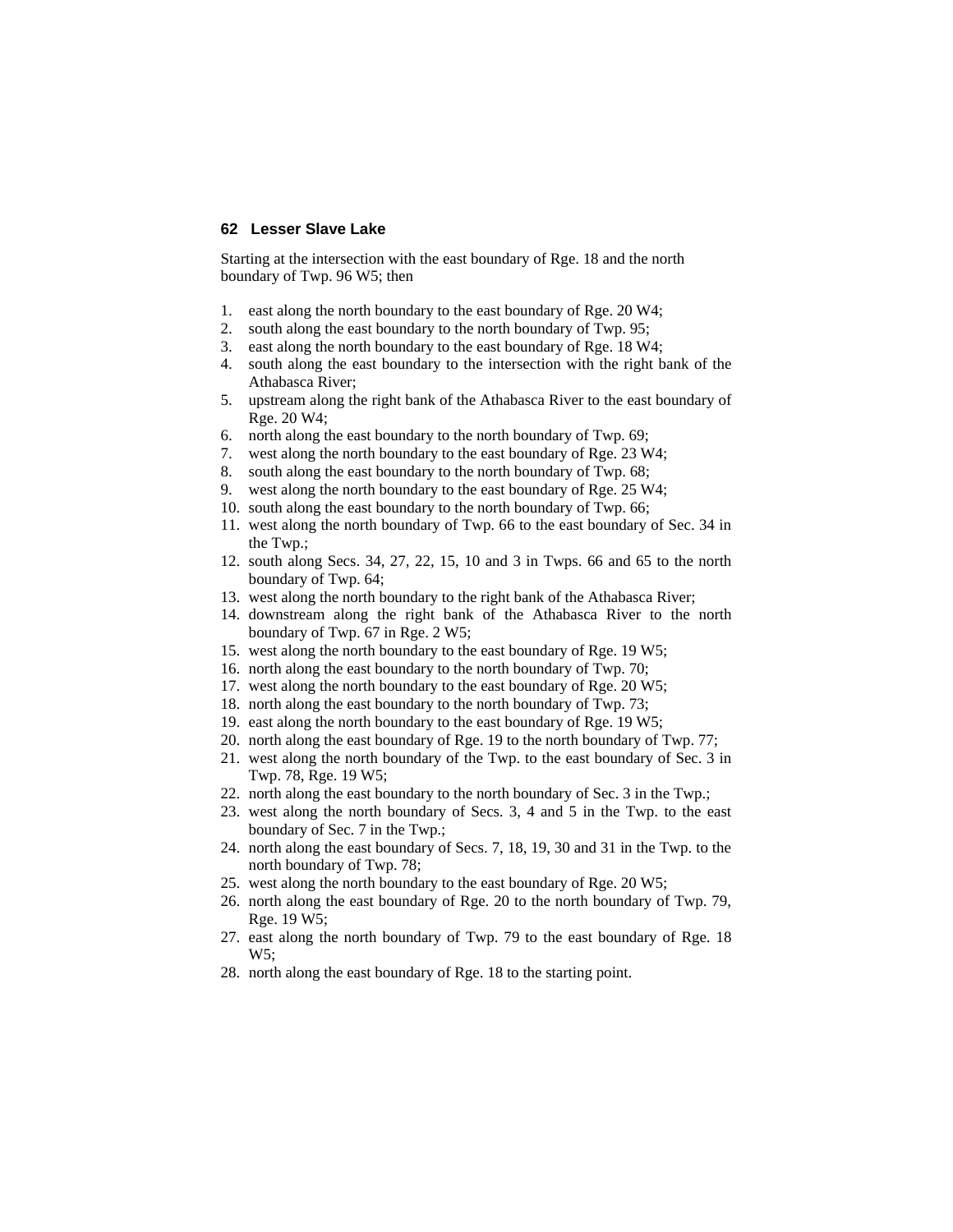## 62 Lesser Slave Lake

Starting at the intersection with the east boundary of Rge. 18 and the north boundary of Twp. 96 W5; then

1. east along the north boundary to the east boundary of Rge. 20 W4;
2. south along the east boundary to the north boundary of Twp. 95;
3. east along the north boundary to the east boundary of Rge. 18 W4;
4. south along the east boundary to the intersection with the right bank of the Athabasca River;
5. upstream along the right bank of the Athabasca River to the east boundary of Rge. 20 W4;
6. north along the east boundary to the north boundary of Twp. 69;
7. west along the north boundary to the east boundary of Rge. 23 W4;
8. south along the east boundary to the north boundary of Twp. 68;
9. west along the north boundary to the east boundary of Rge. 25 W4;
10. south along the east boundary to the north boundary of Twp. 66;
11. west along the north boundary of Twp. 66 to the east boundary of Sec. 34 in the Twp.;
12. south along Secs. 34, 27, 22, 15, 10 and 3 in Twps. 66 and 65 to the north boundary of Twp. 64;
13. west along the north boundary to the right bank of the Athabasca River;
14. downstream along the right bank of the Athabasca River to the north boundary of Twp. 67 in Rge. 2 W5;
15. west along the north boundary to the east boundary of Rge. 19 W5;
16. north along the east boundary to the north boundary of Twp. 70;
17. west along the north boundary to the east boundary of Rge. 20 W5;
18. north along the east boundary to the north boundary of Twp. 73;
19. east along the north boundary to the east boundary of Rge. 19 W5;
20. north along the east boundary of Rge. 19 to the north boundary of Twp. 77;
21. west along the north boundary of the Twp. to the east boundary of Sec. 3 in Twp. 78, Rge. 19 W5;
22. north along the east boundary to the north boundary of Sec. 3 in the Twp.;
23. west along the north boundary of Secs. 3, 4 and 5 in the Twp. to the east boundary of Sec. 7 in the Twp.;
24. north along the east boundary of Secs. 7, 18, 19, 30 and 31 in the Twp. to the north boundary of Twp. 78;
25. west along the north boundary to the east boundary of Rge. 20 W5;
26. north along the east boundary of Rge. 20 to the north boundary of Twp. 79, Rge. 19 W5;
27. east along the north boundary of Twp. 79 to the east boundary of Rge. 18 W5;
28. north along the east boundary of Rge. 18 to the starting point.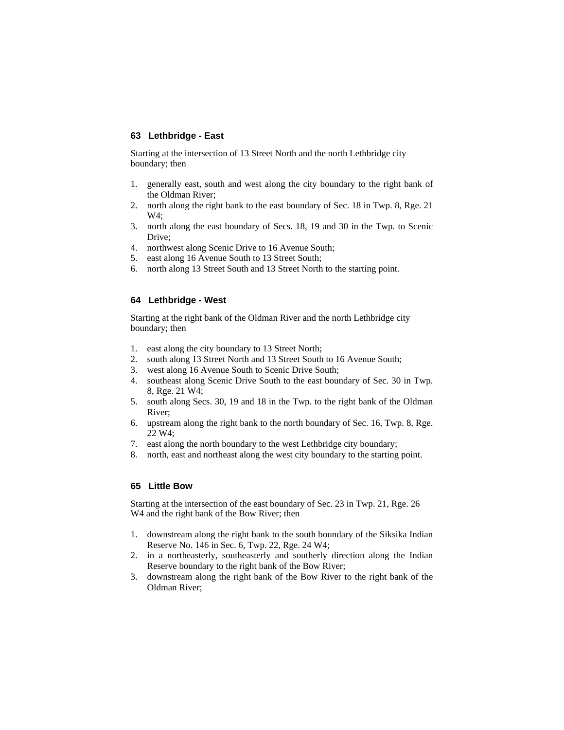### 63 Lethbridge - East

Starting at the intersection of 13 Street North and the north Lethbridge city boundary; then

1. generally east, south and west along the city boundary to the right bank of the Oldman River;
2. north along the right bank to the east boundary of Sec. 18 in Twp. 8, Rge. 21 W4;
3. north along the east boundary of Secs. 18, 19 and 30 in the Twp. to Scenic Drive;
4. northwest along Scenic Drive to 16 Avenue South;
5. east along 16 Avenue South to 13 Street South;
6. north along 13 Street South and 13 Street North to the starting point.

### 64 Lethbridge - West

Starting at the right bank of the Oldman River and the north Lethbridge city boundary; then

1. east along the city boundary to 13 Street North;
2. south along 13 Street North and 13 Street South to 16 Avenue South;
3. west along 16 Avenue South to Scenic Drive South;
4. southeast along Scenic Drive South to the east boundary of Sec. 30 in Twp. 8, Rge. 21 W4;
5. south along Secs. 30, 19 and 18 in the Twp. to the right bank of the Oldman River;
6. upstream along the right bank to the north boundary of Sec. 16, Twp. 8, Rge. 22 W4;
7. east along the north boundary to the west Lethbridge city boundary;
8. north, east and northeast along the west city boundary to the starting point.

### 65 Little Bow

Starting at the intersection of the east boundary of Sec. 23 in Twp. 21, Rge. 26 W4 and the right bank of the Bow River; then

1. downstream along the right bank to the south boundary of the Siksika Indian Reserve No. 146 in Sec. 6, Twp. 22, Rge. 24 W4;
2. in a northeasterly, southeasterly and southerly direction along the Indian Reserve boundary to the right bank of the Bow River;
3. downstream along the right bank of the Bow River to the right bank of the Oldman River;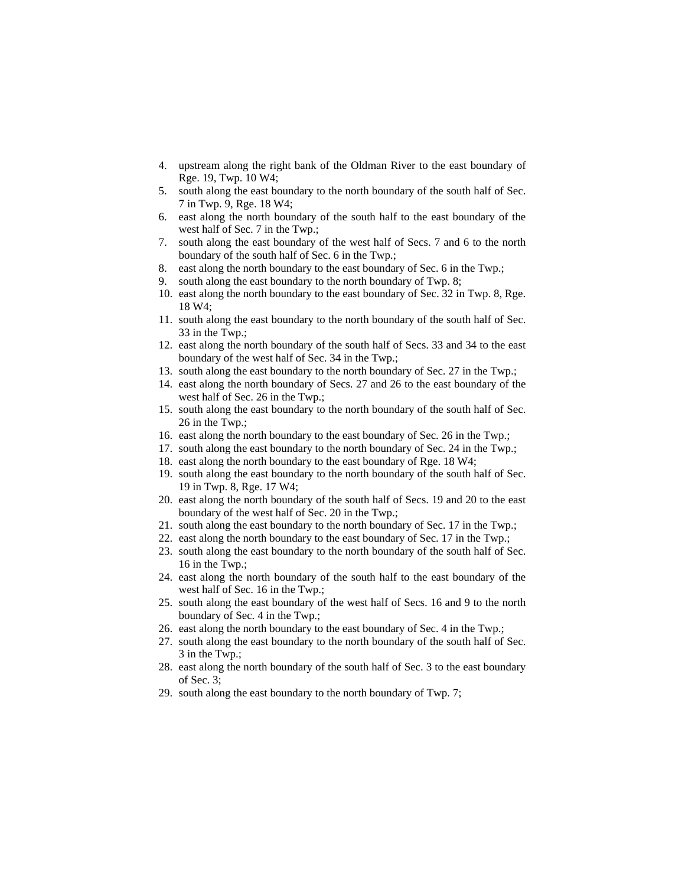4. upstream along the right bank of the Oldman River to the east boundary of Rge. 19, Twp. 10 W4;
5. south along the east boundary to the north boundary of the south half of Sec. 7 in Twp. 9, Rge. 18 W4;
6. east along the north boundary of the south half to the east boundary of the west half of Sec. 7 in the Twp.;
7. south along the east boundary of the west half of Secs. 7 and 6 to the north boundary of the south half of Sec. 6 in the Twp.;
8. east along the north boundary to the east boundary of Sec. 6 in the Twp.;
9. south along the east boundary to the north boundary of Twp. 8;
10. east along the north boundary to the east boundary of Sec. 32 in Twp. 8, Rge. 18 W4;
11. south along the east boundary to the north boundary of the south half of Sec. 33 in the Twp.;
12. east along the north boundary of the south half of Secs. 33 and 34 to the east boundary of the west half of Sec. 34 in the Twp.;
13. south along the east boundary to the north boundary of Sec. 27 in the Twp.;
14. east along the north boundary of Secs. 27 and 26 to the east boundary of the west half of Sec. 26 in the Twp.;
15. south along the east boundary to the north boundary of the south half of Sec. 26 in the Twp.;
16. east along the north boundary to the east boundary of Sec. 26 in the Twp.;
17. south along the east boundary to the north boundary of Sec. 24 in the Twp.;
18. east along the north boundary to the east boundary of Rge. 18 W4;
19. south along the east boundary to the north boundary of the south half of Sec. 19 in Twp. 8, Rge. 17 W4;
20. east along the north boundary of the south half of Secs. 19 and 20 to the east boundary of the west half of Sec. 20 in the Twp.;
21. south along the east boundary to the north boundary of Sec. 17 in the Twp.;
22. east along the north boundary to the east boundary of Sec. 17 in the Twp.;
23. south along the east boundary to the north boundary of the south half of Sec. 16 in the Twp.;
24. east along the north boundary of the south half to the east boundary of the west half of Sec. 16 in the Twp.;
25. south along the east boundary of the west half of Secs. 16 and 9 to the north boundary of Sec. 4 in the Twp.;
26. east along the north boundary to the east boundary of Sec. 4 in the Twp.;
27. south along the east boundary to the north boundary of the south half of Sec. 3 in the Twp.;
28. east along the north boundary of the south half of Sec. 3 to the east boundary of Sec. 3;
29. south along the east boundary to the north boundary of Twp. 7;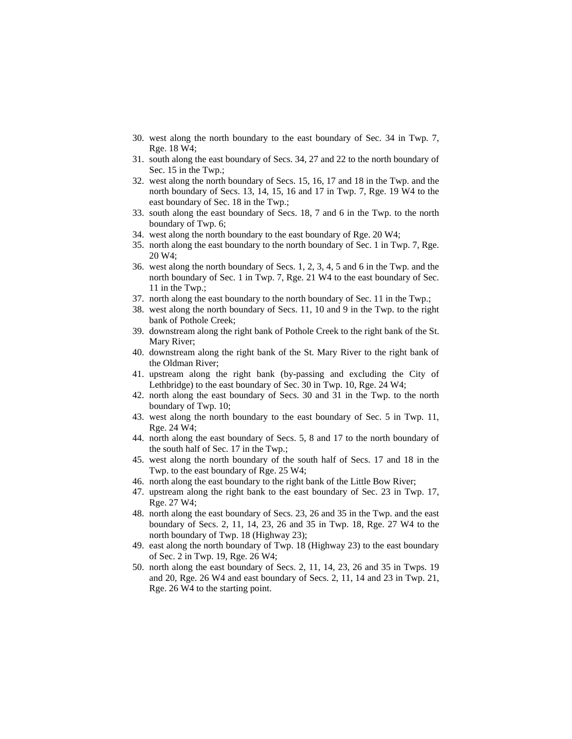30. west along the north boundary to the east boundary of Sec. 34 in Twp. 7, Rge. 18 W4;
31. south along the east boundary of Secs. 34, 27 and 22 to the north boundary of Sec. 15 in the Twp.;
32. west along the north boundary of Secs. 15, 16, 17 and 18 in the Twp. and the north boundary of Secs. 13, 14, 15, 16 and 17 in Twp. 7, Rge. 19 W4 to the east boundary of Sec. 18 in the Twp.;
33. south along the east boundary of Secs. 18, 7 and 6 in the Twp. to the north boundary of Twp. 6;
34. west along the north boundary to the east boundary of Rge. 20 W4;
35. north along the east boundary to the north boundary of Sec. 1 in Twp. 7, Rge. 20 W4;
36. west along the north boundary of Secs. 1, 2, 3, 4, 5 and 6 in the Twp. and the north boundary of Sec. 1 in Twp. 7, Rge. 21 W4 to the east boundary of Sec. 11 in the Twp.;
37. north along the east boundary to the north boundary of Sec. 11 in the Twp.;
38. west along the north boundary of Secs. 11, 10 and 9 in the Twp. to the right bank of Pothole Creek;
39. downstream along the right bank of Pothole Creek to the right bank of the St. Mary River;
40. downstream along the right bank of the St. Mary River to the right bank of the Oldman River;
41. upstream along the right bank (by-passing and excluding the City of Lethbridge) to the east boundary of Sec. 30 in Twp. 10, Rge. 24 W4;
42. north along the east boundary of Secs. 30 and 31 in the Twp. to the north boundary of Twp. 10;
43. west along the north boundary to the east boundary of Sec. 5 in Twp. 11, Rge. 24 W4;
44. north along the east boundary of Secs. 5, 8 and 17 to the north boundary of the south half of Sec. 17 in the Twp.;
45. west along the north boundary of the south half of Secs. 17 and 18 in the Twp. to the east boundary of Rge. 25 W4;
46. north along the east boundary to the right bank of the Little Bow River;
47. upstream along the right bank to the east boundary of Sec. 23 in Twp. 17, Rge. 27 W4;
48. north along the east boundary of Secs. 23, 26 and 35 in the Twp. and the east boundary of Secs. 2, 11, 14, 23, 26 and 35 in Twp. 18, Rge. 27 W4 to the north boundary of Twp. 18 (Highway 23);
49. east along the north boundary of Twp. 18 (Highway 23) to the east boundary of Sec. 2 in Twp. 19, Rge. 26 W4;
50. north along the east boundary of Secs. 2, 11, 14, 23, 26 and 35 in Twps. 19 and 20, Rge. 26 W4 and east boundary of Secs. 2, 11, 14 and 23 in Twp. 21, Rge. 26 W4 to the starting point.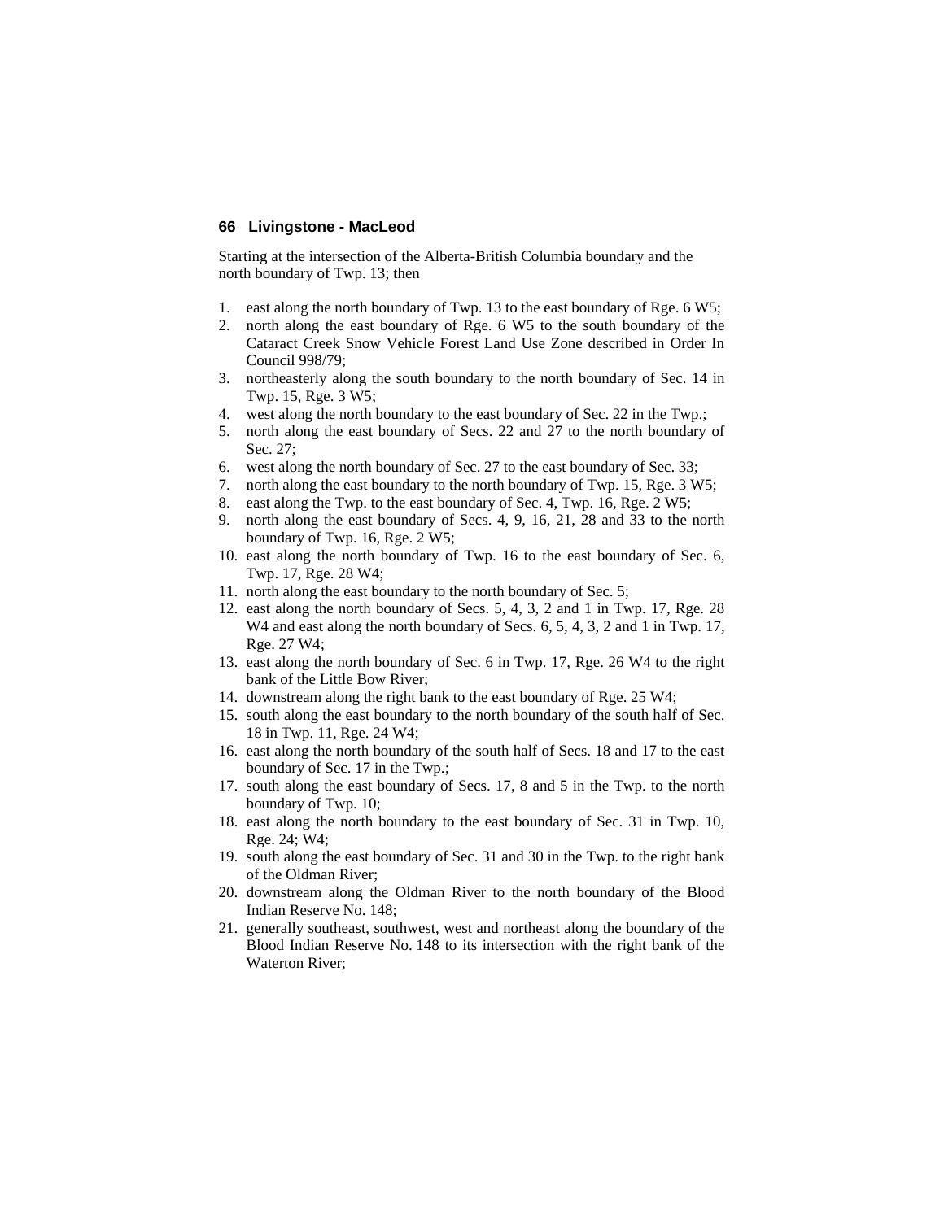## 66 Livingstone - MacLeod

Starting at the intersection of the Alberta-British Columbia boundary and the north boundary of Twp. 13; then

1. east along the north boundary of Twp. 13 to the east boundary of Rge. 6 W5;
2. north along the east boundary of Rge. 6 W5 to the south boundary of the Cataract Creek Snow Vehicle Forest Land Use Zone described in Order In Council 998/79;
3. northeasterly along the south boundary to the north boundary of Sec. 14 in Twp. 15, Rge. 3 W5;
4. west along the north boundary to the east boundary of Sec. 22 in the Twp.;
5. north along the east boundary of Secs. 22 and 27 to the north boundary of Sec. 27;
6. west along the north boundary of Sec. 27 to the east boundary of Sec. 33;
7. north along the east boundary to the north boundary of Twp. 15, Rge. 3 W5;
8. east along the Twp. to the east boundary of Sec. 4, Twp. 16, Rge. 2 W5;
9. north along the east boundary of Secs. 4, 9, 16, 21, 28 and 33 to the north boundary of Twp. 16, Rge. 2 W5;
10. east along the north boundary of Twp. 16 to the east boundary of Sec. 6, Twp. 17, Rge. 28 W4;
11. north along the east boundary to the north boundary of Sec. 5;
12. east along the north boundary of Secs. 5, 4, 3, 2 and 1 in Twp. 17, Rge. 28 W4 and east along the north boundary of Secs. 6, 5, 4, 3, 2 and 1 in Twp. 17, Rge. 27 W4;
13. east along the north boundary of Sec. 6 in Twp. 17, Rge. 26 W4 to the right bank of the Little Bow River;
14. downstream along the right bank to the east boundary of Rge. 25 W4;
15. south along the east boundary to the north boundary of the south half of Sec. 18 in Twp. 11, Rge. 24 W4;
16. east along the north boundary of the south half of Secs. 18 and 17 to the east boundary of Sec. 17 in the Twp.;
17. south along the east boundary of Secs. 17, 8 and 5 in the Twp. to the north boundary of Twp. 10;
18. east along the north boundary to the east boundary of Sec. 31 in Twp. 10, Rge. 24; W4;
19. south along the east boundary of Sec. 31 and 30 in the Twp. to the right bank of the Oldman River;
20. downstream along the Oldman River to the north boundary of the Blood Indian Reserve No. 148;
21. generally southeast, southwest, west and northeast along the boundary of the Blood Indian Reserve No. 148 to its intersection with the right bank of the Waterton River;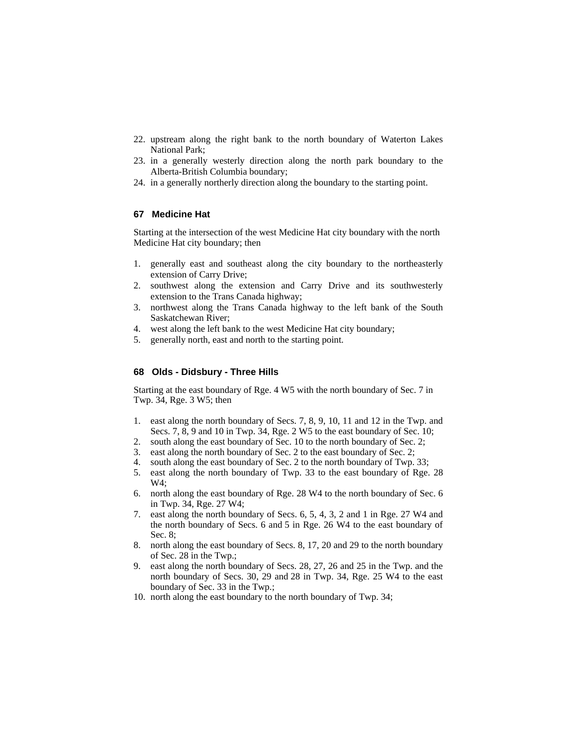22. upstream along the right bank to the north boundary of Waterton Lakes National Park;
23. in a generally westerly direction along the north park boundary to the Alberta-British Columbia boundary;
24. in a generally northerly direction along the boundary to the starting point.

### 67 Medicine Hat

Starting at the intersection of the west Medicine Hat city boundary with the north Medicine Hat city boundary; then

1. generally east and southeast along the city boundary to the northeasterly extension of Carry Drive;
2. southwest along the extension and Carry Drive and its southwesterly extension to the Trans Canada highway;
3. northwest along the Trans Canada highway to the left bank of the South Saskatchewan River;
4. west along the left bank to the west Medicine Hat city boundary;
5. generally north, east and north to the starting point.

### 68 Olds - Didsbury - Three Hills

Starting at the east boundary of Rge. 4 W5 with the north boundary of Sec. 7 in Twp. 34, Rge. 3 W5; then

1. east along the north boundary of Secs. 7, 8, 9, 10, 11 and 12 in the Twp. and Secs. 7, 8, 9 and 10 in Twp. 34, Rge. 2 W5 to the east boundary of Sec. 10;
2. south along the east boundary of Sec. 10 to the north boundary of Sec. 2;
3. east along the north boundary of Sec. 2 to the east boundary of Sec. 2;
4. south along the east boundary of Sec. 2 to the north boundary of Twp. 33;
5. east along the north boundary of Twp. 33 to the east boundary of Rge. 28 W4;
6. north along the east boundary of Rge. 28 W4 to the north boundary of Sec. 6 in Twp. 34, Rge. 27 W4;
7. east along the north boundary of Secs. 6, 5, 4, 3, 2 and 1 in Rge. 27 W4 and the north boundary of Secs. 6 and 5 in Rge. 26 W4 to the east boundary of Sec. 8;
8. north along the east boundary of Secs. 8, 17, 20 and 29 to the north boundary of Sec. 28 in the Twp.;
9. east along the north boundary of Secs. 28, 27, 26 and 25 in the Twp. and the north boundary of Secs. 30, 29 and 28 in Twp. 34, Rge. 25 W4 to the east boundary of Sec. 33 in the Twp.;
10. north along the east boundary to the north boundary of Twp. 34;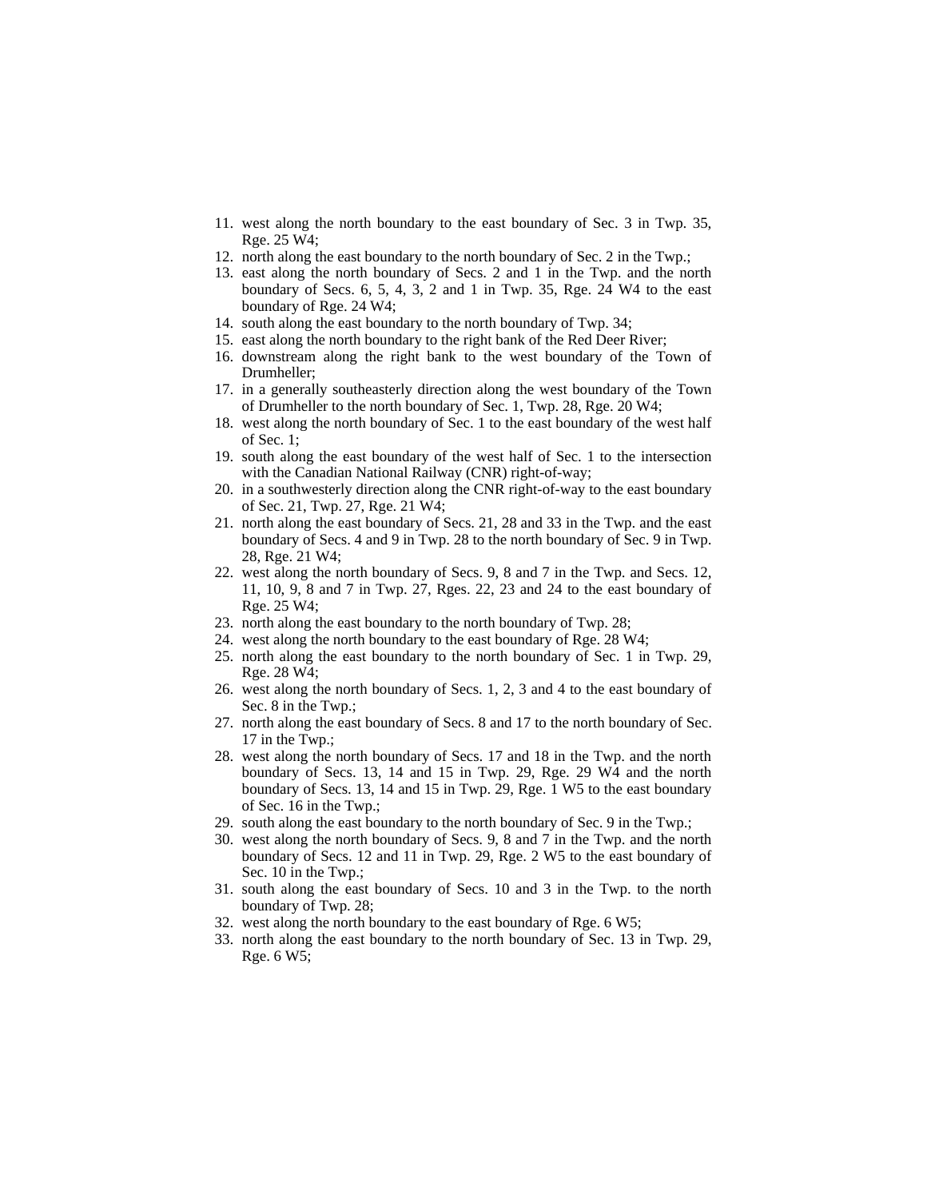11. west along the north boundary to the east boundary of Sec. 3 in Twp. 35, Rge. 25 W4;
12. north along the east boundary to the north boundary of Sec. 2 in the Twp.;
13. east along the north boundary of Secs. 2 and 1 in the Twp. and the north boundary of Secs. 6, 5, 4, 3, 2 and 1 in Twp. 35, Rge. 24 W4 to the east boundary of Rge. 24 W4;
14. south along the east boundary to the north boundary of Twp. 34;
15. east along the north boundary to the right bank of the Red Deer River;
16. downstream along the right bank to the west boundary of the Town of Drumheller;
17. in a generally southeasterly direction along the west boundary of the Town of Drumheller to the north boundary of Sec. 1, Twp. 28, Rge. 20 W4;
18. west along the north boundary of Sec. 1 to the east boundary of the west half of Sec. 1;
19. south along the east boundary of the west half of Sec. 1 to the intersection with the Canadian National Railway (CNR) right-of-way;
20. in a southwesterly direction along the CNR right-of-way to the east boundary of Sec. 21, Twp. 27, Rge. 21 W4;
21. north along the east boundary of Secs. 21, 28 and 33 in the Twp. and the east boundary of Secs. 4 and 9 in Twp. 28 to the north boundary of Sec. 9 in Twp. 28, Rge. 21 W4;
22. west along the north boundary of Secs. 9, 8 and 7 in the Twp. and Secs. 12, 11, 10, 9, 8 and 7 in Twp. 27, Rges. 22, 23 and 24 to the east boundary of Rge. 25 W4;
23. north along the east boundary to the north boundary of Twp. 28;
24. west along the north boundary to the east boundary of Rge. 28 W4;
25. north along the east boundary to the north boundary of Sec. 1 in Twp. 29, Rge. 28 W4;
26. west along the north boundary of Secs. 1, 2, 3 and 4 to the east boundary of Sec. 8 in the Twp.;
27. north along the east boundary of Secs. 8 and 17 to the north boundary of Sec. 17 in the Twp.;
28. west along the north boundary of Secs. 17 and 18 in the Twp. and the north boundary of Secs. 13, 14 and 15 in Twp. 29, Rge. 29 W4 and the north boundary of Secs. 13, 14 and 15 in Twp. 29, Rge. 1 W5 to the east boundary of Sec. 16 in the Twp.;
29. south along the east boundary to the north boundary of Sec. 9 in the Twp.;
30. west along the north boundary of Secs. 9, 8 and 7 in the Twp. and the north boundary of Secs. 12 and 11 in Twp. 29, Rge. 2 W5 to the east boundary of Sec. 10 in the Twp.;
31. south along the east boundary of Secs. 10 and 3 in the Twp. to the north boundary of Twp. 28;
32. west along the north boundary to the east boundary of Rge. 6 W5;
33. north along the east boundary to the north boundary of Sec. 13 in Twp. 29, Rge. 6 W5;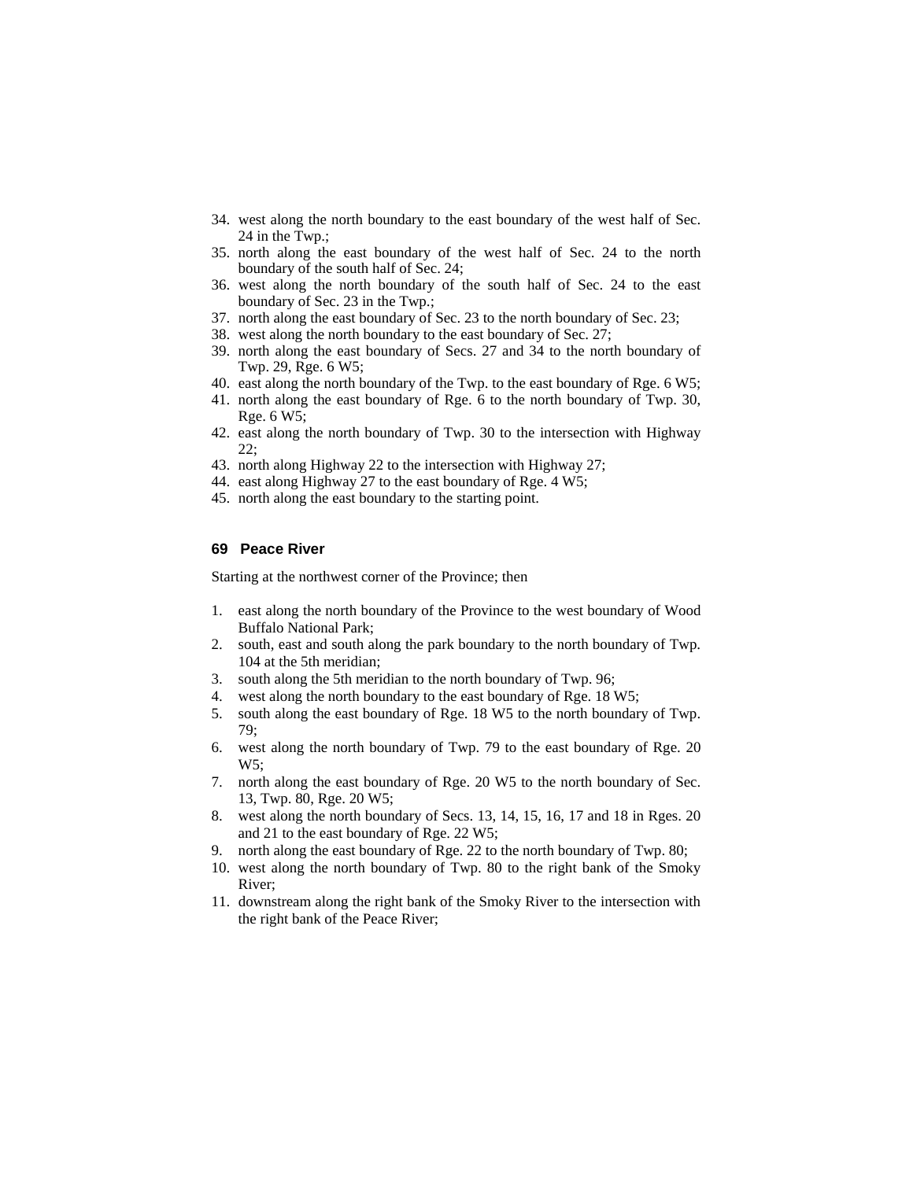34. west along the north boundary to the east boundary of the west half of Sec. 24 in the Twp.;
35. north along the east boundary of the west half of Sec. 24 to the north boundary of the south half of Sec. 24;
36. west along the north boundary of the south half of Sec. 24 to the east boundary of Sec. 23 in the Twp.;
37. north along the east boundary of Sec. 23 to the north boundary of Sec. 23;
38. west along the north boundary to the east boundary of Sec. 27;
39. north along the east boundary of Secs. 27 and 34 to the north boundary of Twp. 29, Rge. 6 W5;
40. east along the north boundary of the Twp. to the east boundary of Rge. 6 W5;
41. north along the east boundary of Rge. 6 to the north boundary of Twp. 30, Rge. 6 W5;
42. east along the north boundary of Twp. 30 to the intersection with Highway 22;
43. north along Highway 22 to the intersection with Highway 27;
44. east along Highway 27 to the east boundary of Rge. 4 W5;
45. north along the east boundary to the starting point.

### 69 Peace River

Starting at the northwest corner of the Province; then

1. east along the north boundary of the Province to the west boundary of Wood Buffalo National Park;
2. south, east and south along the park boundary to the north boundary of Twp. 104 at the 5th meridian;
3. south along the 5th meridian to the north boundary of Twp. 96;
4. west along the north boundary to the east boundary of Rge. 18 W5;
5. south along the east boundary of Rge. 18 W5 to the north boundary of Twp. 79;
6. west along the north boundary of Twp. 79 to the east boundary of Rge. 20 W5;
7. north along the east boundary of Rge. 20 W5 to the north boundary of Sec. 13, Twp. 80, Rge. 20 W5;
8. west along the north boundary of Secs. 13, 14, 15, 16, 17 and 18 in Rges. 20 and 21 to the east boundary of Rge. 22 W5;
9. north along the east boundary of Rge. 22 to the north boundary of Twp. 80;
10. west along the north boundary of Twp. 80 to the right bank of the Smoky River;
11. downstream along the right bank of the Smoky River to the intersection with the right bank of the Peace River;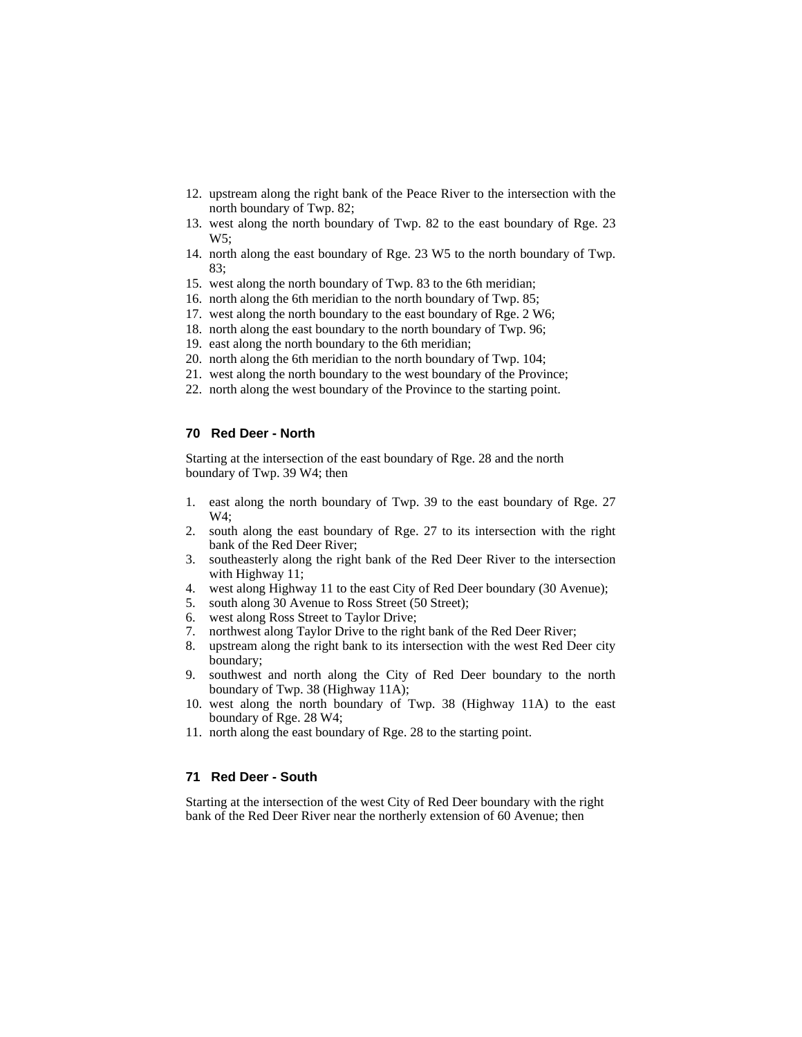12. upstream along the right bank of the Peace River to the intersection with the north boundary of Twp. 82;
13. west along the north boundary of Twp. 82 to the east boundary of Rge. 23 W5;
14. north along the east boundary of Rge. 23 W5 to the north boundary of Twp. 83;
15. west along the north boundary of Twp. 83 to the 6th meridian;
16. north along the 6th meridian to the north boundary of Twp. 85;
17. west along the north boundary to the east boundary of Rge. 2 W6;
18. north along the east boundary to the north boundary of Twp. 96;
19. east along the north boundary to the 6th meridian;
20. north along the 6th meridian to the north boundary of Twp. 104;
21. west along the north boundary to the west boundary of the Province;
22. north along the west boundary of the Province to the starting point.

### 70 Red Deer - North

Starting at the intersection of the east boundary of Rge. 28 and the north boundary of Twp. 39 W4; then

1. east along the north boundary of Twp. 39 to the east boundary of Rge. 27 W4;
2. south along the east boundary of Rge. 27 to its intersection with the right bank of the Red Deer River;
3. southeasterly along the right bank of the Red Deer River to the intersection with Highway 11;
4. west along Highway 11 to the east City of Red Deer boundary (30 Avenue);
5. south along 30 Avenue to Ross Street (50 Street);
6. west along Ross Street to Taylor Drive;
7. northwest along Taylor Drive to the right bank of the Red Deer River;
8. upstream along the right bank to its intersection with the west Red Deer city boundary;
9. southwest and north along the City of Red Deer boundary to the north boundary of Twp. 38 (Highway 11A);
10. west along the north boundary of Twp. 38 (Highway 11A) to the east boundary of Rge. 28 W4;
11. north along the east boundary of Rge. 28 to the starting point.

### 71 Red Deer - South

Starting at the intersection of the west City of Red Deer boundary with the right bank of the Red Deer River near the northerly extension of 60 Avenue; then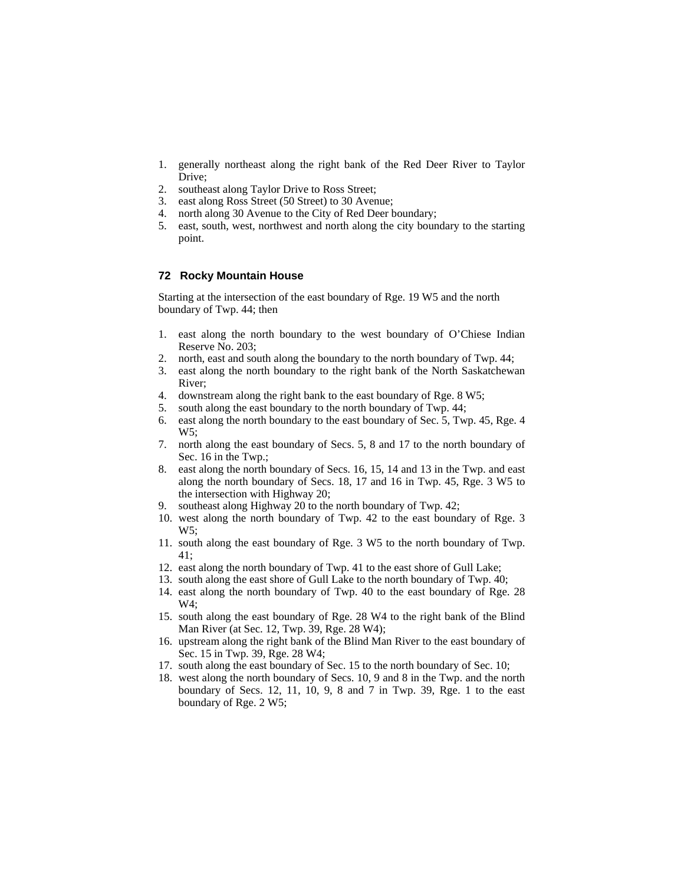1. generally northeast along the right bank of the Red Deer River to Taylor Drive;
2. southeast along Taylor Drive to Ross Street;
3. east along Ross Street (50 Street) to 30 Avenue;
4. north along 30 Avenue to the City of Red Deer boundary;
5. east, south, west, northwest and north along the city boundary to the starting point.

### 72 Rocky Mountain House

Starting at the intersection of the east boundary of Rge. 19 W5 and the north boundary of Twp. 44; then

1. east along the north boundary to the west boundary of O'Chiese Indian Reserve No. 203;
2. north, east and south along the boundary to the north boundary of Twp. 44;
3. east along the north boundary to the right bank of the North Saskatchewan River;
4. downstream along the right bank to the east boundary of Rge. 8 W5;
5. south along the east boundary to the north boundary of Twp. 44;
6. east along the north boundary to the east boundary of Sec. 5, Twp. 45, Rge. 4 W5;
7. north along the east boundary of Secs. 5, 8 and 17 to the north boundary of Sec. 16 in the Twp.;
8. east along the north boundary of Secs. 16, 15, 14 and 13 in the Twp. and east along the north boundary of Secs. 18, 17 and 16 in Twp. 45, Rge. 3 W5 to the intersection with Highway 20;
9. southeast along Highway 20 to the north boundary of Twp. 42;
10. west along the north boundary of Twp. 42 to the east boundary of Rge. 3 W5;
11. south along the east boundary of Rge. 3 W5 to the north boundary of Twp. 41;
12. east along the north boundary of Twp. 41 to the east shore of Gull Lake;
13. south along the east shore of Gull Lake to the north boundary of Twp. 40;
14. east along the north boundary of Twp. 40 to the east boundary of Rge. 28 W4;
15. south along the east boundary of Rge. 28 W4 to the right bank of the Blind Man River (at Sec. 12, Twp. 39, Rge. 28 W4);
16. upstream along the right bank of the Blind Man River to the east boundary of Sec. 15 in Twp. 39, Rge. 28 W4;
17. south along the east boundary of Sec. 15 to the north boundary of Sec. 10;
18. west along the north boundary of Secs. 10, 9 and 8 in the Twp. and the north boundary of Secs. 12, 11, 10, 9, 8 and 7 in Twp. 39, Rge. 1 to the east boundary of Rge. 2 W5;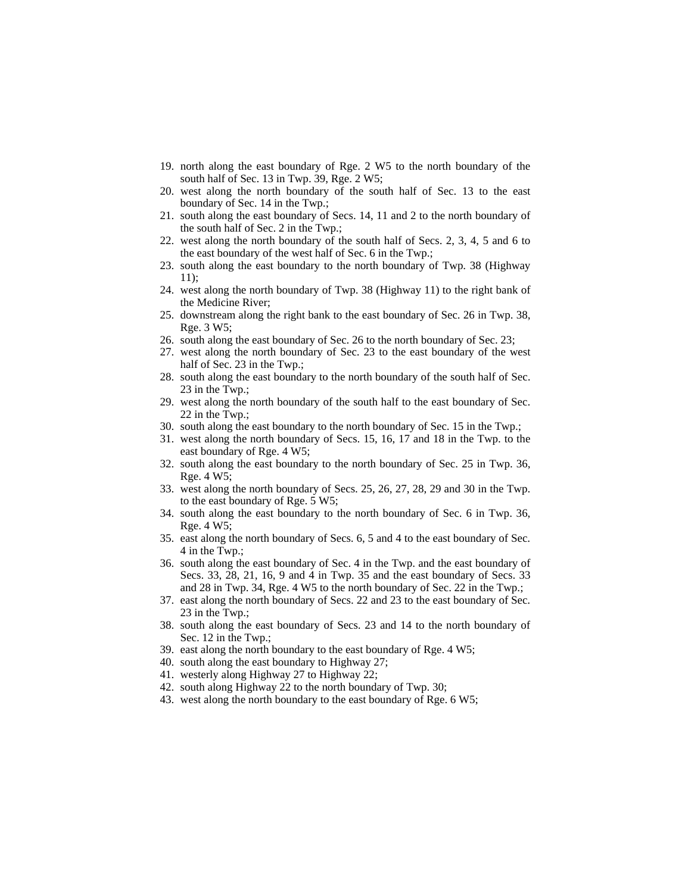19. north along the east boundary of Rge. 2 W5 to the north boundary of the south half of Sec. 13 in Twp. 39, Rge. 2 W5;
20. west along the north boundary of the south half of Sec. 13 to the east boundary of Sec. 14 in the Twp.;
21. south along the east boundary of Secs. 14, 11 and 2 to the north boundary of the south half of Sec. 2 in the Twp.;
22. west along the north boundary of the south half of Secs. 2, 3, 4, 5 and 6 to the east boundary of the west half of Sec. 6 in the Twp.;
23. south along the east boundary to the north boundary of Twp. 38 (Highway 11);
24. west along the north boundary of Twp. 38 (Highway 11) to the right bank of the Medicine River;
25. downstream along the right bank to the east boundary of Sec. 26 in Twp. 38, Rge. 3 W5;
26. south along the east boundary of Sec. 26 to the north boundary of Sec. 23;
27. west along the north boundary of Sec. 23 to the east boundary of the west half of Sec. 23 in the Twp.;
28. south along the east boundary to the north boundary of the south half of Sec. 23 in the Twp.;
29. west along the north boundary of the south half to the east boundary of Sec. 22 in the Twp.;
30. south along the east boundary to the north boundary of Sec. 15 in the Twp.;
31. west along the north boundary of Secs. 15, 16, 17 and 18 in the Twp. to the east boundary of Rge. 4 W5;
32. south along the east boundary to the north boundary of Sec. 25 in Twp. 36, Rge. 4 W5;
33. west along the north boundary of Secs. 25, 26, 27, 28, 29 and 30 in the Twp. to the east boundary of Rge. 5 W5;
34. south along the east boundary to the north boundary of Sec. 6 in Twp. 36, Rge. 4 W5;
35. east along the north boundary of Secs. 6, 5 and 4 to the east boundary of Sec. 4 in the Twp.;
36. south along the east boundary of Sec. 4 in the Twp. and the east boundary of Secs. 33, 28, 21, 16, 9 and 4 in Twp. 35 and the east boundary of Secs. 33 and 28 in Twp. 34, Rge. 4 W5 to the north boundary of Sec. 22 in the Twp.;
37. east along the north boundary of Secs. 22 and 23 to the east boundary of Sec. 23 in the Twp.;
38. south along the east boundary of Secs. 23 and 14 to the north boundary of Sec. 12 in the Twp.;
39. east along the north boundary to the east boundary of Rge. 4 W5;
40. south along the east boundary to Highway 27;
41. westerly along Highway 27 to Highway 22;
42. south along Highway 22 to the north boundary of Twp. 30;
43. west along the north boundary to the east boundary of Rge. 6 W5;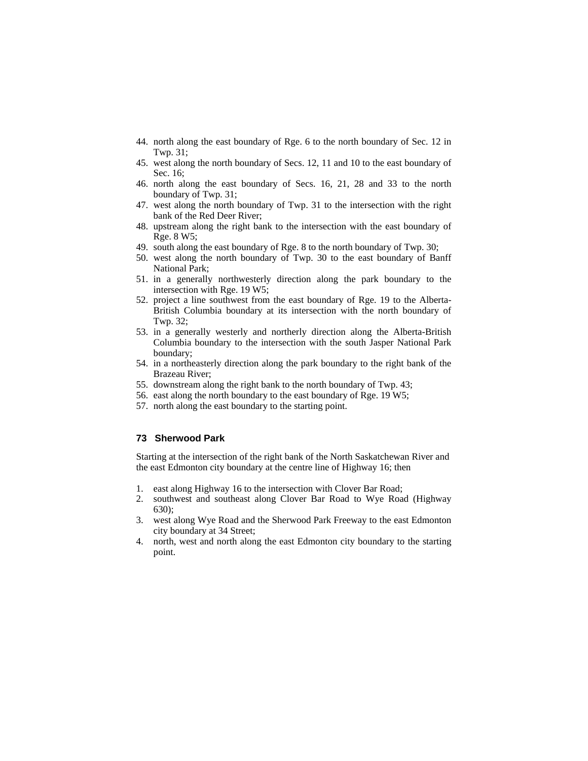44. north along the east boundary of Rge. 6 to the north boundary of Sec. 12 in Twp. 31;
45. west along the north boundary of Secs. 12, 11 and 10 to the east boundary of Sec. 16;
46. north along the east boundary of Secs. 16, 21, 28 and 33 to the north boundary of Twp. 31;
47. west along the north boundary of Twp. 31 to the intersection with the right bank of the Red Deer River;
48. upstream along the right bank to the intersection with the east boundary of Rge. 8 W5;
49. south along the east boundary of Rge. 8 to the north boundary of Twp. 30;
50. west along the north boundary of Twp. 30 to the east boundary of Banff National Park;
51. in a generally northwesterly direction along the park boundary to the intersection with Rge. 19 W5;
52. project a line southwest from the east boundary of Rge. 19 to the Alberta-British Columbia boundary at its intersection with the north boundary of Twp. 32;
53. in a generally westerly and northerly direction along the Alberta-British Columbia boundary to the intersection with the south Jasper National Park boundary;
54. in a northeasterly direction along the park boundary to the right bank of the Brazeau River;
55. downstream along the right bank to the north boundary of Twp. 43;
56. east along the north boundary to the east boundary of Rge. 19 W5;
57. north along the east boundary to the starting point.

### 73 Sherwood Park

Starting at the intersection of the right bank of the North Saskatchewan River and the east Edmonton city boundary at the centre line of Highway 16; then

1. east along Highway 16 to the intersection with Clover Bar Road;
2. southwest and southeast along Clover Bar Road to Wye Road (Highway 630);
3. west along Wye Road and the Sherwood Park Freeway to the east Edmonton city boundary at 34 Street;
4. north, west and north along the east Edmonton city boundary to the starting point.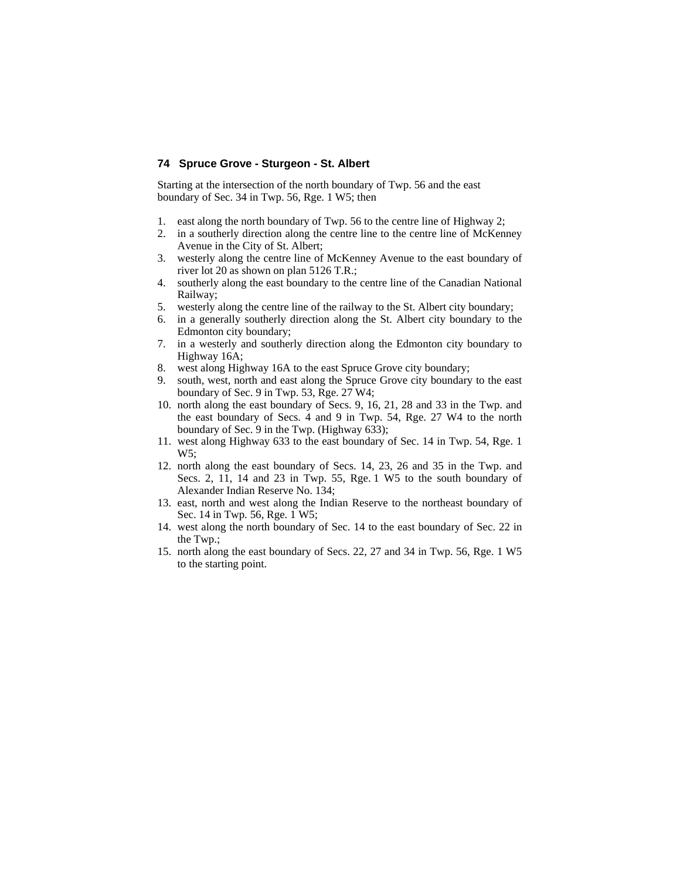## 74 Spruce Grove - Sturgeon - St. Albert

Starting at the intersection of the north boundary of Twp. 56 and the east boundary of Sec. 34 in Twp. 56, Rge. 1 W5; then

1. east along the north boundary of Twp. 56 to the centre line of Highway 2;
2. in a southerly direction along the centre line to the centre line of McKenney Avenue in the City of St. Albert;
3. westerly along the centre line of McKenney Avenue to the east boundary of river lot 20 as shown on plan 5126 T.R.;
4. southerly along the east boundary to the centre line of the Canadian National Railway;
5. westerly along the centre line of the railway to the St. Albert city boundary;
6. in a generally southerly direction along the St. Albert city boundary to the Edmonton city boundary;
7. in a westerly and southerly direction along the Edmonton city boundary to Highway 16A;
8. west along Highway 16A to the east Spruce Grove city boundary;
9. south, west, north and east along the Spruce Grove city boundary to the east boundary of Sec. 9 in Twp. 53, Rge. 27 W4;
10. north along the east boundary of Secs. 9, 16, 21, 28 and 33 in the Twp. and the east boundary of Secs. 4 and 9 in Twp. 54, Rge. 27 W4 to the north boundary of Sec. 9 in the Twp. (Highway 633);
11. west along Highway 633 to the east boundary of Sec. 14 in Twp. 54, Rge. 1 W5;
12. north along the east boundary of Secs. 14, 23, 26 and 35 in the Twp. and Secs. 2, 11, 14 and 23 in Twp. 55, Rge. 1 W5 to the south boundary of Alexander Indian Reserve No. 134;
13. east, north and west along the Indian Reserve to the northeast boundary of Sec. 14 in Twp. 56, Rge. 1 W5;
14. west along the north boundary of Sec. 14 to the east boundary of Sec. 22 in the Twp.;
15. north along the east boundary of Secs. 22, 27 and 34 in Twp. 56, Rge. 1 W5 to the starting point.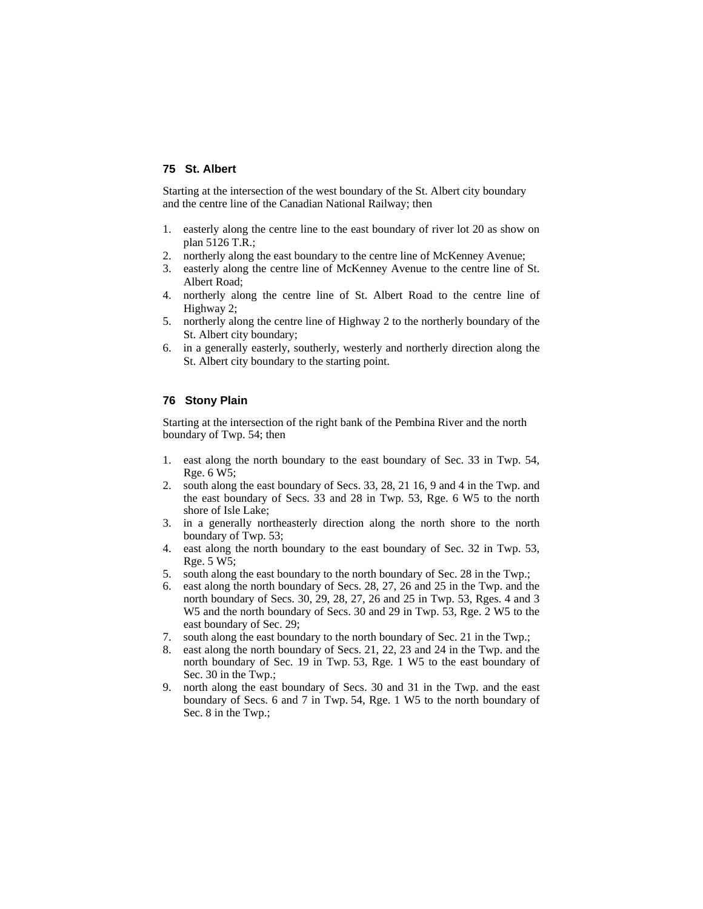## 75 St. Albert

Starting at the intersection of the west boundary of the St. Albert city boundary and the centre line of the Canadian National Railway; then

1. easterly along the centre line to the east boundary of river lot 20 as show on plan 5126 T.R.;
2. northerly along the east boundary to the centre line of McKenney Avenue;
3. easterly along the centre line of McKenney Avenue to the centre line of St. Albert Road;
4. northerly along the centre line of St. Albert Road to the centre line of Highway 2;
5. northerly along the centre line of Highway 2 to the northerly boundary of the St. Albert city boundary;
6. in a generally easterly, southerly, westerly and northerly direction along the St. Albert city boundary to the starting point.

## 76 Stony Plain

Starting at the intersection of the right bank of the Pembina River and the north boundary of Twp. 54; then

1. east along the north boundary to the east boundary of Sec. 33 in Twp. 54, Rge. 6 W5;
2. south along the east boundary of Secs. 33, 28, 21 16, 9 and 4 in the Twp. and the east boundary of Secs. 33 and 28 in Twp. 53, Rge. 6 W5 to the north shore of Isle Lake;
3. in a generally northeasterly direction along the north shore to the north boundary of Twp. 53;
4. east along the north boundary to the east boundary of Sec. 32 in Twp. 53, Rge. 5 W5;
5. south along the east boundary to the north boundary of Sec. 28 in the Twp.;
6. east along the north boundary of Secs. 28, 27, 26 and 25 in the Twp. and the north boundary of Secs. 30, 29, 28, 27, 26 and 25 in Twp. 53, Rges. 4 and 3 W5 and the north boundary of Secs. 30 and 29 in Twp. 53, Rge. 2 W5 to the east boundary of Sec. 29;
7. south along the east boundary to the north boundary of Sec. 21 in the Twp.;
8. east along the north boundary of Secs. 21, 22, 23 and 24 in the Twp. and the north boundary of Sec. 19 in Twp. 53, Rge. 1 W5 to the east boundary of Sec. 30 in the Twp.;
9. north along the east boundary of Secs. 30 and 31 in the Twp. and the east boundary of Secs. 6 and 7 in Twp. 54, Rge. 1 W5 to the north boundary of Sec. 8 in the Twp.;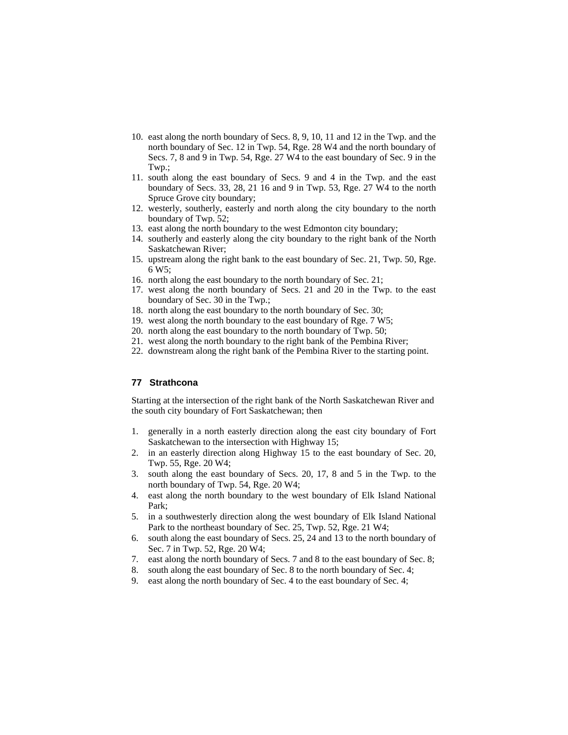10. east along the north boundary of Secs. 8, 9, 10, 11 and 12 in the Twp. and the north boundary of Sec. 12 in Twp. 54, Rge. 28 W4 and the north boundary of Secs. 7, 8 and 9 in Twp. 54, Rge. 27 W4 to the east boundary of Sec. 9 in the Twp.;
11. south along the east boundary of Secs. 9 and 4 in the Twp. and the east boundary of Secs. 33, 28, 21 16 and 9 in Twp. 53, Rge. 27 W4 to the north Spruce Grove city boundary;
12. westerly, southerly, easterly and north along the city boundary to the north boundary of Twp. 52;
13. east along the north boundary to the west Edmonton city boundary;
14. southerly and easterly along the city boundary to the right bank of the North Saskatchewan River;
15. upstream along the right bank to the east boundary of Sec. 21, Twp. 50, Rge. 6 W5;
16. north along the east boundary to the north boundary of Sec. 21;
17. west along the north boundary of Secs. 21 and 20 in the Twp. to the east boundary of Sec. 30 in the Twp.;
18. north along the east boundary to the north boundary of Sec. 30;
19. west along the north boundary to the east boundary of Rge. 7 W5;
20. north along the east boundary to the north boundary of Twp. 50;
21. west along the north boundary to the right bank of the Pembina River;
22. downstream along the right bank of the Pembina River to the starting point.

### 77 Strathcona

Starting at the intersection of the right bank of the North Saskatchewan River and the south city boundary of Fort Saskatchewan; then

1. generally in a north easterly direction along the east city boundary of Fort Saskatchewan to the intersection with Highway 15;
2. in an easterly direction along Highway 15 to the east boundary of Sec. 20, Twp. 55, Rge. 20 W4;
3. south along the east boundary of Secs. 20, 17, 8 and 5 in the Twp. to the north boundary of Twp. 54, Rge. 20 W4;
4. east along the north boundary to the west boundary of Elk Island National Park;
5. in a southwesterly direction along the west boundary of Elk Island National Park to the northeast boundary of Sec. 25, Twp. 52, Rge. 21 W4;
6. south along the east boundary of Secs. 25, 24 and 13 to the north boundary of Sec. 7 in Twp. 52, Rge. 20 W4;
7. east along the north boundary of Secs. 7 and 8 to the east boundary of Sec. 8;
8. south along the east boundary of Sec. 8 to the north boundary of Sec. 4;
9. east along the north boundary of Sec. 4 to the east boundary of Sec. 4;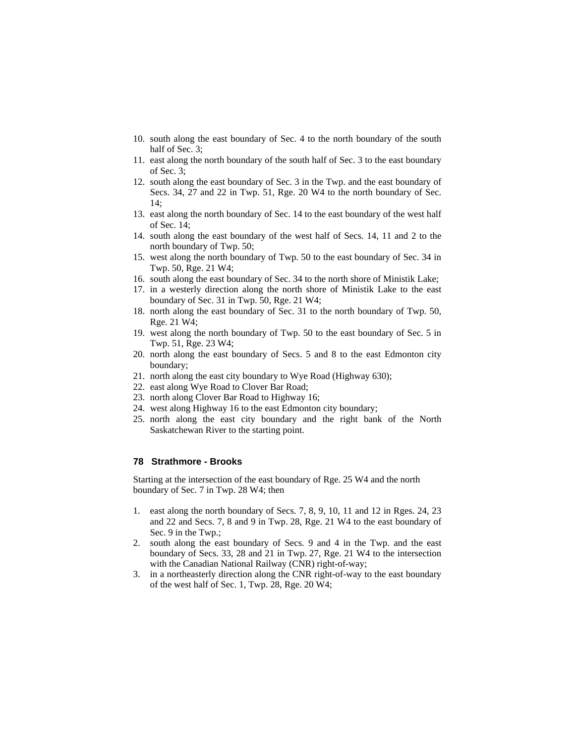10. south along the east boundary of Sec. 4 to the north boundary of the south half of Sec. 3;
11. east along the north boundary of the south half of Sec. 3 to the east boundary of Sec. 3;
12. south along the east boundary of Sec. 3 in the Twp. and the east boundary of Secs. 34, 27 and 22 in Twp. 51, Rge. 20 W4 to the north boundary of Sec. 14;
13. east along the north boundary of Sec. 14 to the east boundary of the west half of Sec. 14;
14. south along the east boundary of the west half of Secs. 14, 11 and 2 to the north boundary of Twp. 50;
15. west along the north boundary of Twp. 50 to the east boundary of Sec. 34 in Twp. 50, Rge. 21 W4;
16. south along the east boundary of Sec. 34 to the north shore of Ministik Lake;
17. in a westerly direction along the north shore of Ministik Lake to the east boundary of Sec. 31 in Twp. 50, Rge. 21 W4;
18. north along the east boundary of Sec. 31 to the north boundary of Twp. 50, Rge. 21 W4;
19. west along the north boundary of Twp. 50 to the east boundary of Sec. 5 in Twp. 51, Rge. 23 W4;
20. north along the east boundary of Secs. 5 and 8 to the east Edmonton city boundary;
21. north along the east city boundary to Wye Road (Highway 630);
22. east along Wye Road to Clover Bar Road;
23. north along Clover Bar Road to Highway 16;
24. west along Highway 16 to the east Edmonton city boundary;
25. north along the east city boundary and the right bank of the North Saskatchewan River to the starting point.

### 78 Strathmore - Brooks

Starting at the intersection of the east boundary of Rge. 25 W4 and the north boundary of Sec. 7 in Twp. 28 W4; then

1. east along the north boundary of Secs. 7, 8, 9, 10, 11 and 12 in Rges. 24, 23 and 22 and Secs. 7, 8 and 9 in Twp. 28, Rge. 21 W4 to the east boundary of Sec. 9 in the Twp.;
2. south along the east boundary of Secs. 9 and 4 in the Twp. and the east boundary of Secs. 33, 28 and 21 in Twp. 27, Rge. 21 W4 to the intersection with the Canadian National Railway (CNR) right-of-way;
3. in a northeasterly direction along the CNR right-of-way to the east boundary of the west half of Sec. 1, Twp. 28, Rge. 20 W4;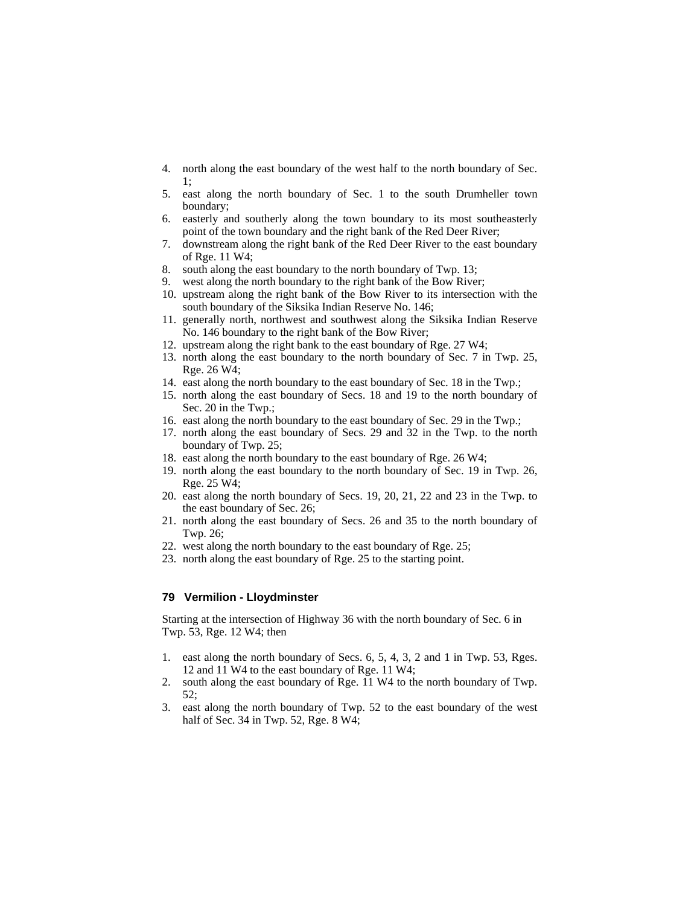4. north along the east boundary of the west half to the north boundary of Sec. 1;
5. east along the north boundary of Sec. 1 to the south Drumheller town boundary;
6. easterly and southerly along the town boundary to its most southeasterly point of the town boundary and the right bank of the Red Deer River;
7. downstream along the right bank of the Red Deer River to the east boundary of Rge. 11 W4;
8. south along the east boundary to the north boundary of Twp. 13;
9. west along the north boundary to the right bank of the Bow River;
10. upstream along the right bank of the Bow River to its intersection with the south boundary of the Siksika Indian Reserve No. 146;
11. generally north, northwest and southwest along the Siksika Indian Reserve No. 146 boundary to the right bank of the Bow River;
12. upstream along the right bank to the east boundary of Rge. 27 W4;
13. north along the east boundary to the north boundary of Sec. 7 in Twp. 25, Rge. 26 W4;
14. east along the north boundary to the east boundary of Sec. 18 in the Twp.;
15. north along the east boundary of Secs. 18 and 19 to the north boundary of Sec. 20 in the Twp.;
16. east along the north boundary to the east boundary of Sec. 29 in the Twp.;
17. north along the east boundary of Secs. 29 and 32 in the Twp. to the north boundary of Twp. 25;
18. east along the north boundary to the east boundary of Rge. 26 W4;
19. north along the east boundary to the north boundary of Sec. 19 in Twp. 26, Rge. 25 W4;
20. east along the north boundary of Secs. 19, 20, 21, 22 and 23 in the Twp. to the east boundary of Sec. 26;
21. north along the east boundary of Secs. 26 and 35 to the north boundary of Twp. 26;
22. west along the north boundary to the east boundary of Rge. 25;
23. north along the east boundary of Rge. 25 to the starting point.

### 79 Vermilion - Lloydminster

Starting at the intersection of Highway 36 with the north boundary of Sec. 6 in Twp. 53, Rge. 12 W4; then

1. east along the north boundary of Secs. 6, 5, 4, 3, 2 and 1 in Twp. 53, Rges. 12 and 11 W4 to the east boundary of Rge. 11 W4;
2. south along the east boundary of Rge. 11 W4 to the north boundary of Twp. 52;
3. east along the north boundary of Twp. 52 to the east boundary of the west half of Sec. 34 in Twp. 52, Rge. 8 W4;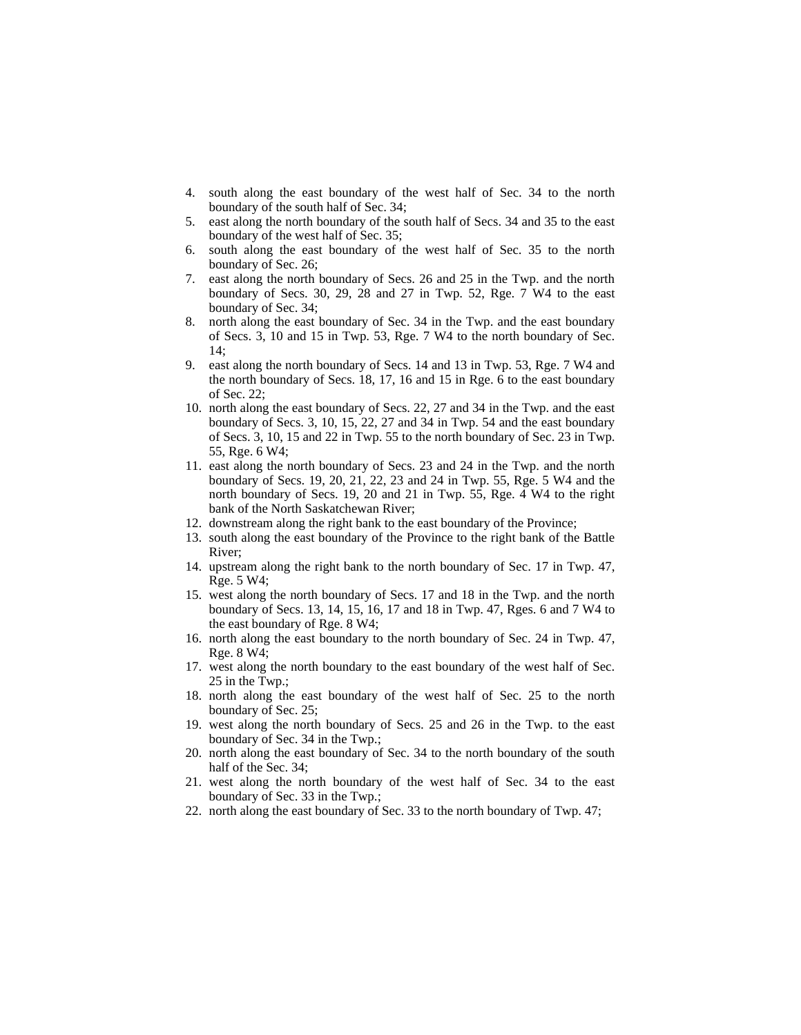4. south along the east boundary of the west half of Sec. 34 to the north boundary of the south half of Sec. 34;
5. east along the north boundary of the south half of Secs. 34 and 35 to the east boundary of the west half of Sec. 35;
6. south along the east boundary of the west half of Sec. 35 to the north boundary of Sec. 26;
7. east along the north boundary of Secs. 26 and 25 in the Twp. and the north boundary of Secs. 30, 29, 28 and 27 in Twp. 52, Rge. 7 W4 to the east boundary of Sec. 34;
8. north along the east boundary of Sec. 34 in the Twp. and the east boundary of Secs. 3, 10 and 15 in Twp. 53, Rge. 7 W4 to the north boundary of Sec. 14;
9. east along the north boundary of Secs. 14 and 13 in Twp. 53, Rge. 7 W4 and the north boundary of Secs. 18, 17, 16 and 15 in Rge. 6 to the east boundary of Sec. 22;
10. north along the east boundary of Secs. 22, 27 and 34 in the Twp. and the east boundary of Secs. 3, 10, 15, 22, 27 and 34 in Twp. 54 and the east boundary of Secs. 3, 10, 15 and 22 in Twp. 55 to the north boundary of Sec. 23 in Twp. 55, Rge. 6 W4;
11. east along the north boundary of Secs. 23 and 24 in the Twp. and the north boundary of Secs. 19, 20, 21, 22, 23 and 24 in Twp. 55, Rge. 5 W4 and the north boundary of Secs. 19, 20 and 21 in Twp. 55, Rge. 4 W4 to the right bank of the North Saskatchewan River;
12. downstream along the right bank to the east boundary of the Province;
13. south along the east boundary of the Province to the right bank of the Battle River;
14. upstream along the right bank to the north boundary of Sec. 17 in Twp. 47, Rge. 5 W4;
15. west along the north boundary of Secs. 17 and 18 in the Twp. and the north boundary of Secs. 13, 14, 15, 16, 17 and 18 in Twp. 47, Rges. 6 and 7 W4 to the east boundary of Rge. 8 W4;
16. north along the east boundary to the north boundary of Sec. 24 in Twp. 47, Rge. 8 W4;
17. west along the north boundary to the east boundary of the west half of Sec. 25 in the Twp.;
18. north along the east boundary of the west half of Sec. 25 to the north boundary of Sec. 25;
19. west along the north boundary of Secs. 25 and 26 in the Twp. to the east boundary of Sec. 34 in the Twp.;
20. north along the east boundary of Sec. 34 to the north boundary of the south half of the Sec. 34;
21. west along the north boundary of the west half of Sec. 34 to the east boundary of Sec. 33 in the Twp.;
22. north along the east boundary of Sec. 33 to the north boundary of Twp. 47;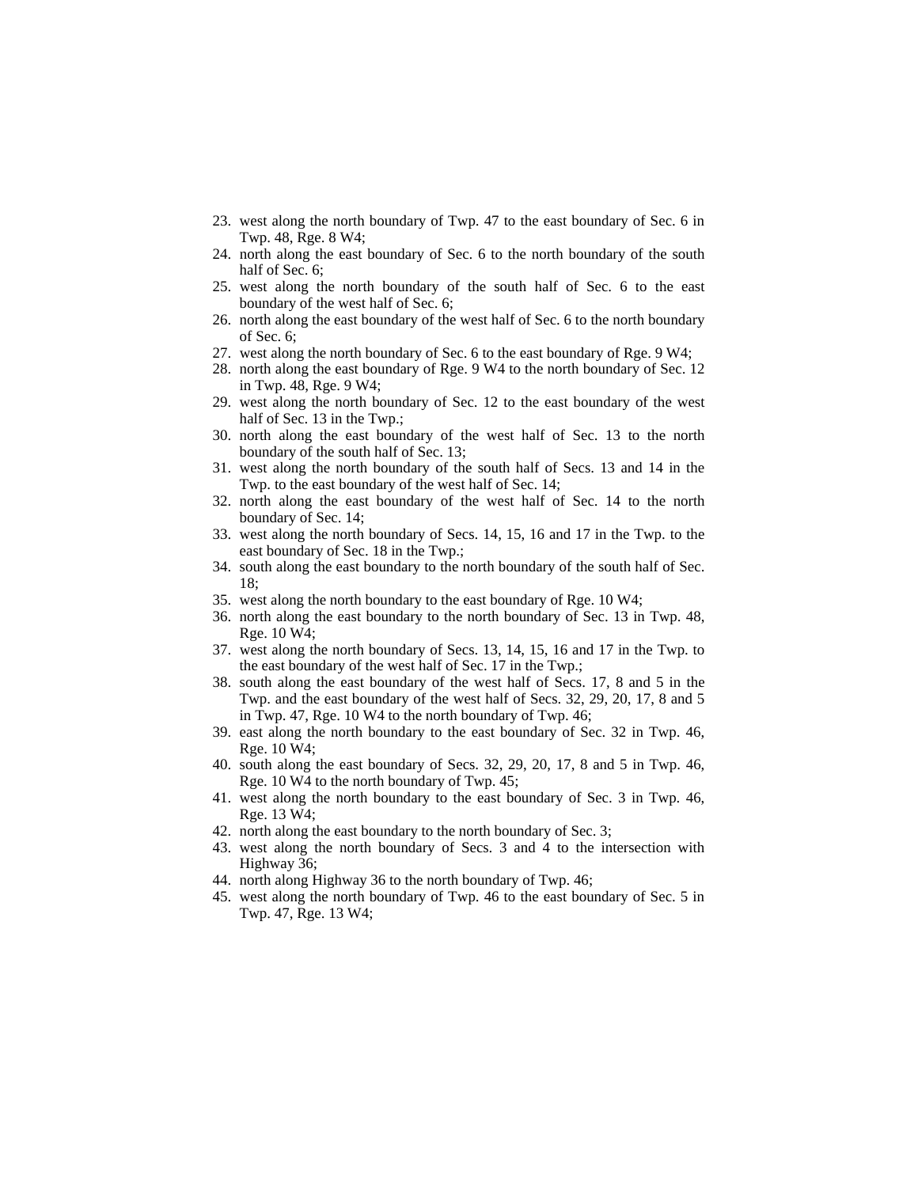23. west along the north boundary of Twp. 47 to the east boundary of Sec. 6 in Twp. 48, Rge. 8 W4;
24. north along the east boundary of Sec. 6 to the north boundary of the south half of Sec. 6;
25. west along the north boundary of the south half of Sec. 6 to the east boundary of the west half of Sec. 6;
26. north along the east boundary of the west half of Sec. 6 to the north boundary of Sec. 6;
27. west along the north boundary of Sec. 6 to the east boundary of Rge. 9 W4;
28. north along the east boundary of Rge. 9 W4 to the north boundary of Sec. 12 in Twp. 48, Rge. 9 W4;
29. west along the north boundary of Sec. 12 to the east boundary of the west half of Sec. 13 in the Twp.;
30. north along the east boundary of the west half of Sec. 13 to the north boundary of the south half of Sec. 13;
31. west along the north boundary of the south half of Secs. 13 and 14 in the Twp. to the east boundary of the west half of Sec. 14;
32. north along the east boundary of the west half of Sec. 14 to the north boundary of Sec. 14;
33. west along the north boundary of Secs. 14, 15, 16 and 17 in the Twp. to the east boundary of Sec. 18 in the Twp.;
34. south along the east boundary to the north boundary of the south half of Sec. 18;
35. west along the north boundary to the east boundary of Rge. 10 W4;
36. north along the east boundary to the north boundary of Sec. 13 in Twp. 48, Rge. 10 W4;
37. west along the north boundary of Secs. 13, 14, 15, 16 and 17 in the Twp. to the east boundary of the west half of Sec. 17 in the Twp.;
38. south along the east boundary of the west half of Secs. 17, 8 and 5 in the Twp. and the east boundary of the west half of Secs. 32, 29, 20, 17, 8 and 5 in Twp. 47, Rge. 10 W4 to the north boundary of Twp. 46;
39. east along the north boundary to the east boundary of Sec. 32 in Twp. 46, Rge. 10 W4;
40. south along the east boundary of Secs. 32, 29, 20, 17, 8 and 5 in Twp. 46, Rge. 10 W4 to the north boundary of Twp. 45;
41. west along the north boundary to the east boundary of Sec. 3 in Twp. 46, Rge. 13 W4;
42. north along the east boundary to the north boundary of Sec. 3;
43. west along the north boundary of Secs. 3 and 4 to the intersection with Highway 36;
44. north along Highway 36 to the north boundary of Twp. 46;
45. west along the north boundary of Twp. 46 to the east boundary of Sec. 5 in Twp. 47, Rge. 13 W4;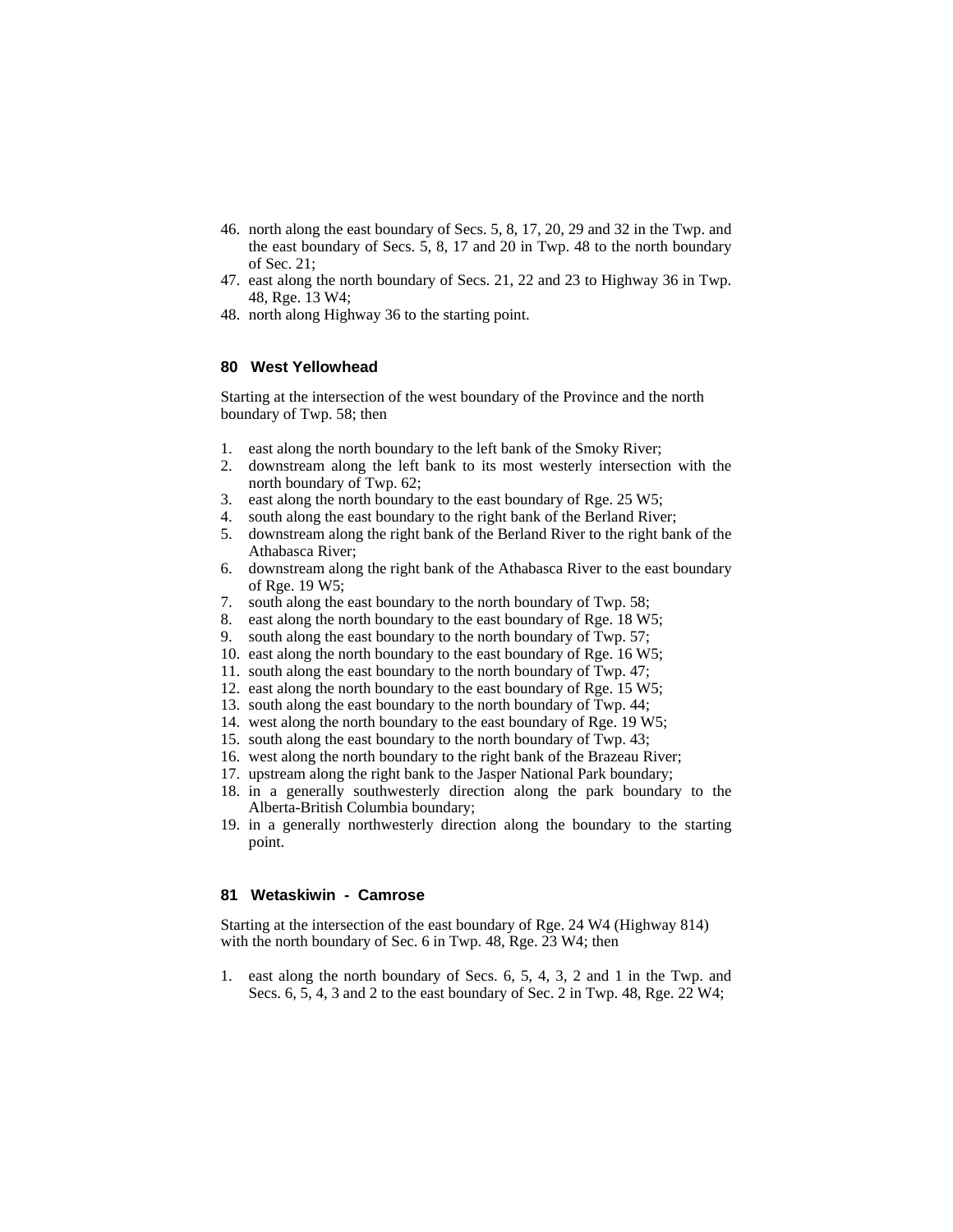46. north along the east boundary of Secs. 5, 8, 17, 20, 29 and 32 in the Twp. and the east boundary of Secs. 5, 8, 17 and 20 in Twp. 48 to the north boundary of Sec. 21;
47. east along the north boundary of Secs. 21, 22 and 23 to Highway 36 in Twp. 48, Rge. 13 W4;
48. north along Highway 36 to the starting point.

### 80 West Yellowhead

Starting at the intersection of the west boundary of the Province and the north boundary of Twp. 58; then

1. east along the north boundary to the left bank of the Smoky River;
2. downstream along the left bank to its most westerly intersection with the north boundary of Twp. 62;
3. east along the north boundary to the east boundary of Rge. 25 W5;
4. south along the east boundary to the right bank of the Berland River;
5. downstream along the right bank of the Berland River to the right bank of the Athabasca River;
6. downstream along the right bank of the Athabasca River to the east boundary of Rge. 19 W5;
7. south along the east boundary to the north boundary of Twp. 58;
8. east along the north boundary to the east boundary of Rge. 18 W5;
9. south along the east boundary to the north boundary of Twp. 57;
10. east along the north boundary to the east boundary of Rge. 16 W5;
11. south along the east boundary to the north boundary of Twp. 47;
12. east along the north boundary to the east boundary of Rge. 15 W5;
13. south along the east boundary to the north boundary of Twp. 44;
14. west along the north boundary to the east boundary of Rge. 19 W5;
15. south along the east boundary to the north boundary of Twp. 43;
16. west along the north boundary to the right bank of the Brazeau River;
17. upstream along the right bank to the Jasper National Park boundary;
18. in a generally southwesterly direction along the park boundary to the Alberta-British Columbia boundary;
19. in a generally northwesterly direction along the boundary to the starting point.

### 81 Wetaskiwin - Camrose

Starting at the intersection of the east boundary of Rge. 24 W4 (Highway 814) with the north boundary of Sec. 6 in Twp. 48, Rge. 23 W4; then

1. east along the north boundary of Secs. 6, 5, 4, 3, 2 and 1 in the Twp. and Secs. 6, 5, 4, 3 and 2 to the east boundary of Sec. 2 in Twp. 48, Rge. 22 W4;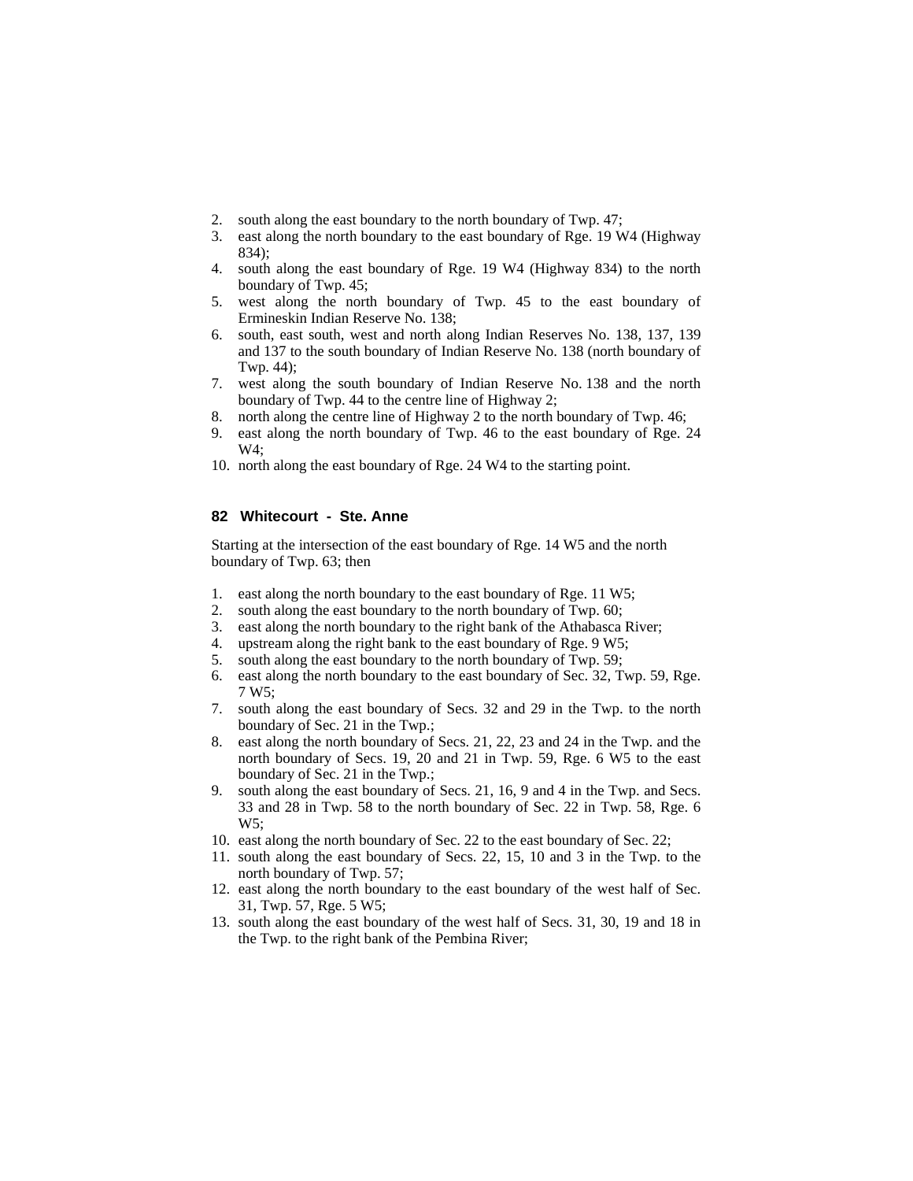2. south along the east boundary to the north boundary of Twp. 47;
3. east along the north boundary to the east boundary of Rge. 19 W4 (Highway 834);
4. south along the east boundary of Rge. 19 W4 (Highway 834) to the north boundary of Twp. 45;
5. west along the north boundary of Twp. 45 to the east boundary of Ermineskin Indian Reserve No. 138;
6. south, east south, west and north along Indian Reserves No. 138, 137, 139 and 137 to the south boundary of Indian Reserve No. 138 (north boundary of Twp. 44);
7. west along the south boundary of Indian Reserve No. 138 and the north boundary of Twp. 44 to the centre line of Highway 2;
8. north along the centre line of Highway 2 to the north boundary of Twp. 46;
9. east along the north boundary of Twp. 46 to the east boundary of Rge. 24 W4;
10. north along the east boundary of Rge. 24 W4 to the starting point.

### 82 Whitecourt - Ste. Anne

Starting at the intersection of the east boundary of Rge. 14 W5 and the north boundary of Twp. 63; then

1. east along the north boundary to the east boundary of Rge. 11 W5;
2. south along the east boundary to the north boundary of Twp. 60;
3. east along the north boundary to the right bank of the Athabasca River;
4. upstream along the right bank to the east boundary of Rge. 9 W5;
5. south along the east boundary to the north boundary of Twp. 59;
6. east along the north boundary to the east boundary of Sec. 32, Twp. 59, Rge. 7 W5;
7. south along the east boundary of Secs. 32 and 29 in the Twp. to the north boundary of Sec. 21 in the Twp.;
8. east along the north boundary of Secs. 21, 22, 23 and 24 in the Twp. and the north boundary of Secs. 19, 20 and 21 in Twp. 59, Rge. 6 W5 to the east boundary of Sec. 21 in the Twp.;
9. south along the east boundary of Secs. 21, 16, 9 and 4 in the Twp. and Secs. 33 and 28 in Twp. 58 to the north boundary of Sec. 22 in Twp. 58, Rge. 6 W5;
10. east along the north boundary of Sec. 22 to the east boundary of Sec. 22;
11. south along the east boundary of Secs. 22, 15, 10 and 3 in the Twp. to the north boundary of Twp. 57;
12. east along the north boundary to the east boundary of the west half of Sec. 31, Twp. 57, Rge. 5 W5;
13. south along the east boundary of the west half of Secs. 31, 30, 19 and 18 in the Twp. to the right bank of the Pembina River;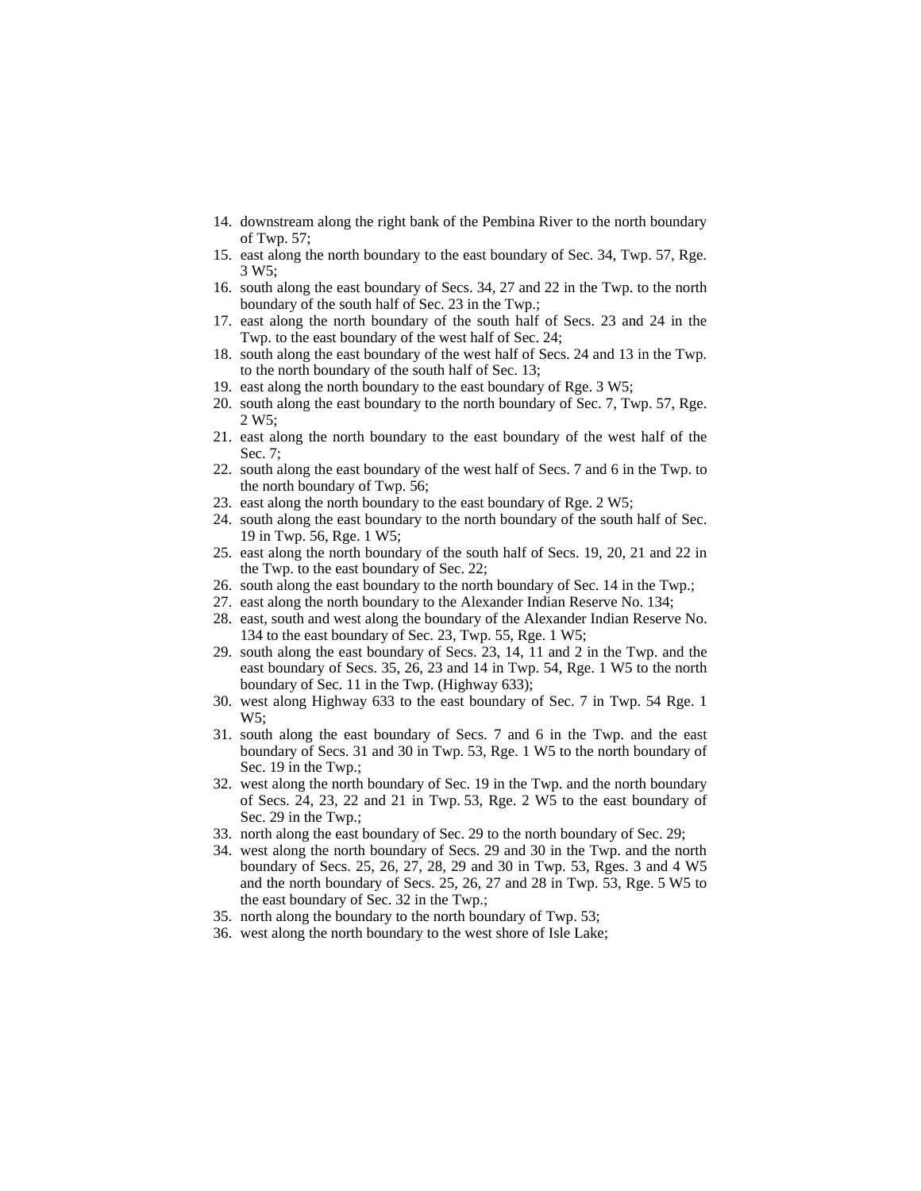14. downstream along the right bank of the Pembina River to the north boundary of Twp. 57;
15. east along the north boundary to the east boundary of Sec. 34, Twp. 57, Rge. 3 W5;
16. south along the east boundary of Secs. 34, 27 and 22 in the Twp. to the north boundary of the south half of Sec. 23 in the Twp.;
17. east along the north boundary of the south half of Secs. 23 and 24 in the Twp. to the east boundary of the west half of Sec. 24;
18. south along the east boundary of the west half of Secs. 24 and 13 in the Twp. to the north boundary of the south half of Sec. 13;
19. east along the north boundary to the east boundary of Rge. 3 W5;
20. south along the east boundary to the north boundary of Sec. 7, Twp. 57, Rge. 2 W5;
21. east along the north boundary to the east boundary of the west half of the Sec. 7;
22. south along the east boundary of the west half of Secs. 7 and 6 in the Twp. to the north boundary of Twp. 56;
23. east along the north boundary to the east boundary of Rge. 2 W5;
24. south along the east boundary to the north boundary of the south half of Sec. 19 in Twp. 56, Rge. 1 W5;
25. east along the north boundary of the south half of Secs. 19, 20, 21 and 22 in the Twp. to the east boundary of Sec. 22;
26. south along the east boundary to the north boundary of Sec. 14 in the Twp.;
27. east along the north boundary to the Alexander Indian Reserve No. 134;
28. east, south and west along the boundary of the Alexander Indian Reserve No. 134 to the east boundary of Sec. 23, Twp. 55, Rge. 1 W5;
29. south along the east boundary of Secs. 23, 14, 11 and 2 in the Twp. and the east boundary of Secs. 35, 26, 23 and 14 in Twp. 54, Rge. 1 W5 to the north boundary of Sec. 11 in the Twp. (Highway 633);
30. west along Highway 633 to the east boundary of Sec. 7 in Twp. 54 Rge. 1 W5;
31. south along the east boundary of Secs. 7 and 6 in the Twp. and the east boundary of Secs. 31 and 30 in Twp. 53, Rge. 1 W5 to the north boundary of Sec. 19 in the Twp.;
32. west along the north boundary of Sec. 19 in the Twp. and the north boundary of Secs. 24, 23, 22 and 21 in Twp. 53, Rge. 2 W5 to the east boundary of Sec. 29 in the Twp.;
33. north along the east boundary of Sec. 29 to the north boundary of Sec. 29;
34. west along the north boundary of Secs. 29 and 30 in the Twp. and the north boundary of Secs. 25, 26, 27, 28, 29 and 30 in Twp. 53, Rges. 3 and 4 W5 and the north boundary of Secs. 25, 26, 27 and 28 in Twp. 53, Rge. 5 W5 to the east boundary of Sec. 32 in the Twp.;
35. north along the boundary to the north boundary of Twp. 53;
36. west along the north boundary to the west shore of Isle Lake;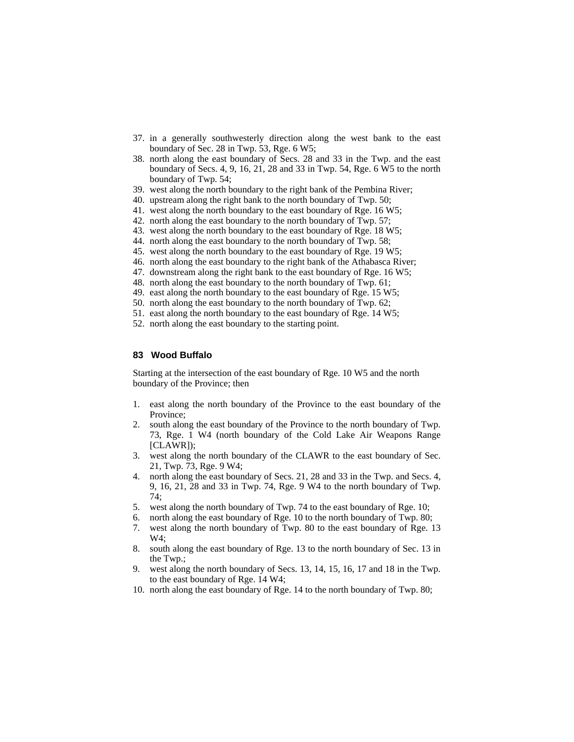37. in a generally southwesterly direction along the west bank to the east boundary of Sec. 28 in Twp. 53, Rge. 6 W5;
38. north along the east boundary of Secs. 28 and 33 in the Twp. and the east boundary of Secs. 4, 9, 16, 21, 28 and 33 in Twp. 54, Rge. 6 W5 to the north boundary of Twp. 54;
39. west along the north boundary to the right bank of the Pembina River;
40. upstream along the right bank to the north boundary of Twp. 50;
41. west along the north boundary to the east boundary of Rge. 16 W5;
42. north along the east boundary to the north boundary of Twp. 57;
43. west along the north boundary to the east boundary of Rge. 18 W5;
44. north along the east boundary to the north boundary of Twp. 58;
45. west along the north boundary to the east boundary of Rge. 19 W5;
46. north along the east boundary to the right bank of the Athabasca River;
47. downstream along the right bank to the east boundary of Rge. 16 W5;
48. north along the east boundary to the north boundary of Twp. 61;
49. east along the north boundary to the east boundary of Rge. 15 W5;
50. north along the east boundary to the north boundary of Twp. 62;
51. east along the north boundary to the east boundary of Rge. 14 W5;
52. north along the east boundary to the starting point.

### 83 Wood Buffalo

Starting at the intersection of the east boundary of Rge. 10 W5 and the north boundary of the Province; then

1. east along the north boundary of the Province to the east boundary of the Province;
2. south along the east boundary of the Province to the north boundary of Twp. 73, Rge. 1 W4 (north boundary of the Cold Lake Air Weapons Range [CLAWR]);
3. west along the north boundary of the CLAWR to the east boundary of Sec. 21, Twp. 73, Rge. 9 W4;
4. north along the east boundary of Secs. 21, 28 and 33 in the Twp. and Secs. 4, 9, 16, 21, 28 and 33 in Twp. 74, Rge. 9 W4 to the north boundary of Twp. 74;
5. west along the north boundary of Twp. 74 to the east boundary of Rge. 10;
6. north along the east boundary of Rge. 10 to the north boundary of Twp. 80;
7. west along the north boundary of Twp. 80 to the east boundary of Rge. 13 W4;
8. south along the east boundary of Rge. 13 to the north boundary of Sec. 13 in the Twp.;
9. west along the north boundary of Secs. 13, 14, 15, 16, 17 and 18 in the Twp. to the east boundary of Rge. 14 W4;
10. north along the east boundary of Rge. 14 to the north boundary of Twp. 80;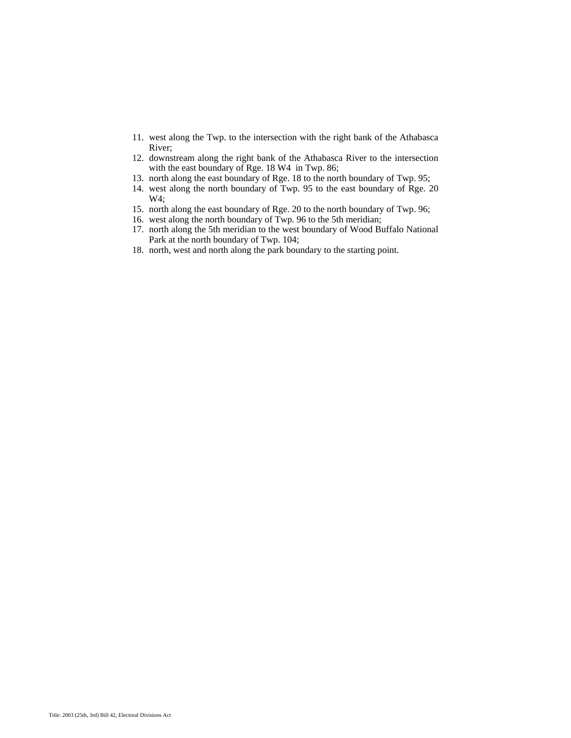11. west along the Twp. to the intersection with the right bank of the Athabasca River;
12. downstream along the right bank of the Athabasca River to the intersection with the east boundary of Rge. 18 W4 in Twp. 86;
13. north along the east boundary of Rge. 18 to the north boundary of Twp. 95;
14. west along the north boundary of Twp. 95 to the east boundary of Rge. 20 W4;
15. north along the east boundary of Rge. 20 to the north boundary of Twp. 96;
16. west along the north boundary of Twp. 96 to the 5th meridian;
17. north along the 5th meridian to the west boundary of Wood Buffalo National Park at the north boundary of Twp. 104;
18. north, west and north along the park boundary to the starting point.